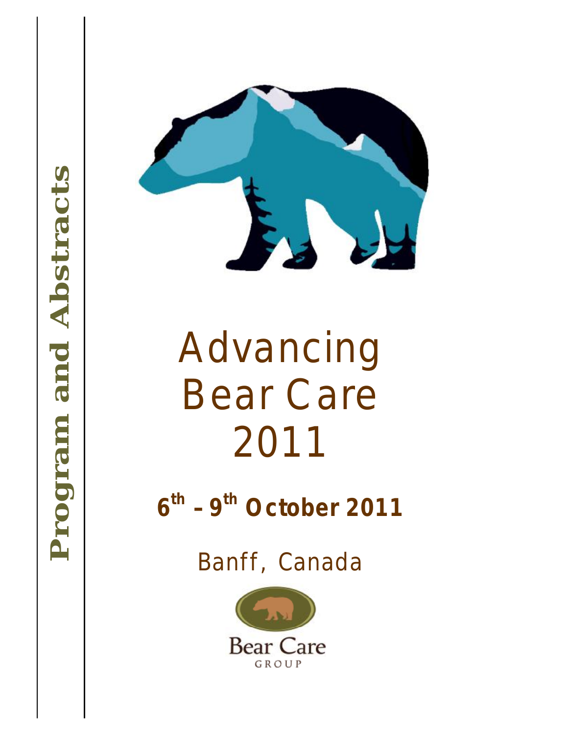**Program and Abstracts**

# Advancing Bear Care 2011

**6th – 9th October 2011**

Banff, Canada

Bear Care

GROUP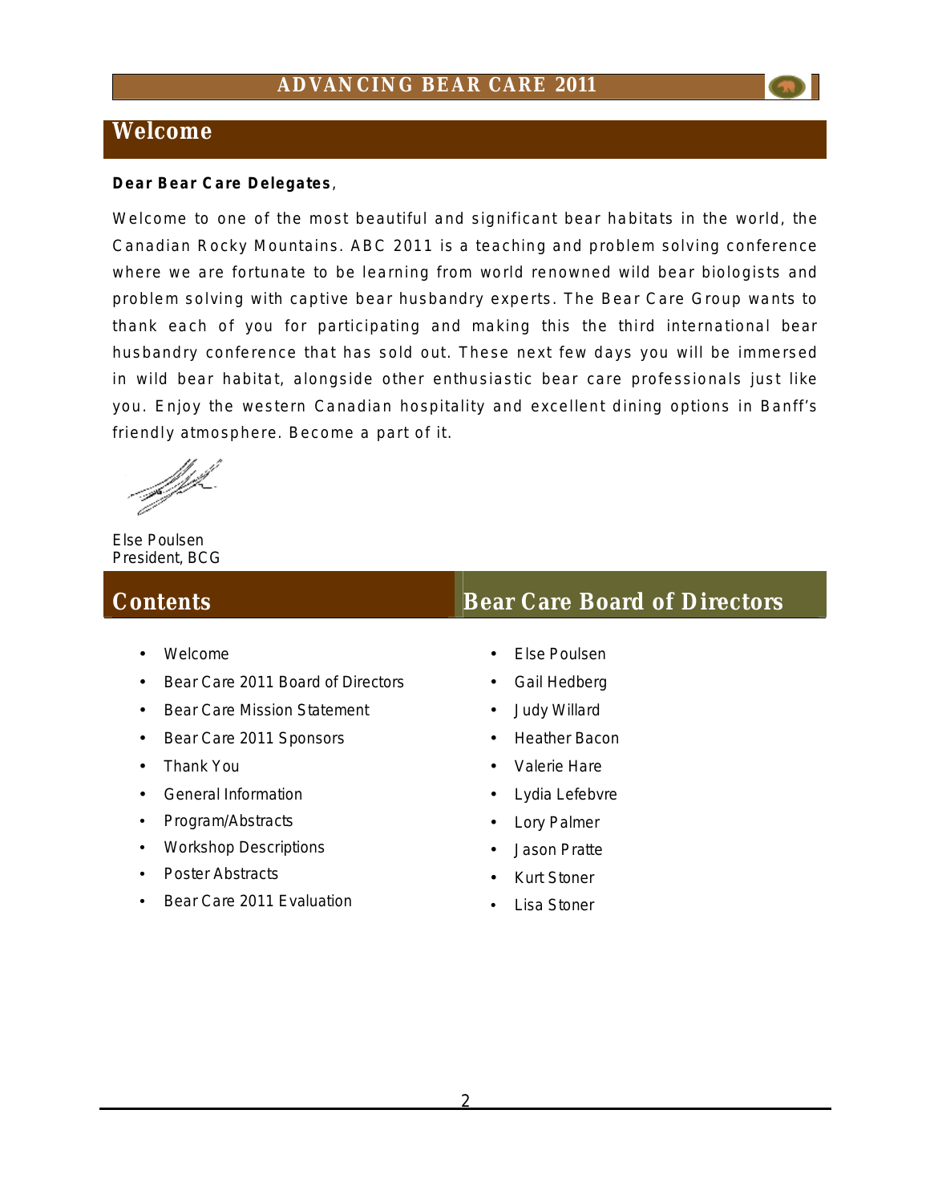## Welcome

**Dear Bear Care Delegates**,

Welcome to one of the most beautiful and significant bear habitats in the world, the Canadian Rocky Mountains. ABC 2011 is a teaching and problem solving conference where we are fortunate to be learning from world renowned wild bear biologists and problem solving with captive bear husbandry experts. The Bear Care Group wants to thank each of you for participating and making this the third international bear husbandry conference that has sold out. These next few days you will be immersed in wild bear habitat, alongside other enthusiastic bear care professionals just like you. Enjoy the western Canadian hospitality and excellent dining options in Banff's friendly atmosphere. Become a part of it.

Else Poulsen
President, BCG

## Contents

- Welcome
- Bear Care 2011 Board of Directors
- Bear Care Mission Statement
- Bear Care 2011 Sponsors
- Thank You
- General Information
- Program/Abstracts
- Workshop Descriptions
- Poster Abstracts
- Bear Care 2011 Evaluation

## Bear Care Board of Directors

- Else Poulsen
- Gail Hedberg
- Judy Willard
- Heather Bacon
- Valerie Hare
- Lydia Lefebvre
- Lory Palmer
- Jason Pratte
- Kurt Stoner
- Lisa Stoner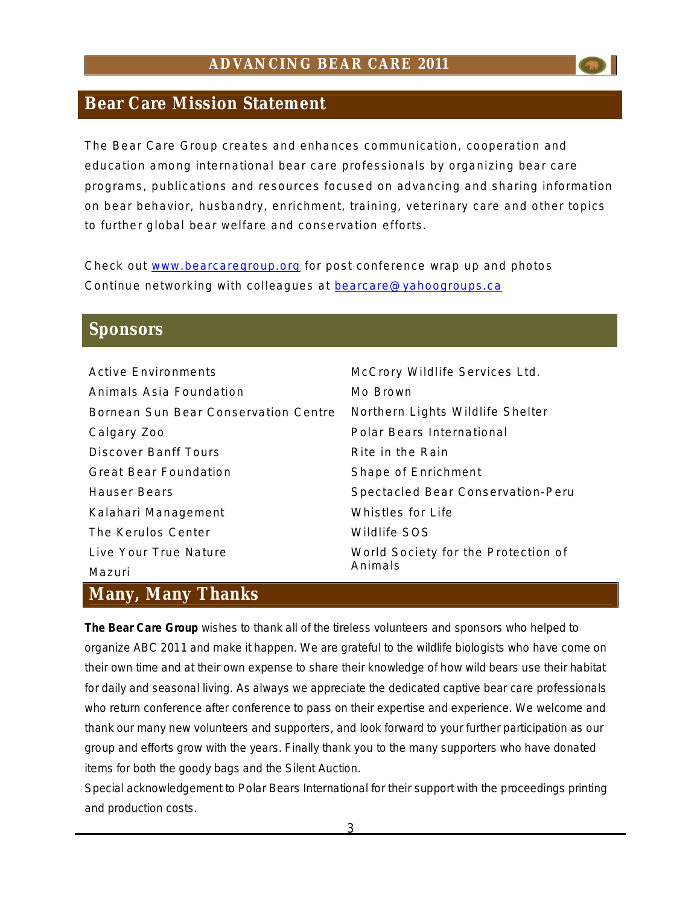## Bear Care Mission Statement

The Bear Care Group creates and enhances communication, cooperation and education among international bear care professionals by organizing bear care programs, publications and resources focused on advancing and sharing information on bear behavior, husbandry, enrichment, training, veterinary care and other topics to further global bear welfare and conservation efforts.

Check out [www.bearcaregroup.org](http://www.bearcaregroup.org) for post conference wrap up and photos
Continue networking with colleagues at [bearcare@yahoogroups.ca](mailto:bearcare@yahoogroups.ca)

## Sponsors

- Active Environments
- Animals Asia Foundation
- Bornean Sun Bear Conservation Centre
- Calgary Zoo
- Discover Banff Tours
- Great Bear Foundation
- Hauser Bears
- Kalahari Management
- The Kerulos Center
- Live Your True Nature
- Mazuri
- McCrory Wildlife Services Ltd.
- Mo Brown
- Northern Lights Wildlife Shelter
- Polar Bears International
- Rite in the Rain
- Shape of Enrichment
- Spectacled Bear Conservation-Peru
- Whistles for Life
- Wildlife SOS
- World Society for the Protection of Animals

## Many, Many Thanks

**The Bear Care Group** wishes to thank all of the tireless volunteers and sponsors who helped to organize ABC 2011 and make it happen. We are grateful to the wildlife biologists who have come on their own time and at their own expense to share their knowledge of how wild bears use their habitat for daily and seasonal living. As always we appreciate the dedicated captive bear care professionals who return conference after conference to pass on their expertise and experience. We welcome and thank our many new volunteers and supporters, and look forward to your further participation as our group and efforts grow with the years. Finally thank you to the many supporters who have donated items for both the goody bags and the Silent Auction.

Special acknowledgement to Polar Bears International for their support with the proceedings printing and production costs.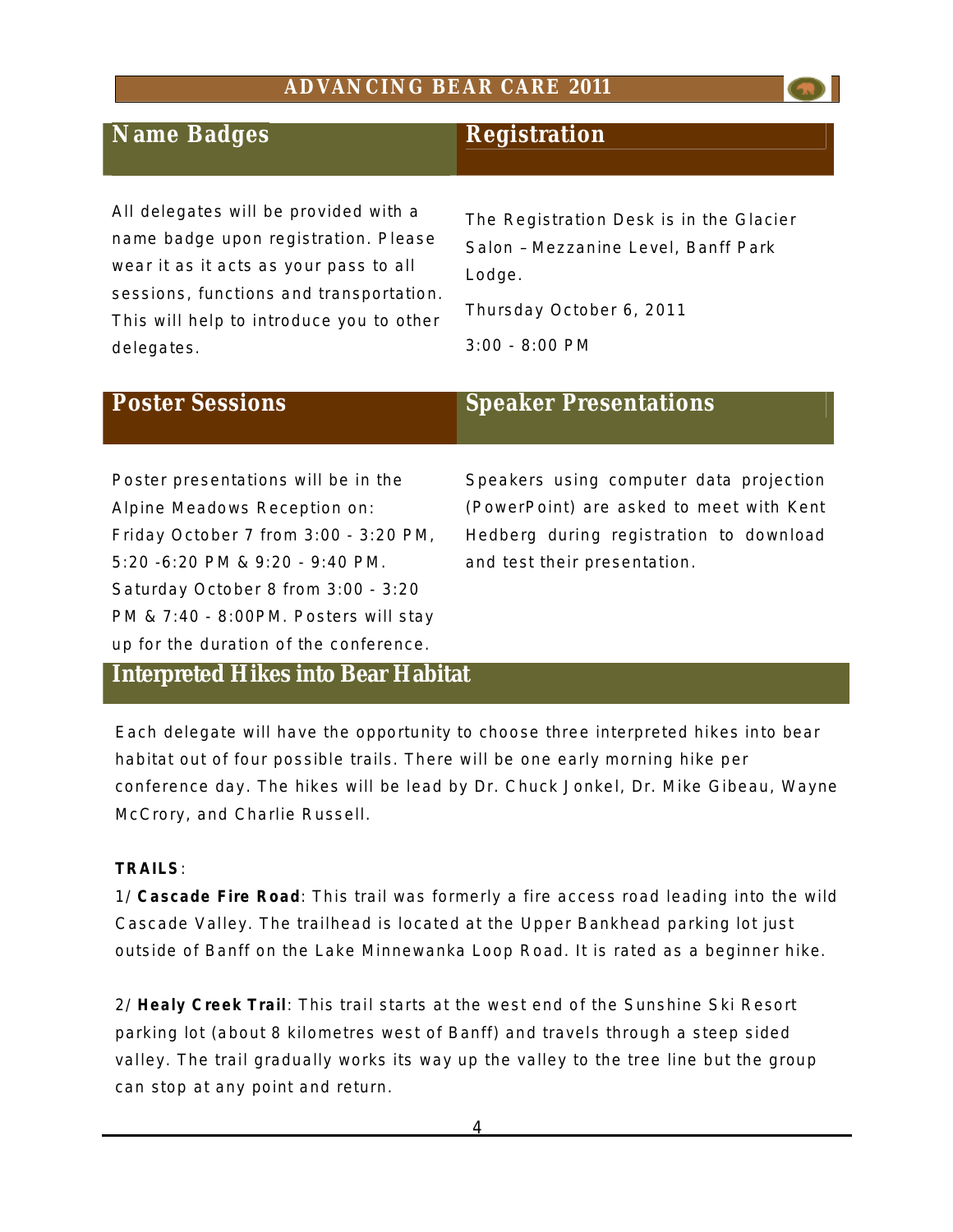## Name Badges

All delegates will be provided with a name badge upon registration. Please wear it as it acts as your pass to all sessions, functions and transportation. This will help to introduce you to other delegates.

## Registration

The Registration Desk is in the Glacier Salon – Mezzanine Level, Banff Park Lodge.

Thursday October 6, 2011

3:00 - 8:00 PM

## Poster Sessions

Poster presentations will be in the Alpine Meadows Reception on: Friday October 7 from 3:00 - 3:20 PM, 5:20 -6:20 PM & 9:20 - 9:40 PM. Saturday October 8 from 3:00 - 3:20 PM & 7:40 - 8:00PM. Posters will stay up for the duration of the conference.

## Speaker Presentations

Speakers using computer data projection (PowerPoint) are asked to meet with Kent Hedberg during registration to download and test their presentation.

## Interpreted Hikes into Bear Habitat

Each delegate will have the opportunity to choose three interpreted hikes into bear habitat out of four possible trails. There will be one early morning hike per conference day. The hikes will be lead by Dr. Chuck Jonkel, Dr. Mike Gibeau, Wayne McCrory, and Charlie Russell.

**TRAILS**:

1/ **Cascade Fire Road**: This trail was formerly a fire access road leading into the wild Cascade Valley. The trailhead is located at the Upper Bankhead parking lot just outside of Banff on the Lake Minnewanka Loop Road. It is rated as a beginner hike.

2/ **Healy Creek Trail**: This trail starts at the west end of the Sunshine Ski Resort parking lot (about 8 kilometres west of Banff) and travels through a steep sided valley. The trail gradually works its way up the valley to the tree line but the group can stop at any point and return.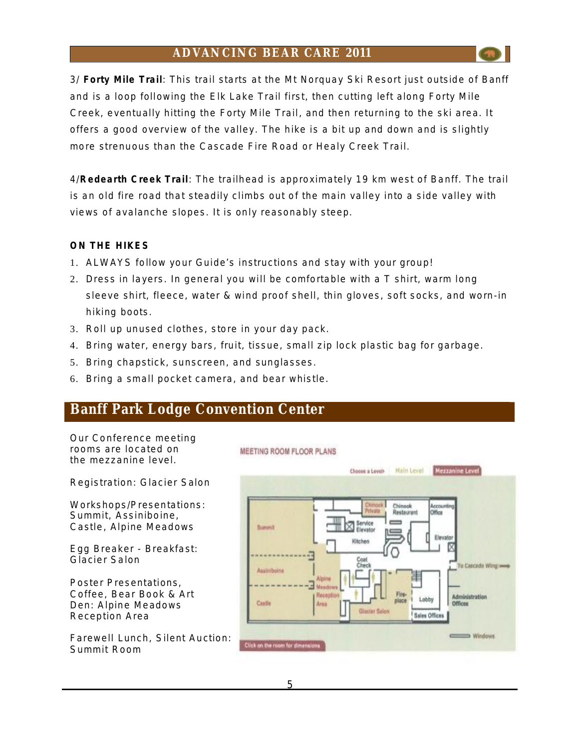3/ **Forty Mile Trail**: This trail starts at the Mt Norquay Ski Resort just outside of Banff and is a loop following the Elk Lake Trail first, then cutting left along Forty Mile Creek, eventually hitting the Forty Mile Trail, and then returning to the ski area. It offers a good overview of the valley. The hike is a bit up and down and is slightly more strenuous than the Cascade Fire Road or Healy Creek Trail.

4/**Redearth Creek Trail**: The trailhead is approximately 19 km west of Banff. The trail is an old fire road that steadily climbs out of the main valley into a side valley with views of avalanche slopes. It is only reasonably steep.

**ON THE HIKES**

1. ALWAYS follow your Guide's instructions and stay with your group!
2. Dress in layers. In general you will be comfortable with a T shirt, warm long sleeve shirt, fleece, water & wind proof shell, thin gloves, soft socks, and worn-in hiking boots.
3. Roll up unused clothes, store in your day pack.
4. Bring water, energy bars, fruit, tissue, small zip lock plastic bag for garbage.
5. Bring chapstick, sunscreen, and sunglasses.
6. Bring a small pocket camera, and bear whistle.

## Banff Park Lodge Convention Center

Our Conference meeting rooms are located on the mezzanine level.

Registration: Glacier Salon

Workshops/Presentations: Summit, Assiniboine, Castle, Alpine Meadows

Egg Breaker - Breakfast: Glacier Salon

Poster Presentations, Coffee, Bear Book & Art Den: Alpine Meadows Reception Area

Farewell Lunch, Silent Auction: Summit Room

MEETING ROOM FLOOR PLANS

Choose a Level: Main Level | Mezzanine Level

Summit, Assiniboine, Castle, Chinook Private, Chinook Restaurant, Accounting Office, Service Elevator, Kitchen, Elevator, Coat Check, Alpine Meadows Reception Area, Glacier Salon, Fireplace, Lobby, Sales Offices, Administration Offices, To Cascade Wing, Windows

Click on the room for dimensions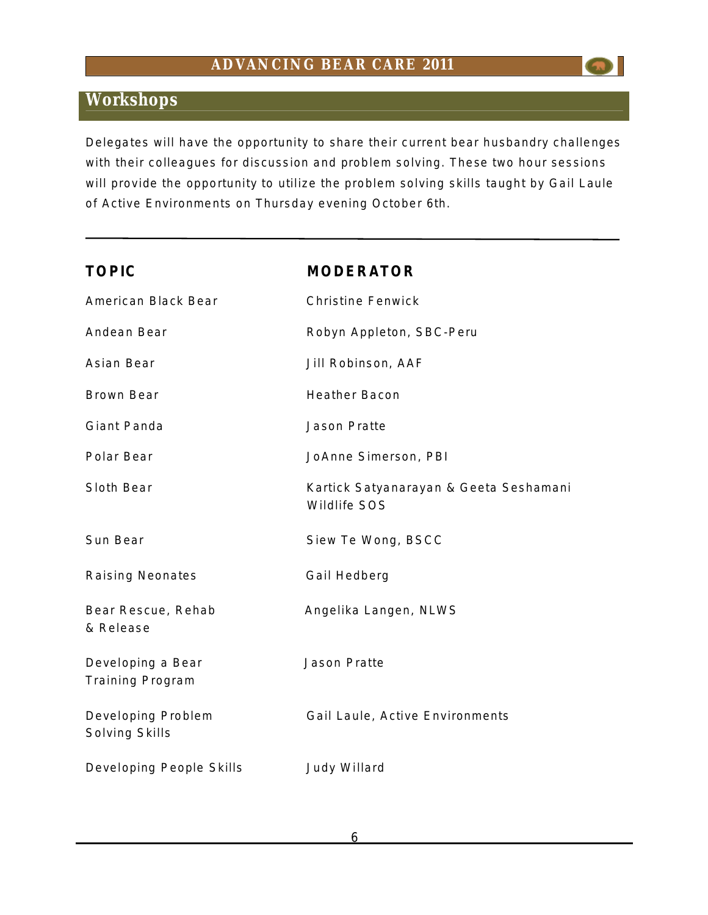## Workshops

Delegates will have the opportunity to share their current bear husbandry challenges with their colleagues for discussion and problem solving. These two hour sessions will provide the opportunity to utilize the problem solving skills taught by Gail Laule of Active Environments on Thursday evening October 6th.

| TOPIC | MODERATOR |
|---|---|
| American Black Bear | Christine Fenwick |
| Andean Bear | Robyn Appleton, SBC-Peru |
| Asian Bear | Jill Robinson, AAF |
| Brown Bear | Heather Bacon |
| Giant Panda | Jason Pratte |
| Polar Bear | JoAnne Simerson, PBI |
| Sloth Bear | Kartick Satyanarayan & Geeta Seshamani Wildlife SOS |
| Sun Bear | Siew Te Wong, BSCC |
| Raising Neonates | Gail Hedberg |
| Bear Rescue, Rehab & Release | Angelika Langen, NLWS |
| Developing a Bear Training Program | Jason Pratte |
| Developing Problem Solving Skills | Gail Laule, Active Environments |
| Developing People Skills | Judy Willard |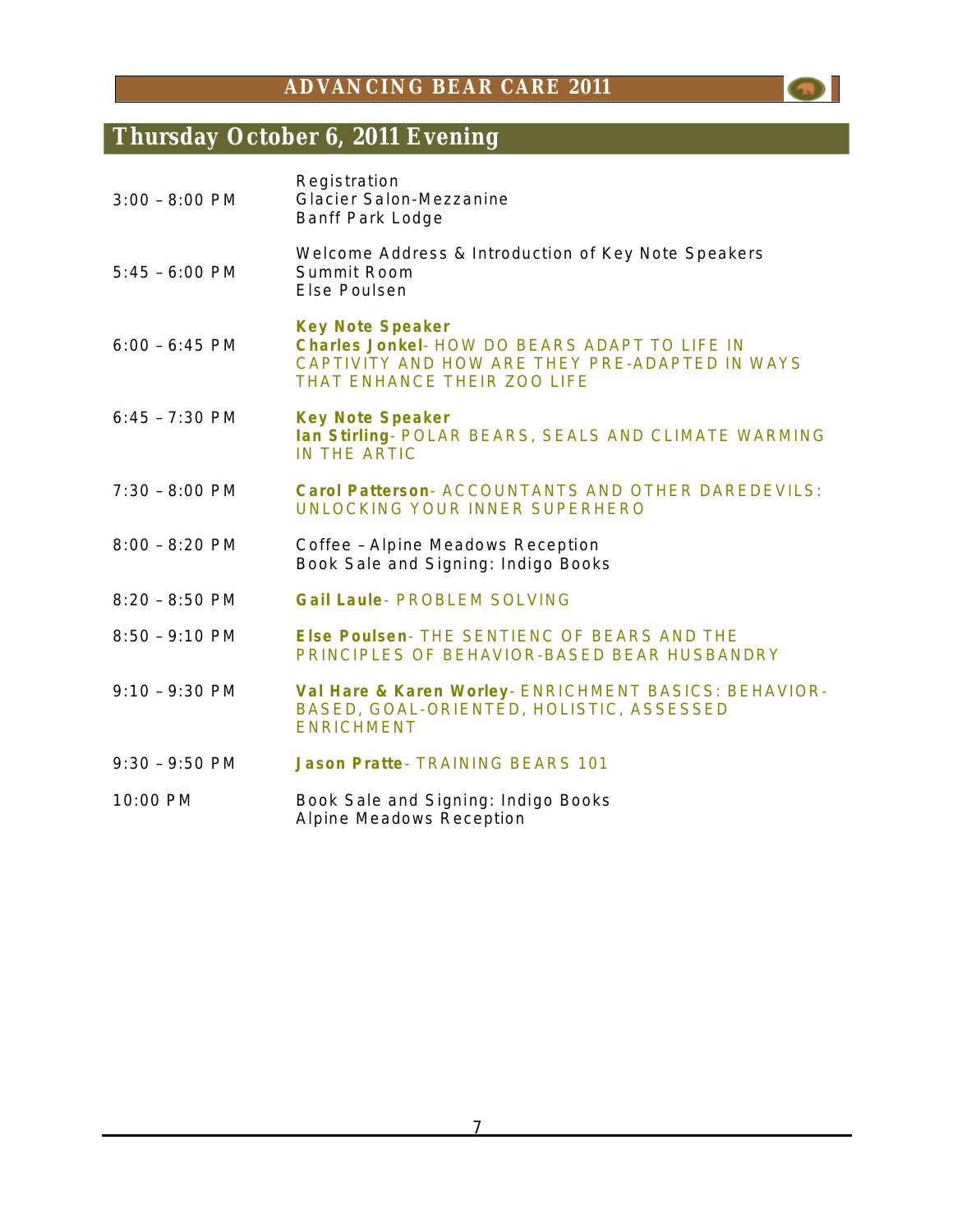## Thursday October 6, 2011 Evening

| | |
|---|---|
| 3:00 – 8:00 PM | Registration<br>Glacier Salon-Mezzanine<br>Banff Park Lodge |
| 5:45 – 6:00 PM | Welcome Address & Introduction of Key Note Speakers<br>Summit Room<br>Else Poulsen |
| 6:00 – 6:45 PM | **Key Note Speaker**<br>**Charles Jonkel**- HOW DO BEARS ADAPT TO LIFE IN CAPTIVITY AND HOW ARE THEY PRE-ADAPTED IN WAYS THAT ENHANCE THEIR ZOO LIFE |
| 6:45 – 7:30 PM | **Key Note Speaker**<br>**Ian Stirling**- POLAR BEARS, SEALS AND CLIMATE WARMING IN THE ARTIC |
| 7:30 – 8:00 PM | **Carol Patterson**- ACCOUNTANTS AND OTHER DAREDEVILS: UNLOCKING YOUR INNER SUPERHERO |
| 8:00 – 8:20 PM | Coffee – Alpine Meadows Reception<br>Book Sale and Signing: Indigo Books |
| 8:20 – 8:50 PM | **Gail Laule**- PROBLEM SOLVING |
| 8:50 – 9:10 PM | **Else Poulsen**- THE SENTIENC OF BEARS AND THE PRINCIPLES OF BEHAVIOR-BASED BEAR HUSBANDRY |
| 9:10 – 9:30 PM | **Val Hare & Karen Worley**- ENRICHMENT BASICS: BEHAVIOR-BASED, GOAL-ORIENTED, HOLISTIC, ASSESSED ENRICHMENT |
| 9:30 – 9:50 PM | **Jason Pratte**- TRAINING BEARS 101 |
| 10:00 PM | Book Sale and Signing: Indigo Books<br>Alpine Meadows Reception |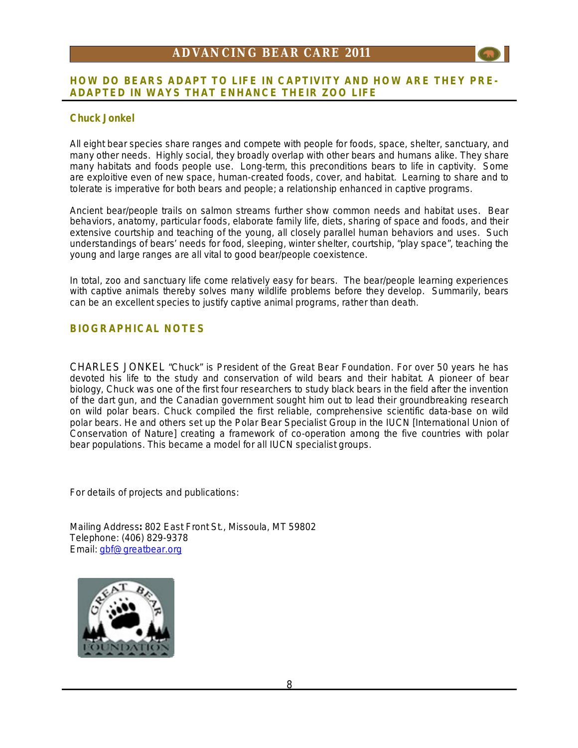## HOW DO BEARS ADAPT TO LIFE IN CAPTIVITY AND HOW ARE THEY PRE-ADAPTED IN WAYS THAT ENHANCE THEIR ZOO LIFE

### Chuck Jonkel

All eight bear species share ranges and compete with people for foods, space, shelter, sanctuary, and many other needs. Highly social, they broadly overlap with other bears and humans alike. They share many habitats and foods people use. Long-term, this preconditions bears to life in captivity. Some are exploitive even of new space, human-created foods, cover, and habitat. Learning to share and to tolerate is imperative for both bears and people; a relationship enhanced in captive programs.

Ancient bear/people trails on salmon streams further show common needs and habitat uses. Bear behaviors, anatomy, particular foods, elaborate family life, diets, sharing of space and foods, and their extensive courtship and teaching of the young, all closely parallel human behaviors and uses. Such understandings of bears' needs for food, sleeping, winter shelter, courtship, "play space", teaching the young and large ranges are all vital to good bear/people coexistence.

In total, zoo and sanctuary life come relatively easy for bears. The bear/people learning experiences with captive animals thereby solves many wildlife problems before they develop. Summarily, bears can be an excellent species to justify captive animal programs, rather than death.

## BIOGRAPHICAL NOTES

CHARLES JONKEL "Chuck" is President of the Great Bear Foundation. For over 50 years he has devoted his life to the study and conservation of wild bears and their habitat. A pioneer of bear biology, Chuck was one of the first four researchers to study black bears in the field after the invention of the dart gun, and the Canadian government sought him out to lead their groundbreaking research on wild polar bears. Chuck compiled the first reliable, comprehensive scientific data-base on wild polar bears. He and others set up the Polar Bear Specialist Group in the IUCN [International Union of Conservation of Nature] creating a framework of co-operation among the five countries with polar bear populations. This became a model for all IUCN specialist groups.

For details of projects and publications:

Mailing Address**:** 802 East Front St., Missoula, MT 59802
Telephone: (406) 829-9378
Email: gbf@greatbear.org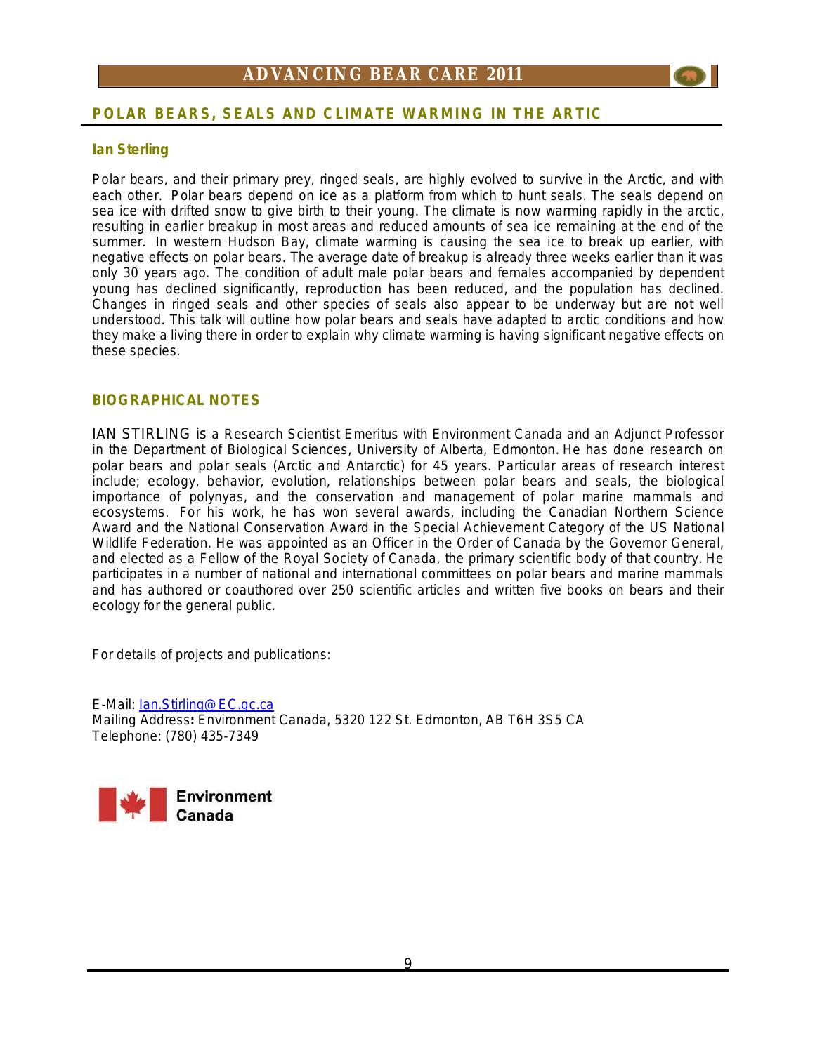## POLAR BEARS, SEALS AND CLIMATE WARMING IN THE ARTIC

### Ian Sterling

Polar bears, and their primary prey, ringed seals, are highly evolved to survive in the Arctic, and with each other. Polar bears depend on ice as a platform from which to hunt seals. The seals depend on sea ice with drifted snow to give birth to their young. The climate is now warming rapidly in the arctic, resulting in earlier breakup in most areas and reduced amounts of sea ice remaining at the end of the summer. In western Hudson Bay, climate warming is causing the sea ice to break up earlier, with negative effects on polar bears. The average date of breakup is already three weeks earlier than it was only 30 years ago. The condition of adult male polar bears and females accompanied by dependent young has declined significantly, reproduction has been reduced, and the population has declined. Changes in ringed seals and other species of seals also appear to be underway but are not well understood. This talk will outline how polar bears and seals have adapted to arctic conditions and how they make a living there in order to explain why climate warming is having significant negative effects on these species.

### BIOGRAPHICAL NOTES

IAN STIRLING is a Research Scientist Emeritus with Environment Canada and an Adjunct Professor in the Department of Biological Sciences, University of Alberta, Edmonton. He has done research on polar bears and polar seals (Arctic and Antarctic) for 45 years. Particular areas of research interest include; ecology, behavior, evolution, relationships between polar bears and seals, the biological importance of polynyas, and the conservation and management of polar marine mammals and ecosystems. For his work, he has won several awards, including the Canadian Northern Science Award and the National Conservation Award in the Special Achievement Category of the US National Wildlife Federation. He was appointed as an Officer in the Order of Canada by the Governor General, and elected as a Fellow of the Royal Society of Canada, the primary scientific body of that country. He participates in a number of national and international committees on polar bears and marine mammals and has authored or coauthored over 250 scientific articles and written five books on bears and their ecology for the general public.

For details of projects and publications:

E-Mail: Ian.Stirling@EC.gc.ca
Mailing Address**:** Environment Canada, 5320 122 St. Edmonton, AB T6H 3S5 CA
Telephone: (780) 435-7349

Environment Canada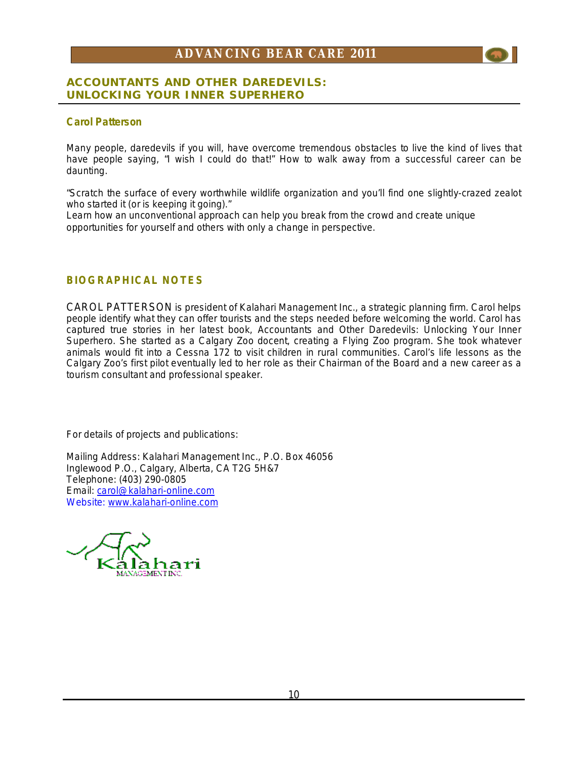## ACCOUNTANTS AND OTHER DAREDEVILS: UNLOCKING YOUR INNER SUPERHERO

**Carol Patterson**

Many people, daredevils if you will, have overcome tremendous obstacles to live the kind of lives that have people saying, "I wish I could do that!" How to walk away from a successful career can be daunting.

"Scratch the surface of every worthwhile wildlife organization and you'll find one slightly-crazed zealot who started it (or is keeping it going)."
Learn how an unconventional approach can help you break from the crowd and create unique opportunities for yourself and others with only a change in perspective.

### BIOGRAPHICAL NOTES

CAROL PATTERSON is president of Kalahari Management Inc., a strategic planning firm. Carol helps people identify what they can offer tourists and the steps needed before welcoming the world. Carol has captured true stories in her latest book, Accountants and Other Daredevils: Unlocking Your Inner Superhero. She started as a Calgary Zoo docent, creating a Flying Zoo program. She took whatever animals would fit into a Cessna 172 to visit children in rural communities. Carol's life lessons as the Calgary Zoo's first pilot eventually led to her role as their Chairman of the Board and a new career as a tourism consultant and professional speaker.

For details of projects and publications:

Mailing Address: Kalahari Management Inc., P.O. Box 46056
Inglewood P.O., Calgary, Alberta, CA T2G 5H&7
Telephone: (403) 290-0805
Email: carol@kalahari-online.com
Website: www.kalahari-online.com

Kalahari
MANAGEMENT INC.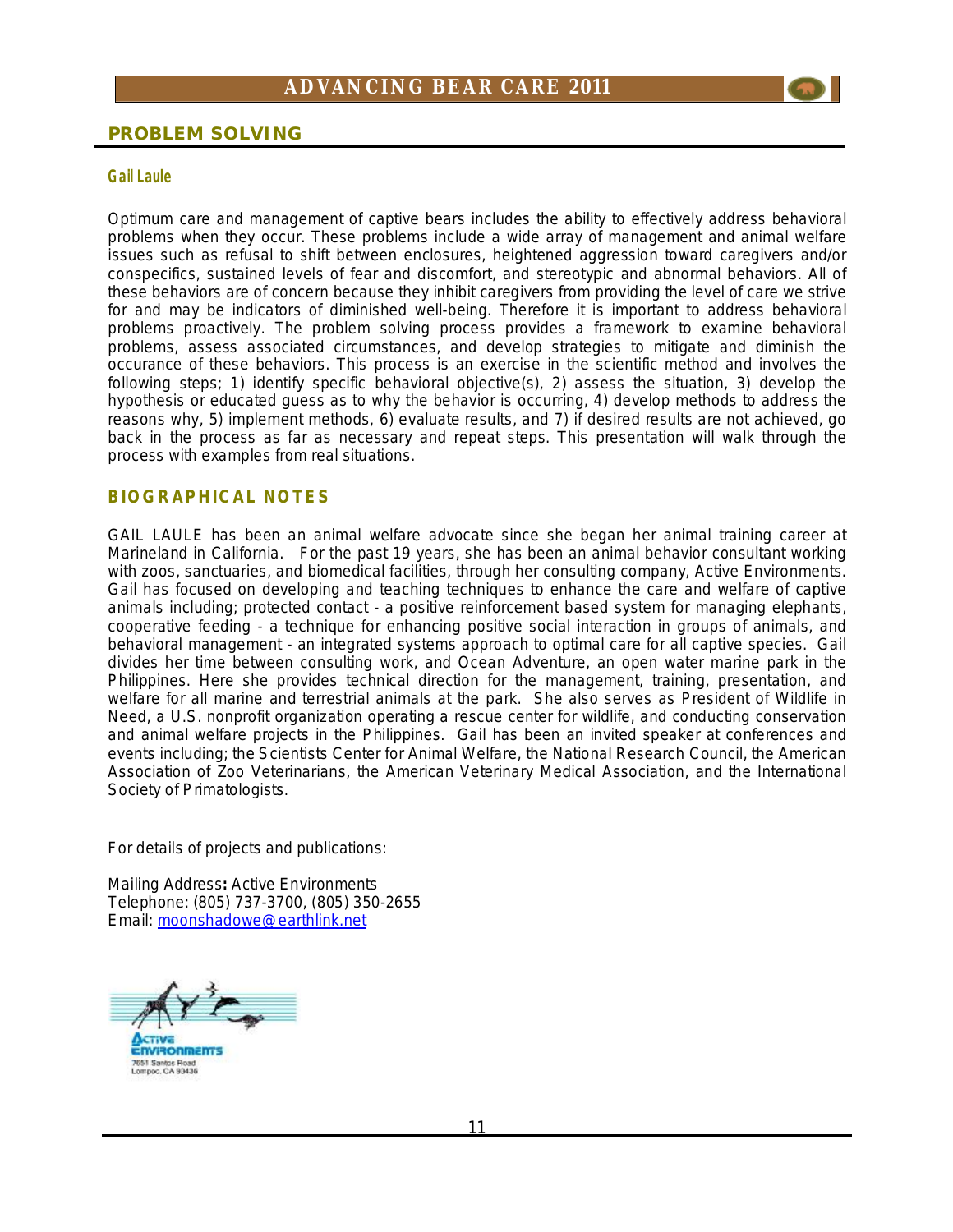## PROBLEM SOLVING

### Gail Laule

Optimum care and management of captive bears includes the ability to effectively address behavioral problems when they occur. These problems include a wide array of management and animal welfare issues such as refusal to shift between enclosures, heightened aggression toward caregivers and/or conspecifics, sustained levels of fear and discomfort, and stereotypic and abnormal behaviors. All of these behaviors are of concern because they inhibit caregivers from providing the level of care we strive for and may be indicators of diminished well-being. Therefore it is important to address behavioral problems proactively. The problem solving process provides a framework to examine behavioral problems, assess associated circumstances, and develop strategies to mitigate and diminish the occurance of these behaviors. This process is an exercise in the scientific method and involves the following steps; 1) identify specific behavioral objective(s), 2) assess the situation, 3) develop the hypothesis or educated guess as to why the behavior is occurring, 4) develop methods to address the reasons why, 5) implement methods, 6) evaluate results, and 7) if desired results are not achieved, go back in the process as far as necessary and repeat steps. This presentation will walk through the process with examples from real situations.

### BIOGRAPHICAL NOTES

GAIL LAULE has been an animal welfare advocate since she began her animal training career at Marineland in California. For the past 19 years, she has been an animal behavior consultant working with zoos, sanctuaries, and biomedical facilities, through her consulting company, Active Environments. Gail has focused on developing and teaching techniques to enhance the care and welfare of captive animals including; protected contact - a positive reinforcement based system for managing elephants, cooperative feeding - a technique for enhancing positive social interaction in groups of animals, and behavioral management - an integrated systems approach to optimal care for all captive species. Gail divides her time between consulting work, and Ocean Adventure, an open water marine park in the Philippines. Here she provides technical direction for the management, training, presentation, and welfare for all marine and terrestrial animals at the park. She also serves as President of Wildlife in Need, a U.S. nonprofit organization operating a rescue center for wildlife, and conducting conservation and animal welfare projects in the Philippines. Gail has been an invited speaker at conferences and events including; the Scientists Center for Animal Welfare, the National Research Council, the American Association of Zoo Veterinarians, the American Veterinary Medical Association, and the International Society of Primatologists.

For details of projects and publications:

Mailing Address**:** Active Environments
Telephone: (805) 737-3700, (805) 350-2655
Email: moonshadowe@earthlink.net

Active Environments
7651 Santos Road
Lompoc, CA 93436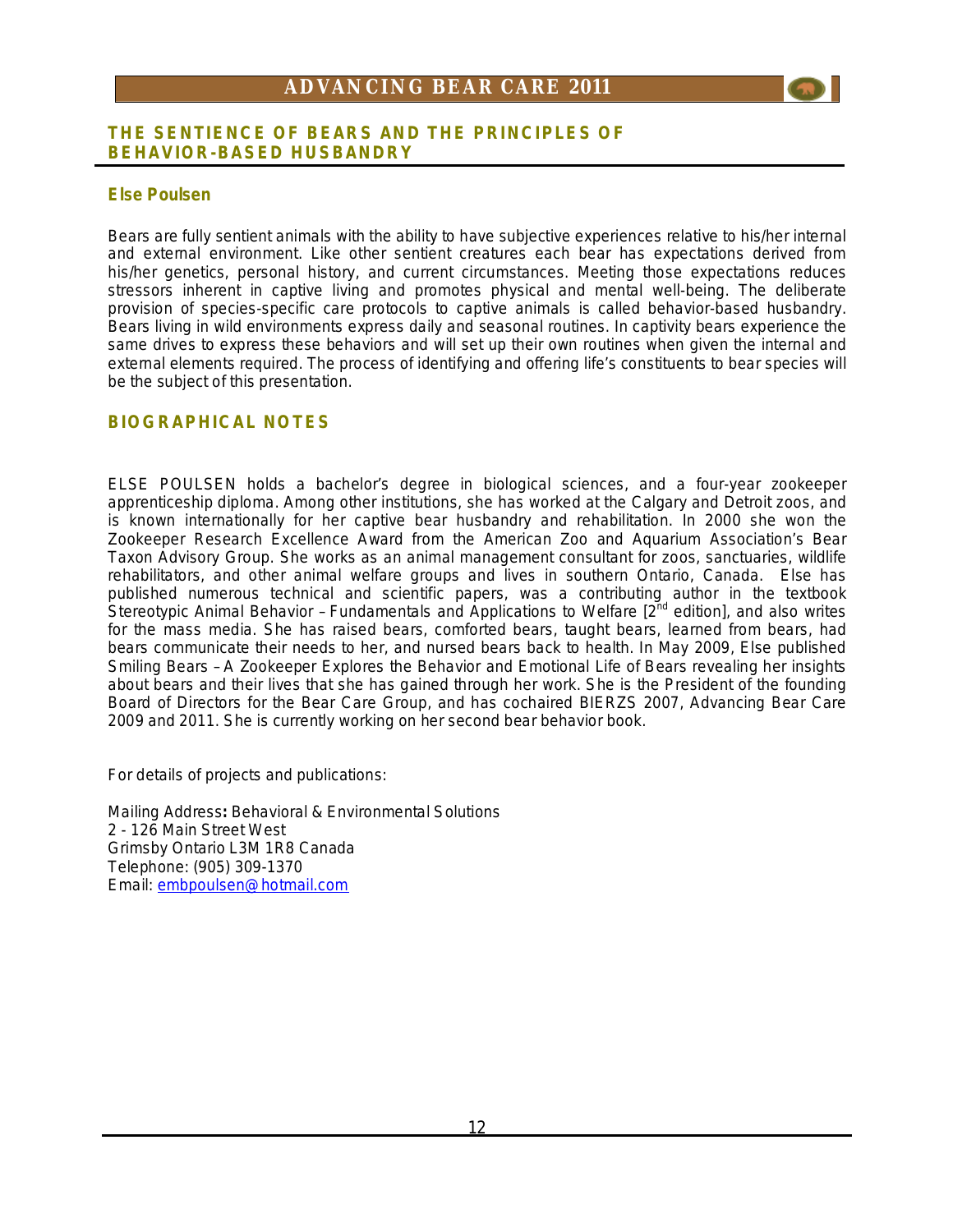## THE SENTIENCE OF BEARS AND THE PRINCIPLES OF BEHAVIOR-BASED HUSBANDRY

### Else Poulsen

Bears are fully sentient animals with the ability to have subjective experiences relative to his/her internal and external environment. Like other sentient creatures each bear has expectations derived from his/her genetics, personal history, and current circumstances. Meeting those expectations reduces stressors inherent in captive living and promotes physical and mental well-being. The deliberate provision of species-specific care protocols to captive animals is called behavior-based husbandry. Bears living in wild environments express daily and seasonal routines. In captivity bears experience the same drives to express these behaviors and will set up their own routines when given the internal and external elements required. The process of identifying and offering life's constituents to bear species will be the subject of this presentation.

## BIOGRAPHICAL NOTES

ELSE POULSEN holds a bachelor's degree in biological sciences, and a four-year zookeeper apprenticeship diploma. Among other institutions, she has worked at the Calgary and Detroit zoos, and is known internationally for her captive bear husbandry and rehabilitation. In 2000 she won the Zookeeper Research Excellence Award from the American Zoo and Aquarium Association's Bear Taxon Advisory Group. She works as an animal management consultant for zoos, sanctuaries, wildlife rehabilitators, and other animal welfare groups and lives in southern Ontario, Canada. Else has published numerous technical and scientific papers, was a contributing author in the textbook Stereotypic Animal Behavior – Fundamentals and Applications to Welfare [2nd edition], and also writes for the mass media. She has raised bears, comforted bears, taught bears, learned from bears, had bears communicate their needs to her, and nursed bears back to health. In May 2009, Else published Smiling Bears – A Zookeeper Explores the Behavior and Emotional Life of Bears revealing her insights about bears and their lives that she has gained through her work. She is the President of the founding Board of Directors for the Bear Care Group, and has cochaired BIERZS 2007, Advancing Bear Care 2009 and 2011. She is currently working on her second bear behavior book.

For details of projects and publications:

Mailing Address**:** Behavioral & Environmental Solutions
2 - 126 Main Street West
Grimsby Ontario L3M 1R8 Canada
Telephone: (905) 309-1370
Email: embpoulsen@hotmail.com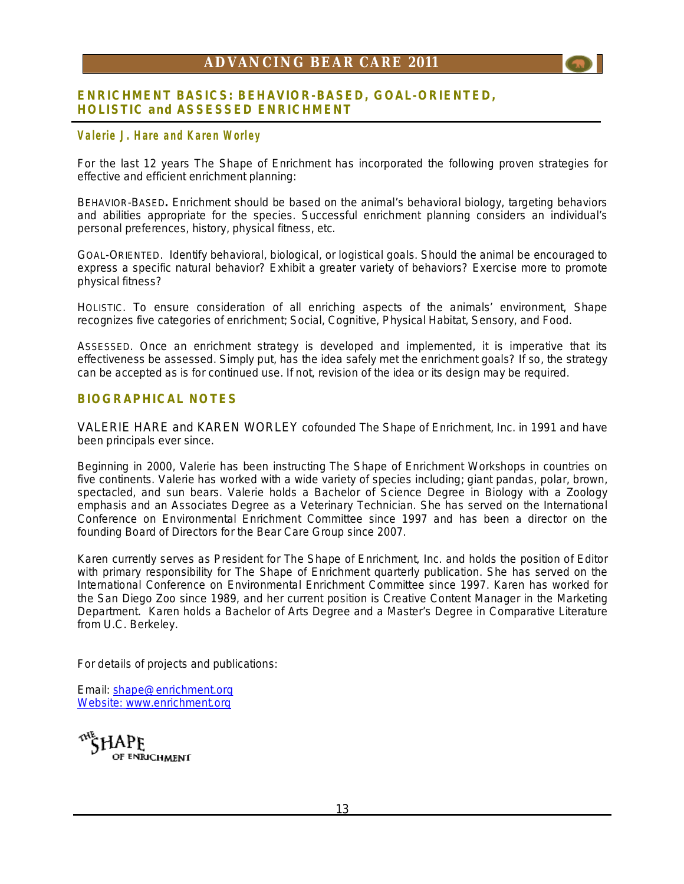## ENRICHMENT BASICS: BEHAVIOR-BASED, GOAL-ORIENTED, HOLISTIC and ASSESSED ENRICHMENT

### Valerie J. Hare and Karen Worley

For the last 12 years The Shape of Enrichment has incorporated the following proven strategies for effective and efficient enrichment planning:

BEHAVIOR-BASED**.** Enrichment should be based on the animal's behavioral biology, targeting behaviors and abilities appropriate for the species. Successful enrichment planning considers an individual's personal preferences, history, physical fitness, etc.

GOAL-ORIENTED. Identify behavioral, biological, or logistical goals. Should the animal be encouraged to express a specific natural behavior? Exhibit a greater variety of behaviors? Exercise more to promote physical fitness?

HOLISTIC. To ensure consideration of all enriching aspects of the animals' environment, Shape recognizes five categories of enrichment; Social, Cognitive, Physical Habitat, Sensory, and Food.

ASSESSED. Once an enrichment strategy is developed and implemented, it is imperative that its effectiveness be assessed. Simply put, has the idea safely met the enrichment goals? If so, the strategy can be accepted as is for continued use. If not, revision of the idea or its design may be required.

## BIOGRAPHICAL NOTES

VALERIE HARE and KAREN WORLEY cofounded The Shape of Enrichment, Inc. in 1991 and have been principals ever since.

Beginning in 2000, Valerie has been instructing The Shape of Enrichment Workshops in countries on five continents. Valerie has worked with a wide variety of species including; giant pandas, polar, brown, spectacled, and sun bears. Valerie holds a Bachelor of Science Degree in Biology with a Zoology emphasis and an Associates Degree as a Veterinary Technician. She has served on the International Conference on Environmental Enrichment Committee since 1997 and has been a director on the founding Board of Directors for the Bear Care Group since 2007.

Karen currently serves as President for The Shape of Enrichment, Inc. and holds the position of Editor with primary responsibility for The Shape of Enrichment quarterly publication. She has served on the International Conference on Environmental Enrichment Committee since 1997. Karen has worked for the San Diego Zoo since 1989, and her current position is Creative Content Manager in the Marketing Department. Karen holds a Bachelor of Arts Degree and a Master's Degree in Comparative Literature from U.C. Berkeley.

For details of projects and publications:

Email: shape@enrichment.org
Website: www.enrichment.org

THE SHAPE OF ENRICHMENT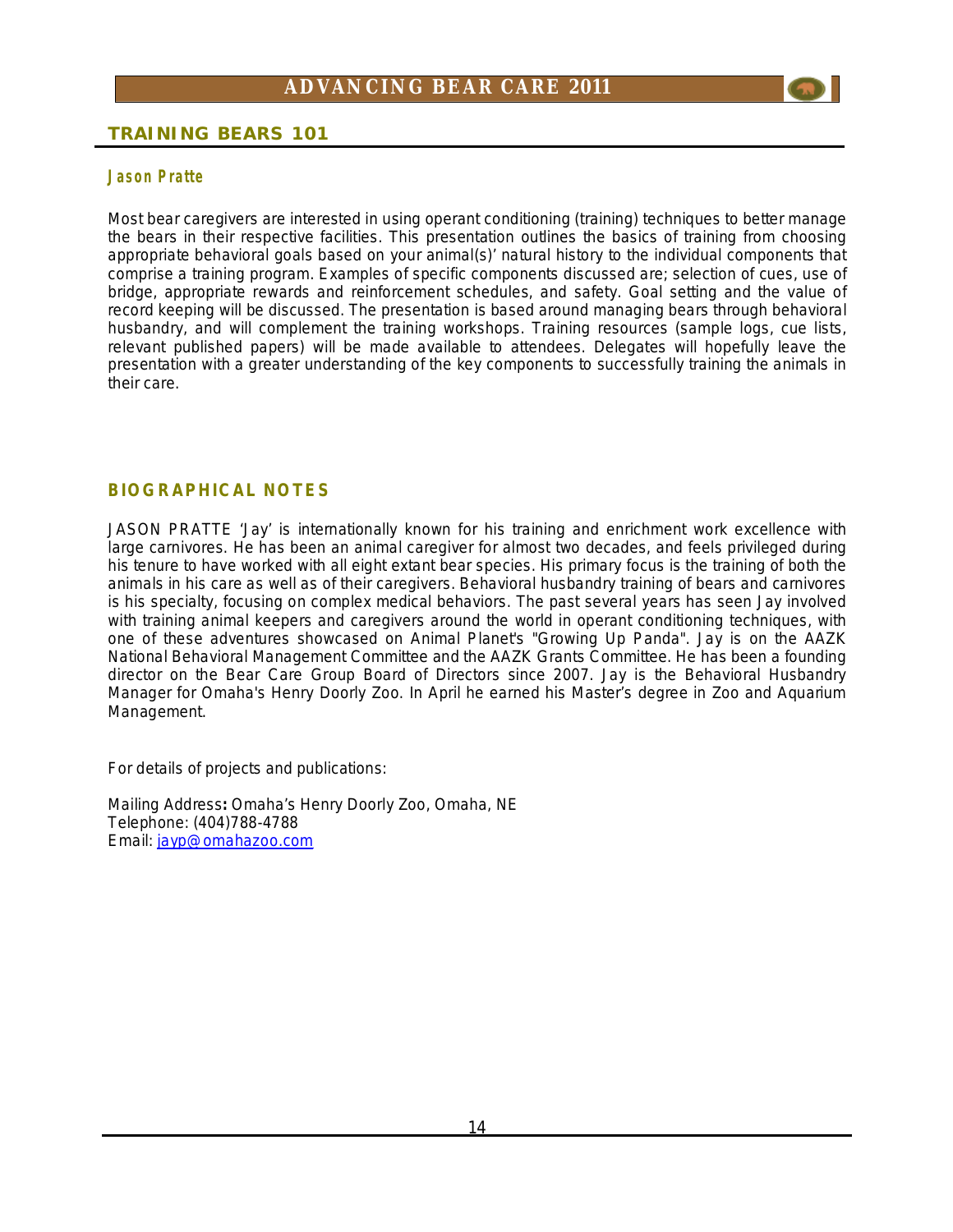## TRAINING BEARS 101

### *Jason Pratte*

*Most bear caregivers are interested in using operant conditioning (training) techniques to better manage the bears in their respective facilities. This presentation outlines the basics of training from choosing appropriate behavioral goals based on your animal(s)' natural history to the individual components that comprise a training program. Examples of specific components discussed are; selection of cues, use of bridge, appropriate rewards and reinforcement schedules, and safety. Goal setting and the value of record keeping will be discussed. The presentation is based around managing bears through behavioral husbandry, and will complement the training workshops. Training resources (sample logs, cue lists, relevant published papers) will be made available to attendees. Delegates will hopefully leave the presentation with a greater understanding of the key components to successfully training the animals in their care.*

### BIOGRAPHICAL NOTES

JASON PRATTE 'Jay' is internationally known for his training and enrichment work excellence with large carnivores. He has been an animal caregiver for almost two decades, and feels privileged during his tenure to have worked with all eight extant bear species. His primary focus is the training of both the animals in his care as well as of their caregivers. Behavioral husbandry training of bears and carnivores is his specialty, focusing on complex medical behaviors. The past several years has seen Jay involved with training animal keepers and caregivers around the world in operant conditioning techniques, with one of these adventures showcased on Animal Planet's "Growing Up Panda". Jay is on the AAZK National Behavioral Management Committee and the AAZK Grants Committee. He has been a founding director on the Bear Care Group Board of Directors since 2007. Jay is the Behavioral Husbandry Manager for Omaha's Henry Doorly Zoo. In April he earned his Master's degree in Zoo and Aquarium Management.

For details of projects and publications:

Mailing Address**:** Omaha's Henry Doorly Zoo, Omaha, NE
Telephone: (404)788-4788
Email: jayp@omahazoo.com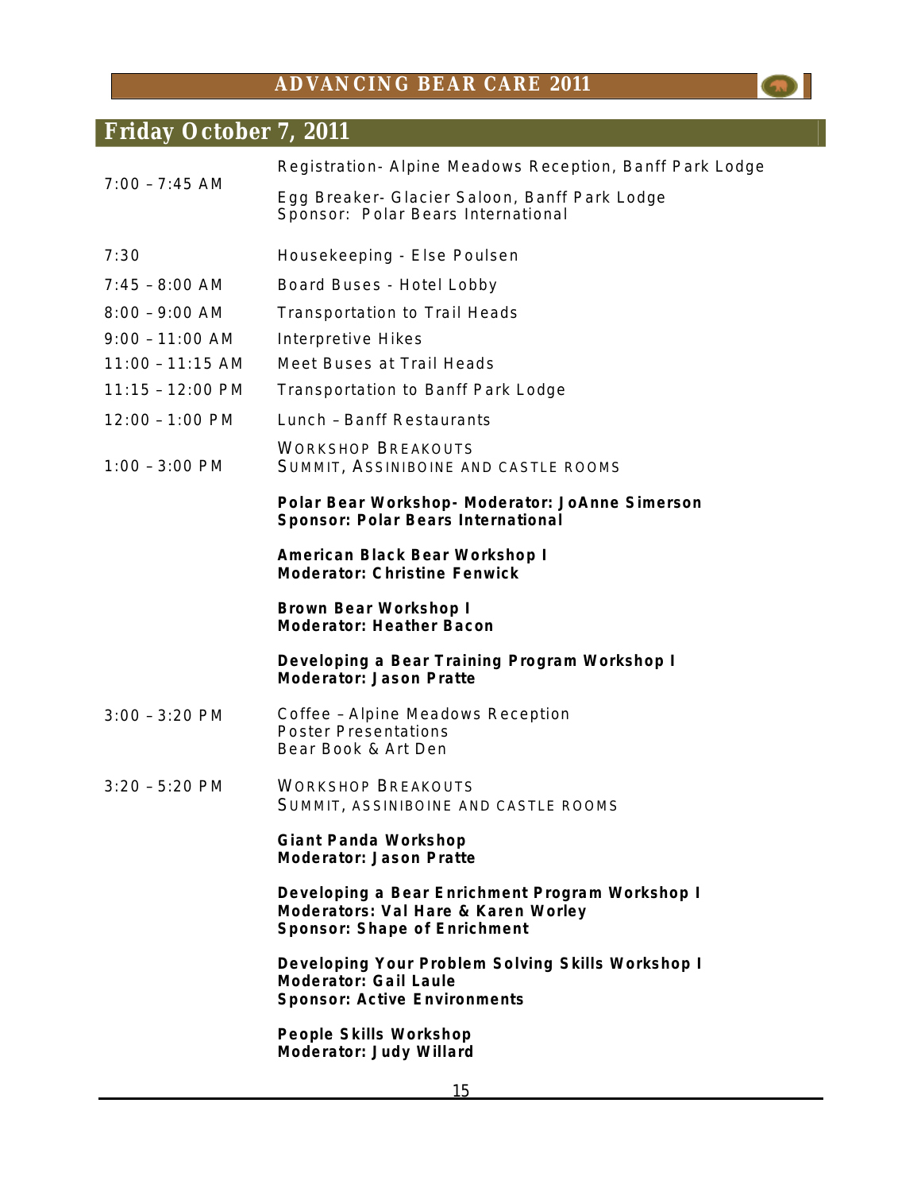## Friday October 7, 2011

| | |
|---|---|
| 7:00 – 7:45 AM | Registration- Alpine Meadows Reception, Banff Park Lodge<br><br>Egg Breaker- Glacier Saloon, Banff Park Lodge<br>Sponsor: Polar Bears International |
| 7:30 | Housekeeping - Else Poulsen |
| 7:45 – 8:00 AM | Board Buses - Hotel Lobby |
| 8:00 – 9:00 AM | Transportation to Trail Heads |
| 9:00 – 11:00 AM | Interpretive Hikes |
| 11:00 – 11:15 AM | Meet Buses at Trail Heads |
| 11:15 – 12:00 PM | Transportation to Banff Park Lodge |
| 12:00 – 1:00 PM | Lunch – Banff Restaurants |
| 1:00 – 3:00 PM | WORKSHOP BREAKOUTS<br>SUMMIT, ASSINIBOINE AND CASTLE ROOMS<br><br>**Polar Bear Workshop- Moderator: JoAnne Simerson**<br>**Sponsor: Polar Bears International**<br><br>**American Black Bear Workshop I**<br>**Moderator: Christine Fenwick**<br><br>**Brown Bear Workshop I**<br>**Moderator: Heather Bacon**<br><br>**Developing a Bear Training Program Workshop I**<br>**Moderator: Jason Pratte** |
| 3:00 – 3:20 PM | Coffee – Alpine Meadows Reception<br>Poster Presentations<br>Bear Book & Art Den |
| 3:20 – 5:20 PM | WORKSHOP BREAKOUTS<br>SUMMIT, ASSINIBOINE AND CASTLE ROOMS<br><br>**Giant Panda Workshop**<br>**Moderator: Jason Pratte**<br><br>**Developing a Bear Enrichment Program Workshop I**<br>**Moderators: Val Hare & Karen Worley**<br>**Sponsor: Shape of Enrichment**<br><br>**Developing Your Problem Solving Skills Workshop I**<br>**Moderator: Gail Laule**<br>**Sponsor: Active Environments**<br><br>**People Skills Workshop**<br>**Moderator: Judy Willard** |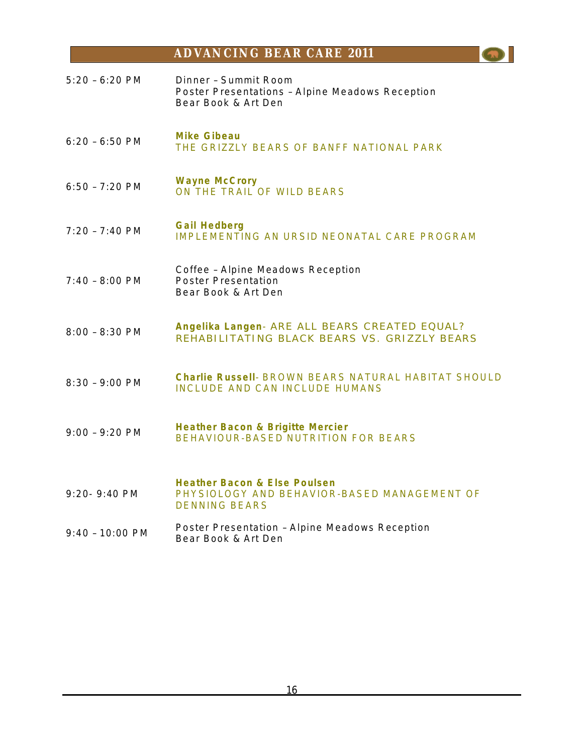| | |
|---|---|
| 5:20 – 6:20 PM | Dinner – Summit Room<br>Poster Presentations – Alpine Meadows Reception<br>Bear Book & Art Den |
| 6:20 – 6:50 PM | **Mike Gibeau**<br>THE GRIZZLY BEARS OF BANFF NATIONAL PARK |
| 6:50 – 7:20 PM | **Wayne McCrory**<br>ON THE TRAIL OF WILD BEARS |
| 7:20 – 7:40 PM | **Gail Hedberg**<br>IMPLEMENTING AN URSID NEONATAL CARE PROGRAM |
| 7:40 – 8:00 PM | Coffee – Alpine Meadows Reception<br>Poster Presentation<br>Bear Book & Art Den |
| 8:00 – 8:30 PM | **Angelika Langen**- ARE ALL BEARS CREATED EQUAL? REHABILITATING BLACK BEARS VS. GRIZZLY BEARS |
| 8:30 – 9:00 PM | **Charlie Russell**- BROWN BEARS NATURAL HABITAT SHOULD INCLUDE AND CAN INCLUDE HUMANS |
| 9:00 – 9:20 PM | **Heather Bacon & Brigitte Mercier**<br>BEHAVIOUR-BASED NUTRITION FOR BEARS |
| 9:20- 9:40 PM | **Heather Bacon & Else Poulsen**<br>PHYSIOLOGY AND BEHAVIOR-BASED MANAGEMENT OF DENNING BEARS |
| 9:40 – 10:00 PM | Poster Presentation – Alpine Meadows Reception<br>Bear Book & Art Den |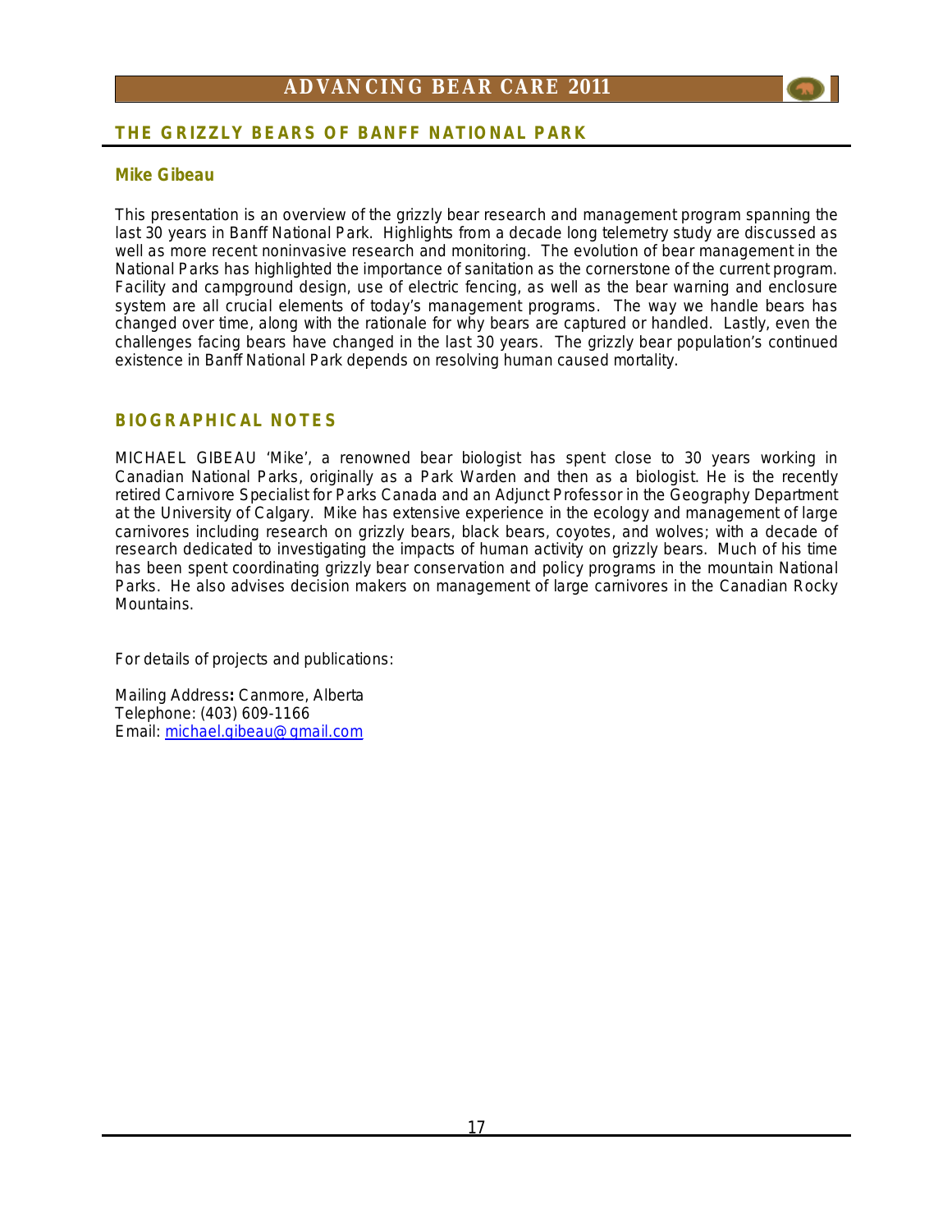## THE GRIZZLY BEARS OF BANFF NATIONAL PARK

### Mike Gibeau

This presentation is an overview of the grizzly bear research and management program spanning the last 30 years in Banff National Park. Highlights from a decade long telemetry study are discussed as well as more recent noninvasive research and monitoring. The evolution of bear management in the National Parks has highlighted the importance of sanitation as the cornerstone of the current program. Facility and campground design, use of electric fencing, as well as the bear warning and enclosure system are all crucial elements of today's management programs. The way we handle bears has changed over time, along with the rationale for why bears are captured or handled. Lastly, even the challenges facing bears have changed in the last 30 years. The grizzly bear population's continued existence in Banff National Park depends on resolving human caused mortality.

## BIOGRAPHICAL NOTES

MICHAEL GIBEAU 'Mike', a renowned bear biologist has spent close to 30 years working in Canadian National Parks, originally as a Park Warden and then as a biologist. He is the recently retired Carnivore Specialist for Parks Canada and an Adjunct Professor in the Geography Department at the University of Calgary. Mike has extensive experience in the ecology and management of large carnivores including research on grizzly bears, black bears, coyotes, and wolves; with a decade of research dedicated to investigating the impacts of human activity on grizzly bears. Much of his time has been spent coordinating grizzly bear conservation and policy programs in the mountain National Parks. He also advises decision makers on management of large carnivores in the Canadian Rocky Mountains.

For details of projects and publications:

Mailing Address**:** Canmore, Alberta
Telephone: (403) 609-1166
Email: michael.gibeau@gmail.com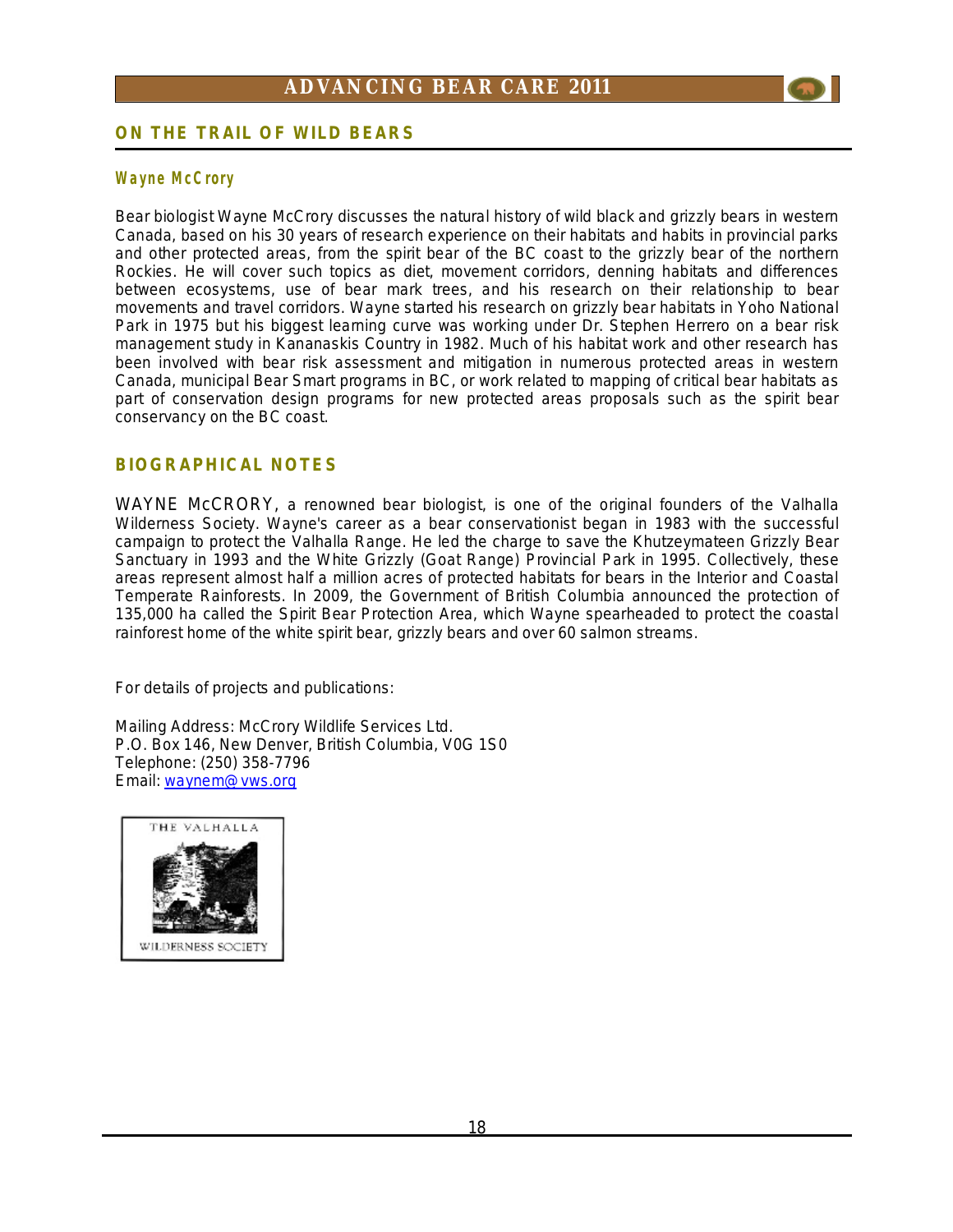## ON THE TRAIL OF WILD BEARS

### Wayne McCrory

Bear biologist Wayne McCrory discusses the natural history of wild black and grizzly bears in western Canada, based on his 30 years of research experience on their habitats and habits in provincial parks and other protected areas, from the spirit bear of the BC coast to the grizzly bear of the northern Rockies. He will cover such topics as diet, movement corridors, denning habitats and differences between ecosystems, use of bear mark trees, and his research on their relationship to bear movements and travel corridors. Wayne started his research on grizzly bear habitats in Yoho National Park in 1975 but his biggest learning curve was working under Dr. Stephen Herrero on a bear risk management study in Kananaskis Country in 1982. Much of his habitat work and other research has been involved with bear risk assessment and mitigation in numerous protected areas in western Canada, municipal Bear Smart programs in BC, or work related to mapping of critical bear habitats as part of conservation design programs for new protected areas proposals such as the spirit bear conservancy on the BC coast.

## BIOGRAPHICAL NOTES

WAYNE McCRORY, a renowned bear biologist, is one of the original founders of the Valhalla Wilderness Society. Wayne's career as a bear conservationist began in 1983 with the successful campaign to protect the Valhalla Range. He led the charge to save the Khutzeymateen Grizzly Bear Sanctuary in 1993 and the White Grizzly (Goat Range) Provincial Park in 1995. Collectively, these areas represent almost half a million acres of protected habitats for bears in the Interior and Coastal Temperate Rainforests. In 2009, the Government of British Columbia announced the protection of 135,000 ha called the Spirit Bear Protection Area, which Wayne spearheaded to protect the coastal rainforest home of the white spirit bear, grizzly bears and over 60 salmon streams.

For details of projects and publications:

Mailing Address: McCrory Wildlife Services Ltd.
P.O. Box 146, New Denver, British Columbia, V0G 1S0
Telephone: (250) 358-7796
Email: waynem@vws.org

THE VALHALLA WILDERNESS SOCIETY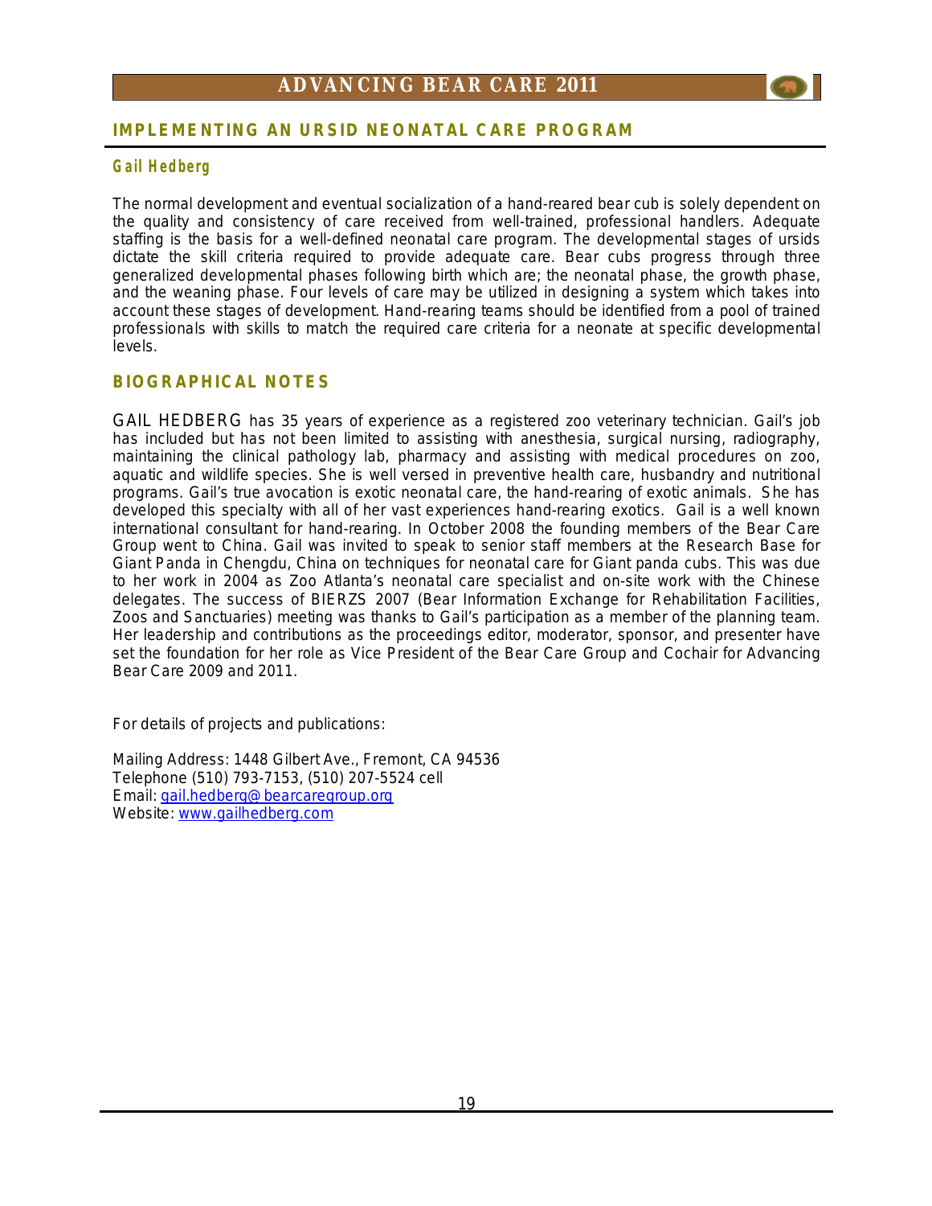## IMPLEMENTING AN URSID NEONATAL CARE PROGRAM

### Gail Hedberg

The normal development and eventual socialization of a hand-reared bear cub is solely dependent on the quality and consistency of care received from well-trained, professional handlers. Adequate staffing is the basis for a well-defined neonatal care program. The developmental stages of ursids dictate the skill criteria required to provide adequate care. Bear cubs progress through three generalized developmental phases following birth which are; the neonatal phase, the growth phase, and the weaning phase. Four levels of care may be utilized in designing a system which takes into account these stages of development. Hand-rearing teams should be identified from a pool of trained professionals with skills to match the required care criteria for a neonate at specific developmental levels.

## BIOGRAPHICAL NOTES

GAIL HEDBERG has 35 years of experience as a registered zoo veterinary technician. Gail's job has included but has not been limited to assisting with anesthesia, surgical nursing, radiography, maintaining the clinical pathology lab, pharmacy and assisting with medical procedures on zoo, aquatic and wildlife species. She is well versed in preventive health care, husbandry and nutritional programs. Gail's true avocation is exotic neonatal care, the hand-rearing of exotic animals. She has developed this specialty with all of her vast experiences hand-rearing exotics. Gail is a well known international consultant for hand-rearing. In October 2008 the founding members of the Bear Care Group went to China. Gail was invited to speak to senior staff members at the Research Base for Giant Panda in Chengdu, China on techniques for neonatal care for Giant panda cubs. This was due to her work in 2004 as Zoo Atlanta's neonatal care specialist and on-site work with the Chinese delegates. The success of BIERZS 2007 (Bear Information Exchange for Rehabilitation Facilities, Zoos and Sanctuaries) meeting was thanks to Gail's participation as a member of the planning team. Her leadership and contributions as the proceedings editor, moderator, sponsor, and presenter have set the foundation for her role as Vice President of the Bear Care Group and Cochair for Advancing Bear Care 2009 and 2011.

For details of projects and publications:

Mailing Address: 1448 Gilbert Ave., Fremont, CA 94536
Telephone (510) 793-7153, (510) 207-5524 cell
Email: gail.hedberg@bearcaregroup.org
Website: www.gailhedberg.com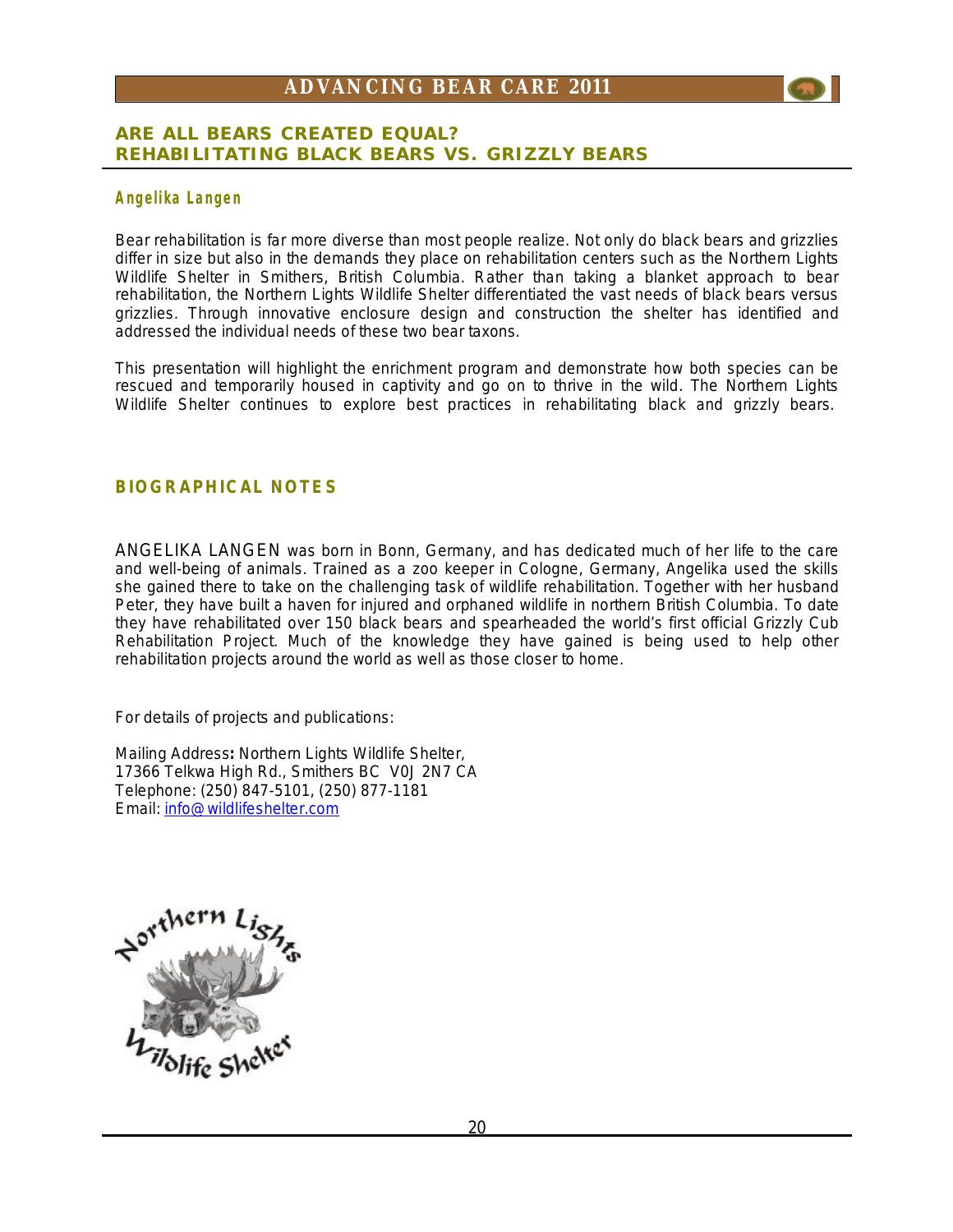## ARE ALL BEARS CREATED EQUAL? REHABILITATING BLACK BEARS VS. GRIZZLY BEARS

### Angelika Langen

Bear rehabilitation is far more diverse than most people realize. Not only do black bears and grizzlies differ in size but also in the demands they place on rehabilitation centers such as the Northern Lights Wildlife Shelter in Smithers, British Columbia. Rather than taking a blanket approach to bear rehabilitation, the Northern Lights Wildlife Shelter differentiated the vast needs of black bears versus grizzlies. Through innovative enclosure design and construction the shelter has identified and addressed the individual needs of these two bear taxons.

This presentation will highlight the enrichment program and demonstrate how both species can be rescued and temporarily housed in captivity and go on to thrive in the wild. The Northern Lights Wildlife Shelter continues to explore best practices in rehabilitating black and grizzly bears.

### BIOGRAPHICAL NOTES

ANGELIKA LANGEN was born in Bonn, Germany, and has dedicated much of her life to the care and well-being of animals. Trained as a zoo keeper in Cologne, Germany, Angelika used the skills she gained there to take on the challenging task of wildlife rehabilitation. Together with her husband Peter, they have built a haven for injured and orphaned wildlife in northern British Columbia. To date they have rehabilitated over 150 black bears and spearheaded the world's first official Grizzly Cub Rehabilitation Project. Much of the knowledge they have gained is being used to help other rehabilitation projects around the world as well as those closer to home.

For details of projects and publications:

Mailing Address**:** Northern Lights Wildlife Shelter,
17366 Telkwa High Rd., Smithers BC V0J 2N7 CA
Telephone: (250) 847-5101, (250) 877-1181
Email: info@wildlifeshelter.com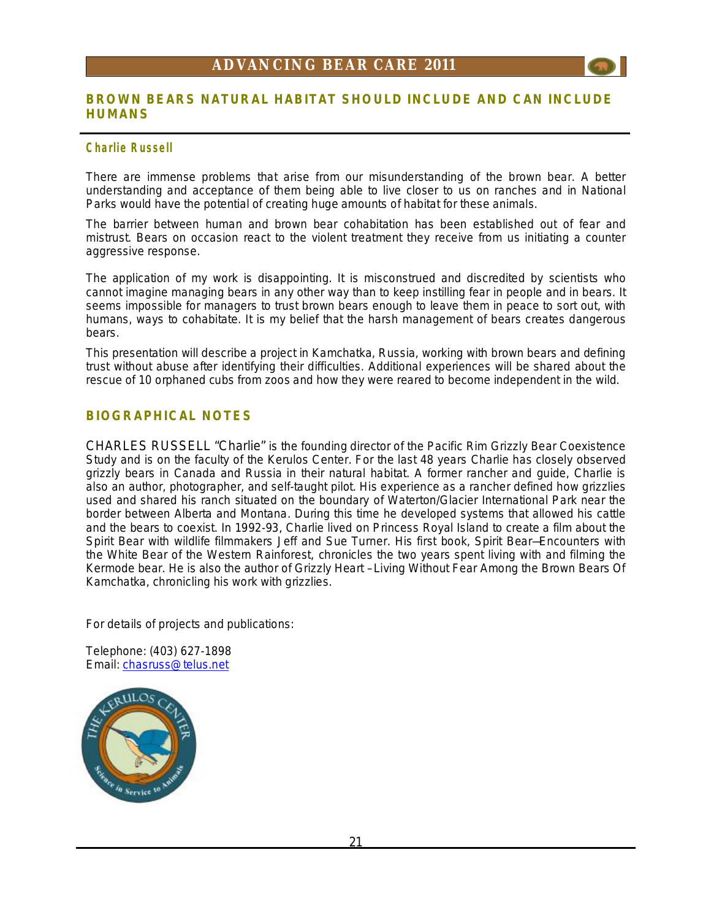## BROWN BEARS NATURAL HABITAT SHOULD INCLUDE AND CAN INCLUDE HUMANS

### Charlie Russell

There are immense problems that arise from our misunderstanding of the brown bear. A better understanding and acceptance of them being able to live closer to us on ranches and in National Parks would have the potential of creating huge amounts of habitat for these animals.

The barrier between human and brown bear cohabitation has been established out of fear and mistrust. Bears on occasion react to the violent treatment they receive from us initiating a counter aggressive response.

The application of my work is disappointing. It is misconstrued and discredited by scientists who cannot imagine managing bears in any other way than to keep instilling fear in people and in bears. It seems impossible for managers to trust brown bears enough to leave them in peace to sort out, with humans, ways to cohabitate. It is my belief that the harsh management of bears creates dangerous bears.

This presentation will describe a project in Kamchatka, Russia, working with brown bears and defining trust without abuse after identifying their difficulties. Additional experiences will be shared about the rescue of 10 orphaned cubs from zoos and how they were reared to become independent in the wild.

## BIOGRAPHICAL NOTES

CHARLES RUSSELL "Charlie" is the founding director of the Pacific Rim Grizzly Bear Coexistence Study and is on the faculty of the Kerulos Center. For the last 48 years Charlie has closely observed grizzly bears in Canada and Russia in their natural habitat. A former rancher and guide, Charlie is also an author, photographer, and self-taught pilot. His experience as a rancher defined how grizzlies used and shared his ranch situated on the boundary of Waterton/Glacier International Park near the border between Alberta and Montana. During this time he developed systems that allowed his cattle and the bears to coexist. In 1992-93, Charlie lived on Princess Royal Island to create a film about the Spirit Bear with wildlife filmmakers Jeff and Sue Turner. His first book, Spirit Bear—Encounters with the White Bear of the Western Rainforest, chronicles the two years spent living with and filming the Kermode bear. He is also the author of Grizzly Heart –Living Without Fear Among the Brown Bears Of Kamchatka, chronicling his work with grizzlies.

For details of projects and publications:

Telephone: (403) 627-1898
Email: chasruss@telus.net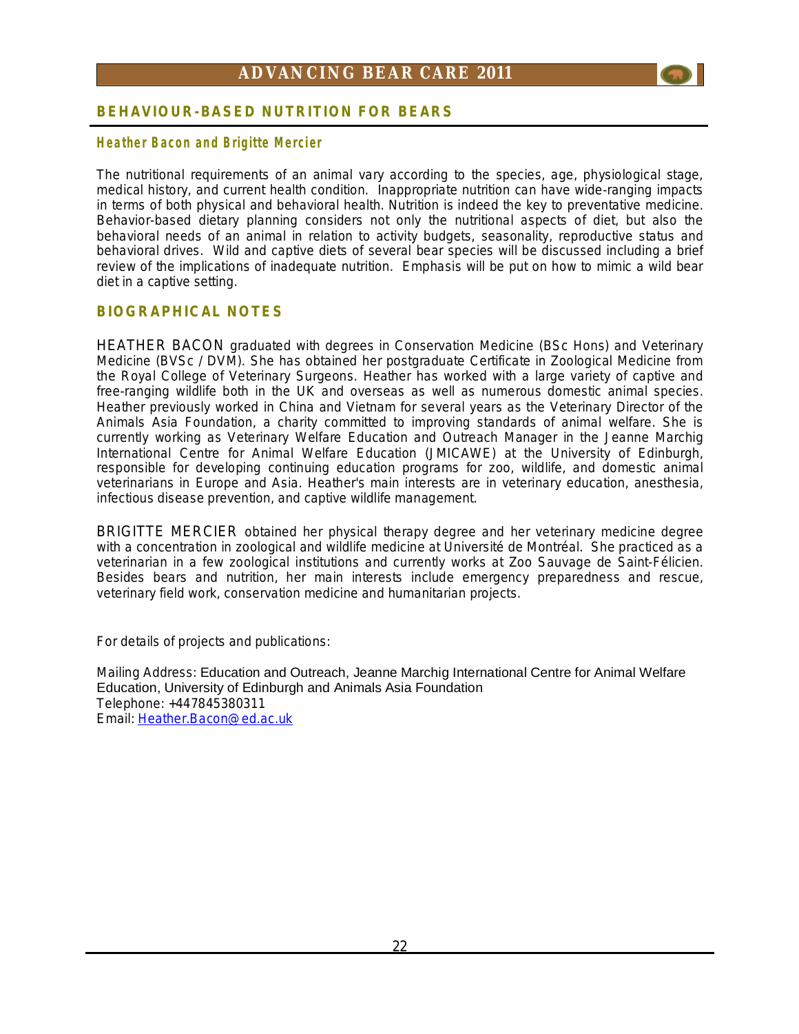## BEHAVIOUR-BASED NUTRITION FOR BEARS

### Heather Bacon and Brigitte Mercier

The nutritional requirements of an animal vary according to the species, age, physiological stage, medical history, and current health condition. Inappropriate nutrition can have wide-ranging impacts in terms of both physical and behavioral health. Nutrition is indeed the key to preventative medicine. Behavior-based dietary planning considers not only the nutritional aspects of diet, but also the behavioral needs of an animal in relation to activity budgets, seasonality, reproductive status and behavioral drives. Wild and captive diets of several bear species will be discussed including a brief review of the implications of inadequate nutrition. Emphasis will be put on how to mimic a wild bear diet in a captive setting.

## BIOGRAPHICAL NOTES

HEATHER BACON graduated with degrees in Conservation Medicine (BSc Hons) and Veterinary Medicine (BVSc / DVM). She has obtained her postgraduate Certificate in Zoological Medicine from the Royal College of Veterinary Surgeons. Heather has worked with a large variety of captive and free-ranging wildlife both in the UK and overseas as well as numerous domestic animal species. Heather previously worked in China and Vietnam for several years as the Veterinary Director of the Animals Asia Foundation, a charity committed to improving standards of animal welfare. She is currently working as Veterinary Welfare Education and Outreach Manager in the Jeanne Marchig International Centre for Animal Welfare Education (JMICAWE) at the University of Edinburgh, responsible for developing continuing education programs for zoo, wildlife, and domestic animal veterinarians in Europe and Asia. Heather's main interests are in veterinary education, anesthesia, infectious disease prevention, and captive wildlife management.

BRIGITTE MERCIER obtained her physical therapy degree and her veterinary medicine degree with a concentration in zoological and wildlife medicine at Université de Montréal. She practiced as a veterinarian in a few zoological institutions and currently works at Zoo Sauvage de Saint-Félicien. Besides bears and nutrition, her main interests include emergency preparedness and rescue, veterinary field work, conservation medicine and humanitarian projects.

For details of projects and publications:

Mailing Address: Education and Outreach, Jeanne Marchig International Centre for Animal Welfare Education, University of Edinburgh and Animals Asia Foundation
Telephone: +447845380311
Email: Heather.Bacon@ed.ac.uk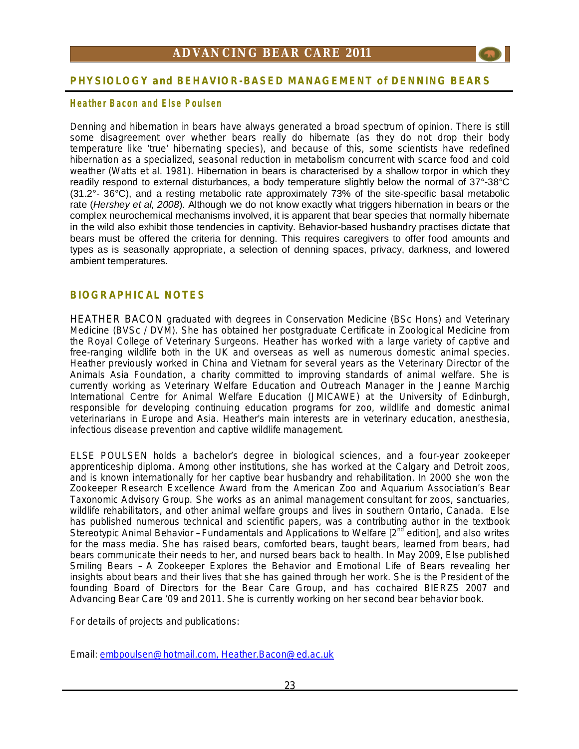## PHYSIOLOGY and BEHAVIOR-BASED MANAGEMENT of DENNING BEARS

### Heather Bacon and Else Poulsen

Denning and hibernation in bears have always generated a broad spectrum of opinion. There is still some disagreement over whether bears really do hibernate (as they do not drop their body temperature like 'true' hibernating species), and because of this, some scientists have redefined hibernation as a specialized, seasonal reduction in metabolism concurrent with scarce food and cold weather (Watts et al. 1981). Hibernation in bears is characterised by a shallow torpor in which they readily respond to external disturbances, a body temperature slightly below the normal of 37°-38°C (31.2°- 36°C), and a resting metabolic rate approximately 73% of the site-specific basal metabolic rate (*Hershey et al, 2008*). Although we do not know exactly what triggers hibernation in bears or the complex neurochemical mechanisms involved, it is apparent that bear species that normally hibernate in the wild also exhibit those tendencies in captivity. Behavior-based husbandry practises dictate that bears must be offered the criteria for denning. This requires caregivers to offer food amounts and types as is seasonally appropriate, a selection of denning spaces, privacy, darkness, and lowered ambient temperatures.

## BIOGRAPHICAL NOTES

HEATHER BACON graduated with degrees in Conservation Medicine (BSc Hons) and Veterinary Medicine (BVSc / DVM). She has obtained her postgraduate Certificate in Zoological Medicine from the Royal College of Veterinary Surgeons. Heather has worked with a large variety of captive and free-ranging wildlife both in the UK and overseas as well as numerous domestic animal species. Heather previously worked in China and Vietnam for several years as the Veterinary Director of the Animals Asia Foundation, a charity committed to improving standards of animal welfare. She is currently working as Veterinary Welfare Education and Outreach Manager in the Jeanne Marchig International Centre for Animal Welfare Education (JMICAWE) at the University of Edinburgh, responsible for developing continuing education programs for zoo, wildlife and domestic animal veterinarians in Europe and Asia. Heather's main interests are in veterinary education, anesthesia, infectious disease prevention and captive wildlife management.

ELSE POULSEN holds a bachelor's degree in biological sciences, and a four-year zookeeper apprenticeship diploma. Among other institutions, she has worked at the Calgary and Detroit zoos, and is known internationally for her captive bear husbandry and rehabilitation. In 2000 she won the Zookeeper Research Excellence Award from the American Zoo and Aquarium Association's Bear Taxonomic Advisory Group. She works as an animal management consultant for zoos, sanctuaries, wildlife rehabilitators, and other animal welfare groups and lives in southern Ontario, Canada. Else has published numerous technical and scientific papers, was a contributing author in the textbook Stereotypic Animal Behavior – Fundamentals and Applications to Welfare [2nd edition], and also writes for the mass media. She has raised bears, comforted bears, taught bears, learned from bears, had bears communicate their needs to her, and nursed bears back to health. In May 2009, Else published Smiling Bears – A Zookeeper Explores the Behavior and Emotional Life of Bears revealing her insights about bears and their lives that she has gained through her work. She is the President of the founding Board of Directors for the Bear Care Group, and has cochaired BIERZS 2007 and Advancing Bear Care '09 and 2011. She is currently working on her second bear behavior book.

For details of projects and publications:

Email: embpoulsen@hotmail.com, Heather.Bacon@ed.ac.uk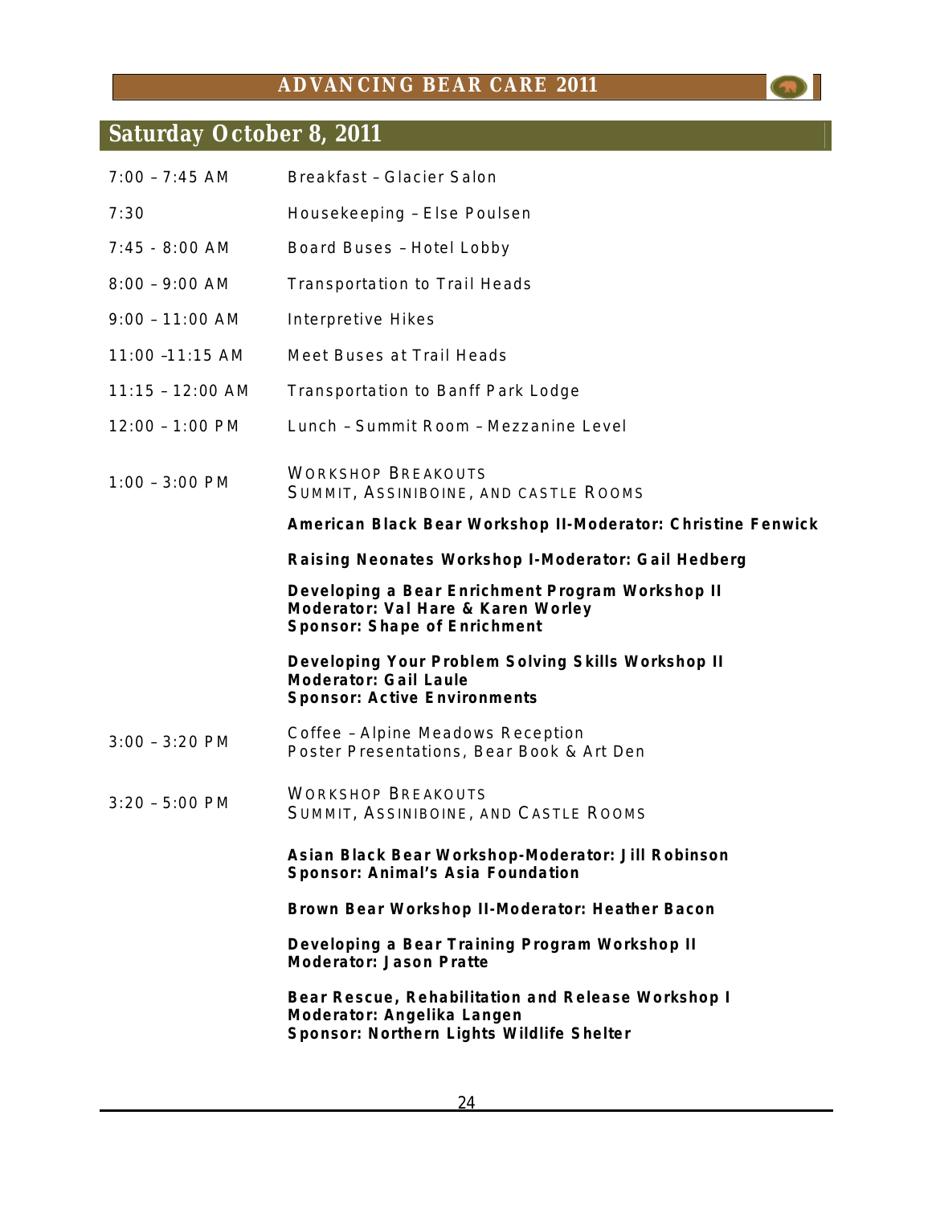## Saturday October 8, 2011

| | |
|---|---|
| 7:00 – 7:45 AM | Breakfast – Glacier Salon |
| 7:30 | Housekeeping – Else Poulsen |
| 7:45 - 8:00 AM | Board Buses – Hotel Lobby |
| 8:00 – 9:00 AM | Transportation to Trail Heads |
| 9:00 – 11:00 AM | Interpretive Hikes |
| 11:00 –11:15 AM | Meet Buses at Trail Heads |
| 11:15 – 12:00 AM | Transportation to Banff Park Lodge |
| 12:00 – 1:00 PM | Lunch – Summit Room – Mezzanine Level |
| 1:00 – 3:00 PM | WORKSHOP BREAKOUTS<br>SUMMIT, ASSINIBOINE, AND CASTLE ROOMS |
| | **American Black Bear Workshop II-Moderator: Christine Fenwick** |
| | **Raising Neonates Workshop I-Moderator: Gail Hedberg** |
| | **Developing a Bear Enrichment Program Workshop II<br>Moderator: Val Hare & Karen Worley<br>Sponsor: Shape of Enrichment** |
| | **Developing Your Problem Solving Skills Workshop II<br>Moderator: Gail Laule<br>Sponsor: Active Environments** |
| 3:00 – 3:20 PM | Coffee – Alpine Meadows Reception<br>Poster Presentations, Bear Book & Art Den |
| 3:20 – 5:00 PM | WORKSHOP BREAKOUTS<br>SUMMIT, ASSINIBOINE, AND CASTLE ROOMS |
| | **Asian Black Bear Workshop-Moderator: Jill Robinson<br>Sponsor: Animal's Asia Foundation** |
| | **Brown Bear Workshop II-Moderator: Heather Bacon** |
| | **Developing a Bear Training Program Workshop II<br>Moderator: Jason Pratte** |
| | **Bear Rescue, Rehabilitation and Release Workshop I<br>Moderator: Angelika Langen<br>Sponsor: Northern Lights Wildlife Shelter** |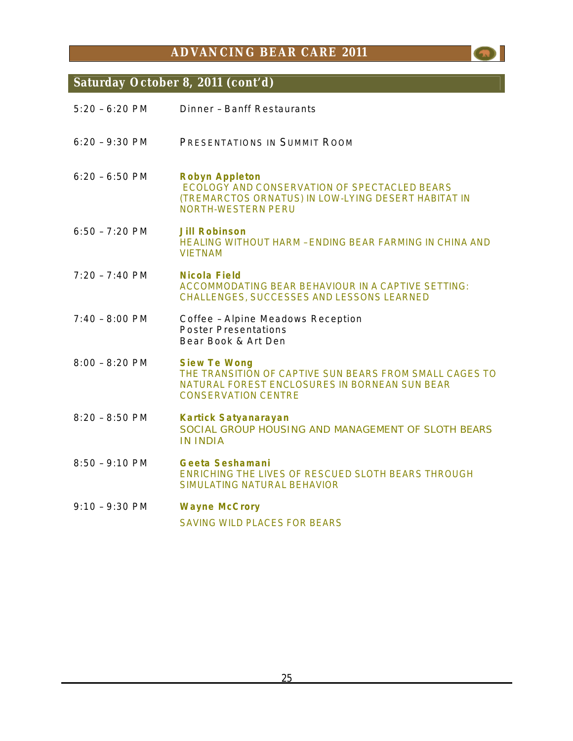## Saturday October 8, 2011 (cont'd)

| | |
|---|---|
| 5:20 – 6:20 PM | Dinner – Banff Restaurants |
| 6:20 – 9:30 PM | PRESENTATIONS IN SUMMIT ROOM |
| 6:20 – 6:50 PM | **Robyn Appleton**<br>ECOLOGY AND CONSERVATION OF SPECTACLED BEARS (TREMARCTOS ORNATUS) IN LOW-LYING DESERT HABITAT IN NORTH-WESTERN PERU |
| 6:50 – 7:20 PM | **Jill Robinson**<br>HEALING WITHOUT HARM – ENDING BEAR FARMING IN CHINA AND VIETNAM |
| 7:20 – 7:40 PM | **Nicola Field**<br>ACCOMMODATING BEAR BEHAVIOUR IN A CAPTIVE SETTING: CHALLENGES, SUCCESSES AND LESSONS LEARNED |
| 7:40 – 8:00 PM | Coffee – Alpine Meadows Reception<br>Poster Presentations<br>Bear Book & Art Den |
| 8:00 – 8:20 PM | **Siew Te Wong**<br>THE TRANSITION OF CAPTIVE SUN BEARS FROM SMALL CAGES TO NATURAL FOREST ENCLOSURES IN BORNEAN SUN BEAR CONSERVATION CENTRE |
| 8:20 – 8:50 PM | **Kartick Satyanarayan**<br>SOCIAL GROUP HOUSING AND MANAGEMENT OF SLOTH BEARS IN INDIA |
| 8:50 – 9:10 PM | **Geeta Seshamani**<br>ENRICHING THE LIVES OF RESCUED SLOTH BEARS THROUGH SIMULATING NATURAL BEHAVIOR |
| 9:10 – 9:30 PM | **Wayne McCrory**<br>SAVING WILD PLACES FOR BEARS |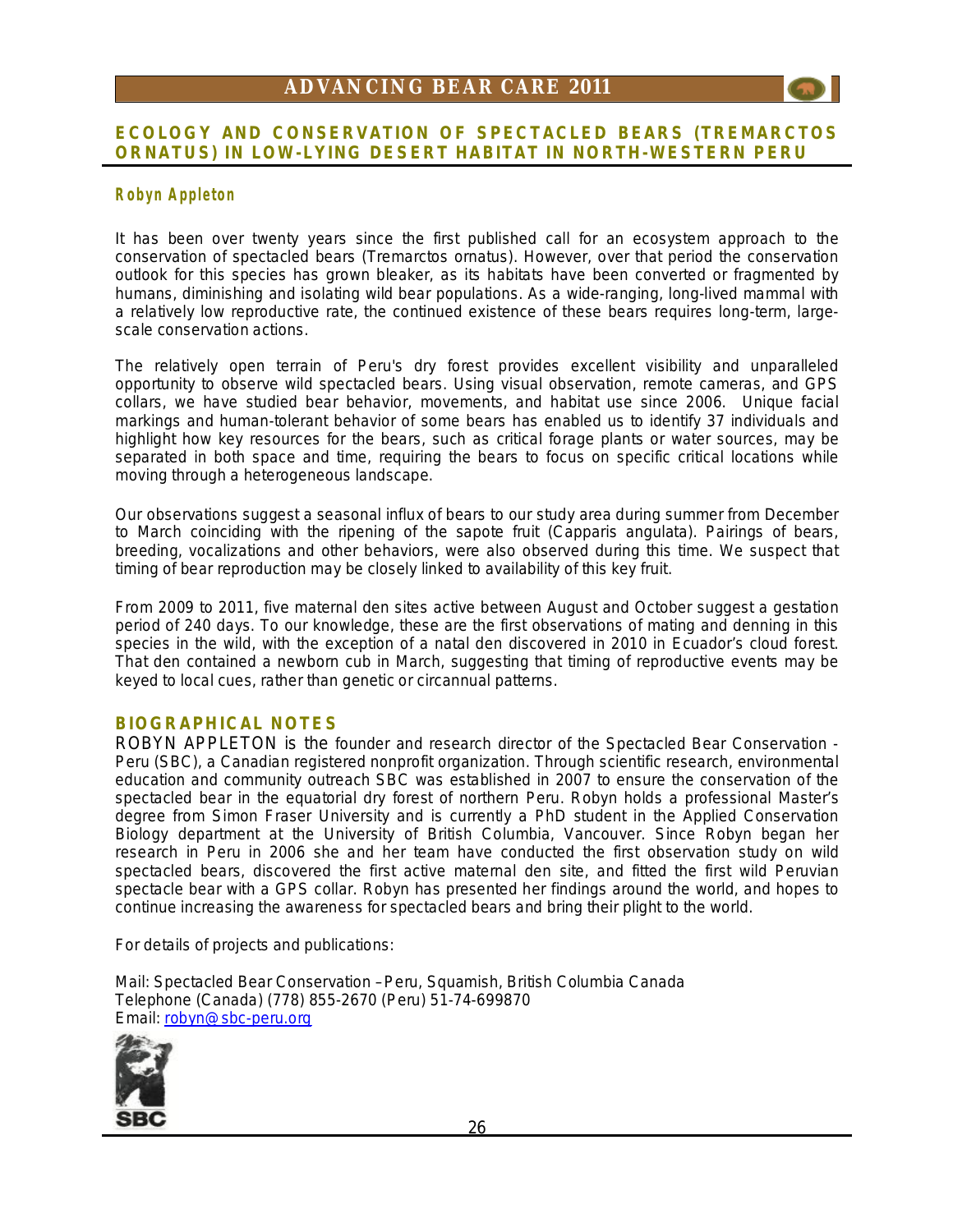## ECOLOGY AND CONSERVATION OF SPECTACLED BEARS (TREMARCTOS ORNATUS) IN LOW-LYING DESERT HABITAT IN NORTH-WESTERN PERU

### Robyn Appleton

It has been over twenty years since the first published call for an ecosystem approach to the conservation of spectacled bears (Tremarctos ornatus). However, over that period the conservation outlook for this species has grown bleaker, as its habitats have been converted or fragmented by humans, diminishing and isolating wild bear populations. As a wide-ranging, long-lived mammal with a relatively low reproductive rate, the continued existence of these bears requires long-term, large-scale conservation actions.

The relatively open terrain of Peru's dry forest provides excellent visibility and unparalleled opportunity to observe wild spectacled bears. Using visual observation, remote cameras, and GPS collars, we have studied bear behavior, movements, and habitat use since 2006. Unique facial markings and human-tolerant behavior of some bears has enabled us to identify 37 individuals and highlight how key resources for the bears, such as critical forage plants or water sources, may be separated in both space and time, requiring the bears to focus on specific critical locations while moving through a heterogeneous landscape.

Our observations suggest a seasonal influx of bears to our study area during summer from December to March coinciding with the ripening of the sapote fruit (Capparis angulata). Pairings of bears, breeding, vocalizations and other behaviors, were also observed during this time. We suspect that timing of bear reproduction may be closely linked to availability of this key fruit.

From 2009 to 2011, five maternal den sites active between August and October suggest a gestation period of 240 days. To our knowledge, these are the first observations of mating and denning in this species in the wild, with the exception of a natal den discovered in 2010 in Ecuador's cloud forest. That den contained a newborn cub in March, suggesting that timing of reproductive events may be keyed to local cues, rather than genetic or circannual patterns.

### BIOGRAPHICAL NOTES

ROBYN APPLETON is the founder and research director of the Spectacled Bear Conservation - Peru (SBC), a Canadian registered nonprofit organization. Through scientific research, environmental education and community outreach SBC was established in 2007 to ensure the conservation of the spectacled bear in the equatorial dry forest of northern Peru. Robyn holds a professional Master's degree from Simon Fraser University and is currently a PhD student in the Applied Conservation Biology department at the University of British Columbia, Vancouver. Since Robyn began her research in Peru in 2006 she and her team have conducted the first observation study on wild spectacled bears, discovered the first active maternal den site, and fitted the first wild Peruvian spectacle bear with a GPS collar. Robyn has presented her findings around the world, and hopes to continue increasing the awareness for spectacled bears and bring their plight to the world.

For details of projects and publications:

Mail: Spectacled Bear Conservation – Peru, Squamish, British Columbia Canada
Telephone (Canada) (778) 855-2670 (Peru) 51-74-699870
Email: robyn@sbc-peru.org

SBC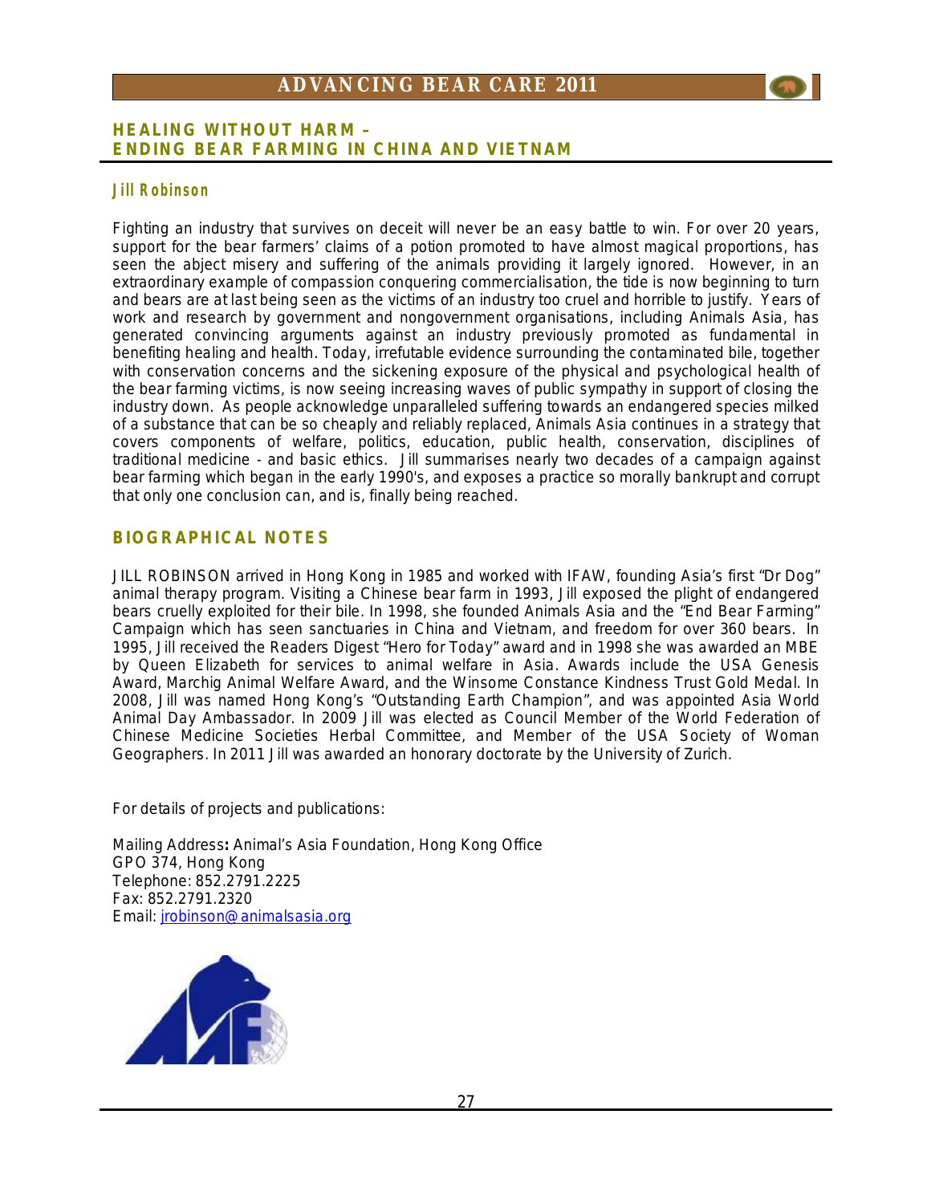## HEALING WITHOUT HARM – ENDING BEAR FARMING IN CHINA AND VIETNAM

### Jill Robinson

Fighting an industry that survives on deceit will never be an easy battle to win. For over 20 years, support for the bear farmers' claims of a potion promoted to have almost magical proportions, has seen the abject misery and suffering of the animals providing it largely ignored. However, in an extraordinary example of compassion conquering commercialisation, the tide is now beginning to turn and bears are at last being seen as the victims of an industry too cruel and horrible to justify. Years of work and research by government and nongovernment organisations, including Animals Asia, has generated convincing arguments against an industry previously promoted as fundamental in benefiting healing and health. Today, irrefutable evidence surrounding the contaminated bile, together with conservation concerns and the sickening exposure of the physical and psychological health of the bear farming victims, is now seeing increasing waves of public sympathy in support of closing the industry down. As people acknowledge unparalleled suffering towards an endangered species milked of a substance that can be so cheaply and reliably replaced, Animals Asia continues in a strategy that covers components of welfare, politics, education, public health, conservation, disciplines of traditional medicine - and basic ethics. Jill summarises nearly two decades of a campaign against bear farming which began in the early 1990's, and exposes a practice so morally bankrupt and corrupt that only one conclusion can, and is, finally being reached.

## BIOGRAPHICAL NOTES

JILL ROBINSON arrived in Hong Kong in 1985 and worked with IFAW, founding Asia's first "Dr Dog" animal therapy program. Visiting a Chinese bear farm in 1993, Jill exposed the plight of endangered bears cruelly exploited for their bile. In 1998, she founded Animals Asia and the "End Bear Farming" Campaign which has seen sanctuaries in China and Vietnam, and freedom for over 360 bears. In 1995, Jill received the Readers Digest "Hero for Today" award and in 1998 she was awarded an MBE by Queen Elizabeth for services to animal welfare in Asia. Awards include the USA Genesis Award, Marchig Animal Welfare Award, and the Winsome Constance Kindness Trust Gold Medal. In 2008, Jill was named Hong Kong's "Outstanding Earth Champion", and was appointed Asia World Animal Day Ambassador. In 2009 Jill was elected as Council Member of the World Federation of Chinese Medicine Societies Herbal Committee, and Member of the USA Society of Woman Geographers. In 2011 Jill was awarded an honorary doctorate by the University of Zurich.

For details of projects and publications:

Mailing Address**:** Animal's Asia Foundation, Hong Kong Office
GPO 374, Hong Kong
Telephone: 852.2791.2225
Fax: 852.2791.2320
Email: jrobinson@animalsasia.org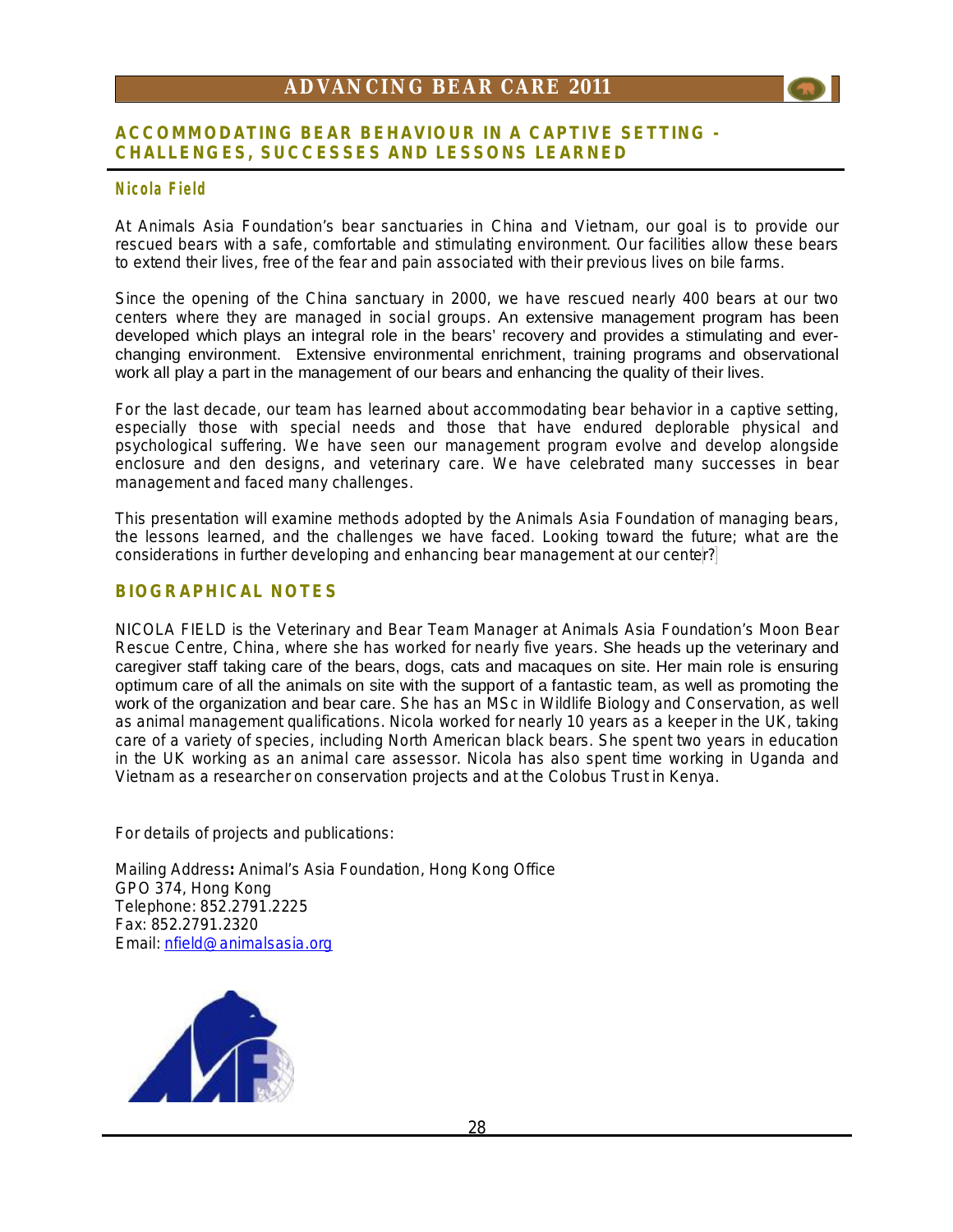## ACCOMMODATING BEAR BEHAVIOUR IN A CAPTIVE SETTING - CHALLENGES, SUCCESSES AND LESSONS LEARNED

### Nicola Field

At Animals Asia Foundation's bear sanctuaries in China and Vietnam, our goal is to provide our rescued bears with a safe, comfortable and stimulating environment. Our facilities allow these bears to extend their lives, free of the fear and pain associated with their previous lives on bile farms.

Since the opening of the China sanctuary in 2000, we have rescued nearly 400 bears at our two centers where they are managed in social groups. An extensive management program has been developed which plays an integral role in the bears' recovery and provides a stimulating and ever-changing environment. Extensive environmental enrichment, training programs and observational work all play a part in the management of our bears and enhancing the quality of their lives.

For the last decade, our team has learned about accommodating bear behavior in a captive setting, especially those with special needs and those that have endured deplorable physical and psychological suffering. We have seen our management program evolve and develop alongside enclosure and den designs, and veterinary care. We have celebrated many successes in bear management and faced many challenges.

This presentation will examine methods adopted by the Animals Asia Foundation of managing bears, the lessons learned, and the challenges we have faced. Looking toward the future; what are the considerations in further developing and enhancing bear management at our center?

## BIOGRAPHICAL NOTES

NICOLA FIELD is the Veterinary and Bear Team Manager at Animals Asia Foundation's Moon Bear Rescue Centre, China, where she has worked for nearly five years. She heads up the veterinary and caregiver staff taking care of the bears, dogs, cats and macaques on site. Her main role is ensuring optimum care of all the animals on site with the support of a fantastic team, as well as promoting the work of the organization and bear care. She has an MSc in Wildlife Biology and Conservation, as well as animal management qualifications. Nicola worked for nearly 10 years as a keeper in the UK, taking care of a variety of species, including North American black bears. She spent two years in education in the UK working as an animal care assessor. Nicola has also spent time working in Uganda and Vietnam as a researcher on conservation projects and at the Colobus Trust in Kenya.

For details of projects and publications:

Mailing Address**:** Animal's Asia Foundation, Hong Kong Office
GPO 374, Hong Kong
Telephone: 852.2791.2225
Fax: 852.2791.2320
Email: nfield@animalsasia.org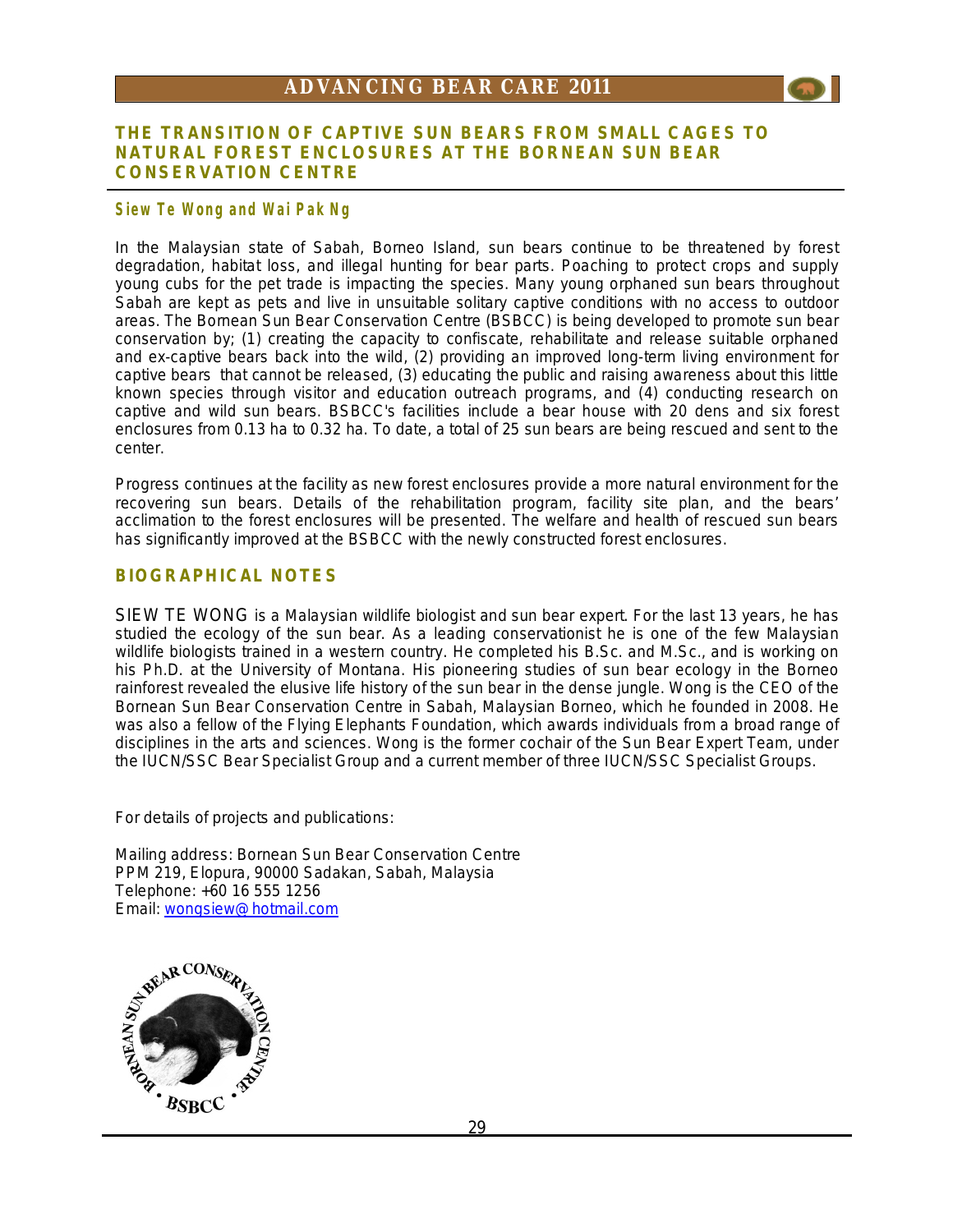## THE TRANSITION OF CAPTIVE SUN BEARS FROM SMALL CAGES TO NATURAL FOREST ENCLOSURES AT THE BORNEAN SUN BEAR CONSERVATION CENTRE

**Siew Te Wong and Wai Pak Ng**

In the Malaysian state of Sabah, Borneo Island, sun bears continue to be threatened by forest degradation, habitat loss, and illegal hunting for bear parts. Poaching to protect crops and supply young cubs for the pet trade is impacting the species. Many young orphaned sun bears throughout Sabah are kept as pets and live in unsuitable solitary captive conditions with no access to outdoor areas. The Bornean Sun Bear Conservation Centre (BSBCC) is being developed to promote sun bear conservation by; (1) creating the capacity to confiscate, rehabilitate and release suitable orphaned and ex-captive bears back into the wild, (2) providing an improved long-term living environment for captive bears that cannot be released, (3) educating the public and raising awareness about this little known species through visitor and education outreach programs, and (4) conducting research on captive and wild sun bears. BSBCC's facilities include a bear house with 20 dens and six forest enclosures from 0.13 ha to 0.32 ha. To date, a total of 25 sun bears are being rescued and sent to the center.

Progress continues at the facility as new forest enclosures provide a more natural environment for the recovering sun bears. Details of the rehabilitation program, facility site plan, and the bears' acclimation to the forest enclosures will be presented. The welfare and health of rescued sun bears has significantly improved at the BSBCC with the newly constructed forest enclosures.

## BIOGRAPHICAL NOTES

SIEW TE WONG is a Malaysian wildlife biologist and sun bear expert. For the last 13 years, he has studied the ecology of the sun bear. As a leading conservationist he is one of the few Malaysian wildlife biologists trained in a western country. He completed his B.Sc. and M.Sc., and is working on his Ph.D. at the University of Montana. His pioneering studies of sun bear ecology in the Borneo rainforest revealed the elusive life history of the sun bear in the dense jungle. Wong is the CEO of the Bornean Sun Bear Conservation Centre in Sabah, Malaysian Borneo, which he founded in 2008. He was also a fellow of the Flying Elephants Foundation, which awards individuals from a broad range of disciplines in the arts and sciences. Wong is the former cochair of the Sun Bear Expert Team, under the IUCN/SSC Bear Specialist Group and a current member of three IUCN/SSC Specialist Groups.

For details of projects and publications:

Mailing address: Bornean Sun Bear Conservation Centre
PPM 219, Elopura, 90000 Sadakan, Sabah, Malaysia
Telephone: +60 16 555 1256
Email: wongsiew@hotmail.com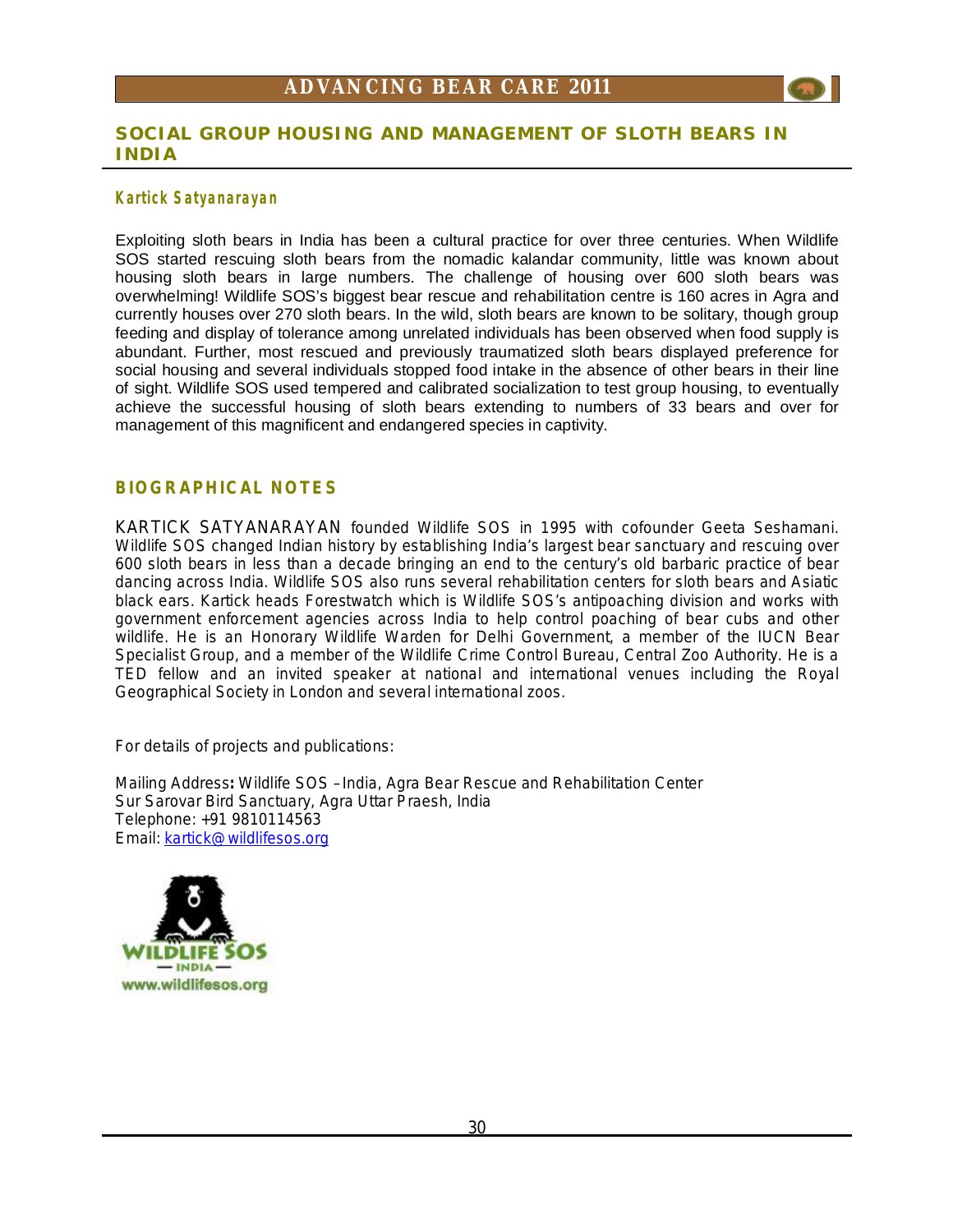## SOCIAL GROUP HOUSING AND MANAGEMENT OF SLOTH BEARS IN INDIA

### Kartick Satyanarayan

Exploiting sloth bears in India has been a cultural practice for over three centuries. When Wildlife SOS started rescuing sloth bears from the nomadic kalandar community, little was known about housing sloth bears in large numbers. The challenge of housing over 600 sloth bears was overwhelming! Wildlife SOS's biggest bear rescue and rehabilitation centre is 160 acres in Agra and currently houses over 270 sloth bears. In the wild, sloth bears are known to be solitary, though group feeding and display of tolerance among unrelated individuals has been observed when food supply is abundant. Further, most rescued and previously traumatized sloth bears displayed preference for social housing and several individuals stopped food intake in the absence of other bears in their line of sight. Wildlife SOS used tempered and calibrated socialization to test group housing, to eventually achieve the successful housing of sloth bears extending to numbers of 33 bears and over for management of this magnificent and endangered species in captivity.

### BIOGRAPHICAL NOTES

KARTICK SATYANARAYAN founded Wildlife SOS in 1995 with cofounder Geeta Seshamani. Wildlife SOS changed Indian history by establishing India's largest bear sanctuary and rescuing over 600 sloth bears in less than a decade bringing an end to the century's old barbaric practice of bear dancing across India. Wildlife SOS also runs several rehabilitation centers for sloth bears and Asiatic black ears. Kartick heads Forestwatch which is Wildlife SOS's antipoaching division and works with government enforcement agencies across India to help control poaching of bear cubs and other wildlife. He is an Honorary Wildlife Warden for Delhi Government, a member of the IUCN Bear Specialist Group, and a member of the Wildlife Crime Control Bureau, Central Zoo Authority. He is a TED fellow and an invited speaker at national and international venues including the Royal Geographical Society in London and several international zoos.

For details of projects and publications:

Mailing Address**:** Wildlife SOS –India, Agra Bear Rescue and Rehabilitation Center
Sur Sarovar Bird Sanctuary, Agra Uttar Praesh, India
Telephone: +91 9810114563
Email: kartick@wildlifesos.org

WILDLIFE SOS
— INDIA —
www.wildlifesos.org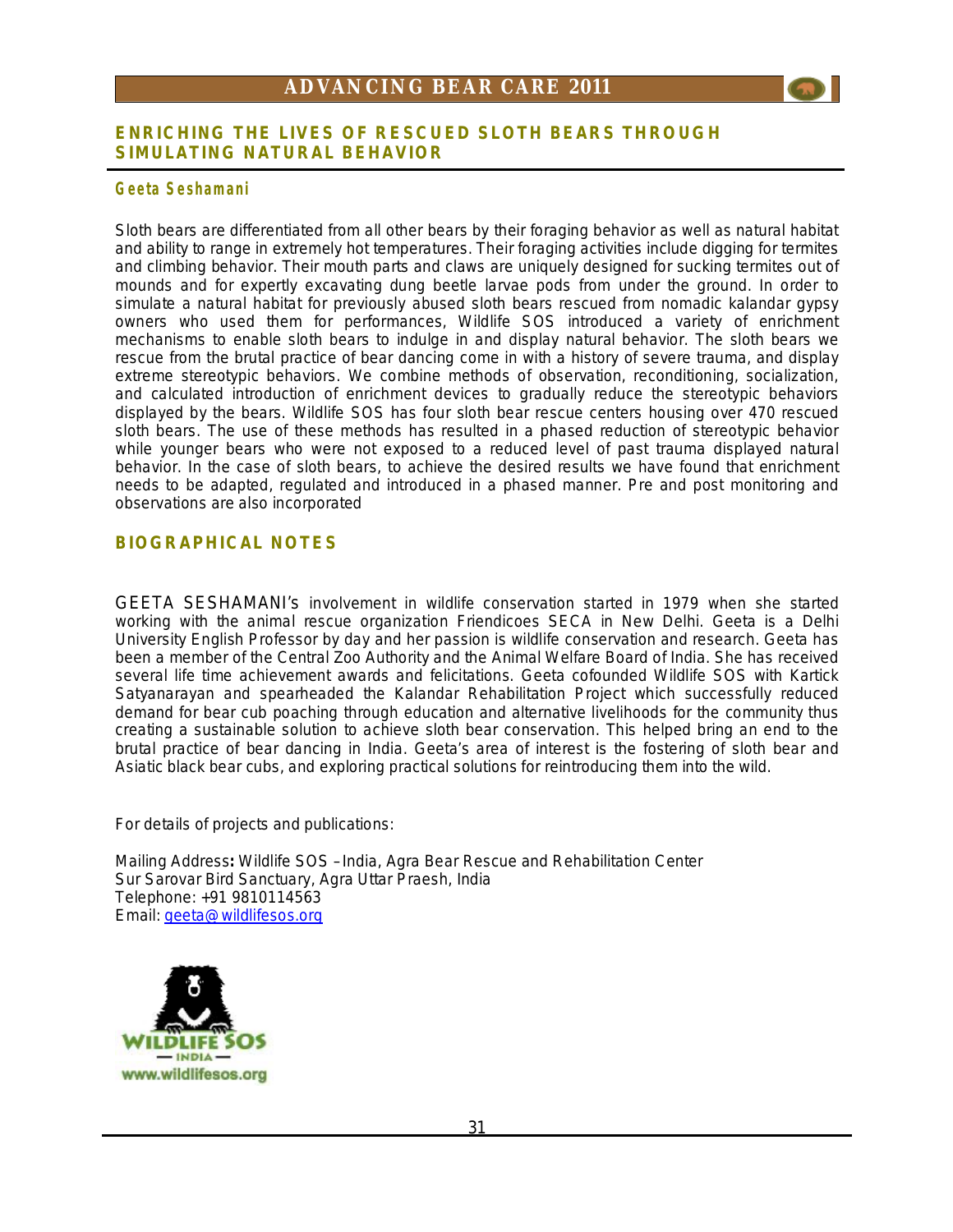## ENRICHING THE LIVES OF RESCUED SLOTH BEARS THROUGH SIMULATING NATURAL BEHAVIOR

**Geeta Seshamani**

Sloth bears are differentiated from all other bears by their foraging behavior as well as natural habitat and ability to range in extremely hot temperatures. Their foraging activities include digging for termites and climbing behavior. Their mouth parts and claws are uniquely designed for sucking termites out of mounds and for expertly excavating dung beetle larvae pods from under the ground. In order to simulate a natural habitat for previously abused sloth bears rescued from nomadic kalandar gypsy owners who used them for performances, Wildlife SOS introduced a variety of enrichment mechanisms to enable sloth bears to indulge in and display natural behavior. The sloth bears we rescue from the brutal practice of bear dancing come in with a history of severe trauma, and display extreme stereotypic behaviors. We combine methods of observation, reconditioning, socialization, and calculated introduction of enrichment devices to gradually reduce the stereotypic behaviors displayed by the bears. Wildlife SOS has four sloth bear rescue centers housing over 470 rescued sloth bears. The use of these methods has resulted in a phased reduction of stereotypic behavior while younger bears who were not exposed to a reduced level of past trauma displayed natural behavior. In the case of sloth bears, to achieve the desired results we have found that enrichment needs to be adapted, regulated and introduced in a phased manner. Pre and post monitoring and observations are also incorporated

## BIOGRAPHICAL NOTES

GEETA SESHAMANI's involvement in wildlife conservation started in 1979 when she started working with the animal rescue organization Friendicoes SECA in New Delhi. Geeta is a Delhi University English Professor by day and her passion is wildlife conservation and research. Geeta has been a member of the Central Zoo Authority and the Animal Welfare Board of India. She has received several life time achievement awards and felicitations. Geeta cofounded Wildlife SOS with Kartick Satyanarayan and spearheaded the Kalandar Rehabilitation Project which successfully reduced demand for bear cub poaching through education and alternative livelihoods for the community thus creating a sustainable solution to achieve sloth bear conservation. This helped bring an end to the brutal practice of bear dancing in India. Geeta's area of interest is the fostering of sloth bear and Asiatic black bear cubs, and exploring practical solutions for reintroducing them into the wild.

For details of projects and publications:

Mailing Address**:** Wildlife SOS –India, Agra Bear Rescue and Rehabilitation Center
Sur Sarovar Bird Sanctuary, Agra Uttar Praesh, India
Telephone: +91 9810114563
Email: geeta@wildlifesos.org

WILDLIFE SOS — INDIA —
www.wildlifesos.org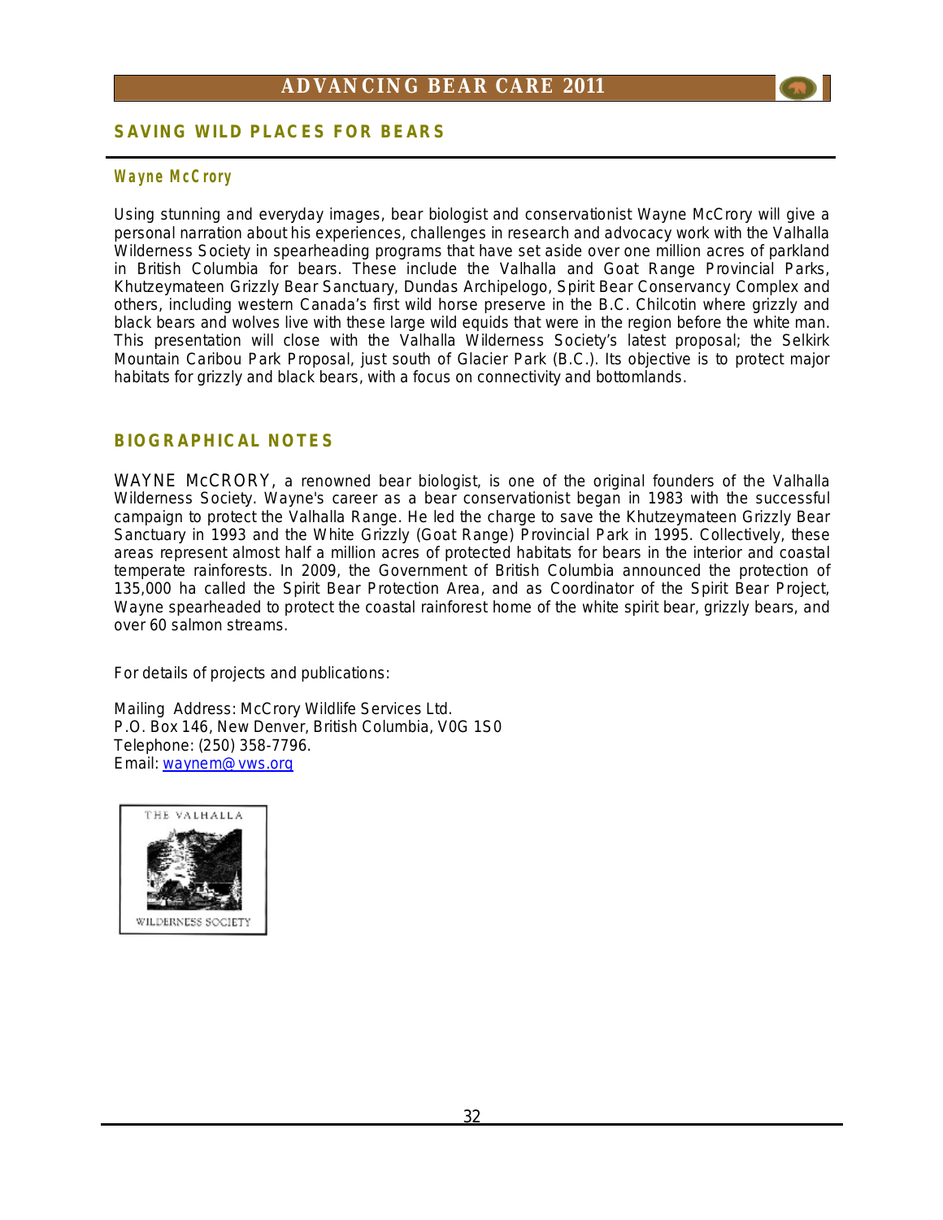## SAVING WILD PLACES FOR BEARS

### Wayne McCrory

Using stunning and everyday images, bear biologist and conservationist Wayne McCrory will give a personal narration about his experiences, challenges in research and advocacy work with the Valhalla Wilderness Society in spearheading programs that have set aside over one million acres of parkland in British Columbia for bears. These include the Valhalla and Goat Range Provincial Parks, Khutzeymateen Grizzly Bear Sanctuary, Dundas Archipelogo, Spirit Bear Conservancy Complex and others, including western Canada's first wild horse preserve in the B.C. Chilcotin where grizzly and black bears and wolves live with these large wild equids that were in the region before the white man. This presentation will close with the Valhalla Wilderness Society's latest proposal; the Selkirk Mountain Caribou Park Proposal, just south of Glacier Park (B.C.). Its objective is to protect major habitats for grizzly and black bears, with a focus on connectivity and bottomlands.

## BIOGRAPHICAL NOTES

WAYNE McCRORY, a renowned bear biologist, is one of the original founders of the Valhalla Wilderness Society. Wayne's career as a bear conservationist began in 1983 with the successful campaign to protect the Valhalla Range. He led the charge to save the Khutzeymateen Grizzly Bear Sanctuary in 1993 and the White Grizzly (Goat Range) Provincial Park in 1995. Collectively, these areas represent almost half a million acres of protected habitats for bears in the interior and coastal temperate rainforests. In 2009, the Government of British Columbia announced the protection of 135,000 ha called the Spirit Bear Protection Area, and as Coordinator of the Spirit Bear Project, Wayne spearheaded to protect the coastal rainforest home of the white spirit bear, grizzly bears, and over 60 salmon streams.

For details of projects and publications:

Mailing Address: McCrory Wildlife Services Ltd.
P.O. Box 146, New Denver, British Columbia, V0G 1S0
Telephone: (250) 358-7796.
Email: waynem@vws.org

THE VALHALLA WILDERNESS SOCIETY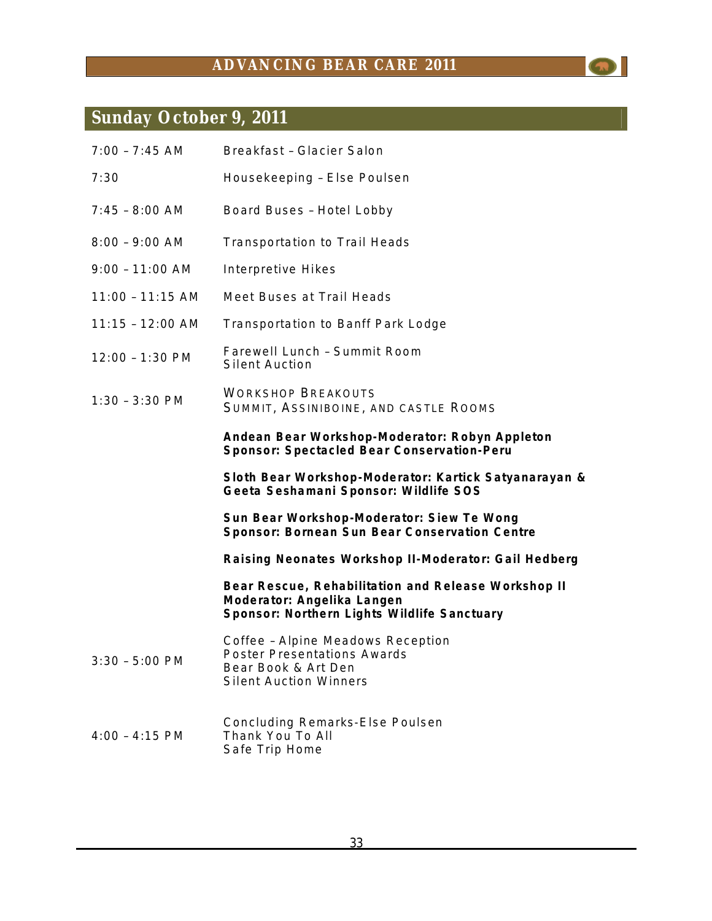## Sunday October 9, 2011

| | |
|---|---|
| 7:00 – 7:45 AM | Breakfast – Glacier Salon |
| 7:30 | Housekeeping – Else Poulsen |
| 7:45 – 8:00 AM | Board Buses – Hotel Lobby |
| 8:00 – 9:00 AM | Transportation to Trail Heads |
| 9:00 – 11:00 AM | Interpretive Hikes |
| 11:00 – 11:15 AM | Meet Buses at Trail Heads |
| 11:15 – 12:00 AM | Transportation to Banff Park Lodge |
| 12:00 – 1:30 PM | Farewell Lunch – Summit Room<br>Silent Auction |
| 1:30 – 3:30 PM | WORKSHOP BREAKOUTS<br>SUMMIT, ASSINIBOINE, AND CASTLE ROOMS |
| | **Andean Bear Workshop-Moderator: Robyn Appleton**<br>**Sponsor: Spectacled Bear Conservation-Peru** |
| | **Sloth Bear Workshop-Moderator: Kartick Satyanarayan & Geeta Seshamani Sponsor: Wildlife SOS** |
| | **Sun Bear Workshop-Moderator: Siew Te Wong**<br>**Sponsor: Bornean Sun Bear Conservation Centre** |
| | **Raising Neonates Workshop II-Moderator: Gail Hedberg** |
| | **Bear Rescue, Rehabilitation and Release Workshop II**<br>**Moderator: Angelika Langen**<br>**Sponsor: Northern Lights Wildlife Sanctuary** |
| 3:30 – 5:00 PM | Coffee – Alpine Meadows Reception<br>Poster Presentations Awards<br>Bear Book & Art Den<br>Silent Auction Winners |
| 4:00 – 4:15 PM | Concluding Remarks-Else Poulsen<br>Thank You To All<br>Safe Trip Home |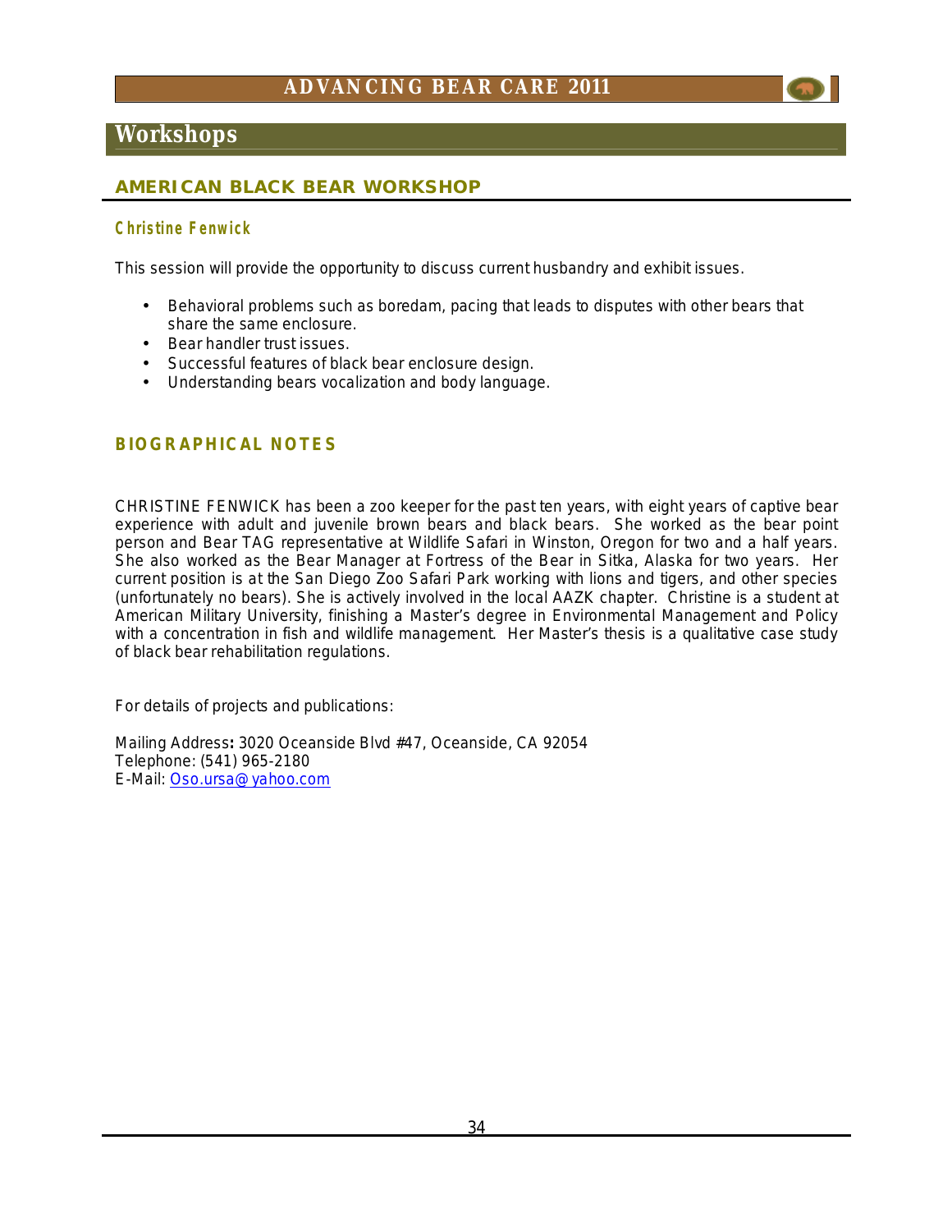## Workshops

### AMERICAN BLACK BEAR WORKSHOP

#### Christine Fenwick

This session will provide the opportunity to discuss current husbandry and exhibit issues.

- Behavioral problems such as boredam, pacing that leads to disputes with other bears that share the same enclosure.
- Bear handler trust issues.
- Successful features of black bear enclosure design.
- Understanding bears vocalization and body language.

### BIOGRAPHICAL NOTES

CHRISTINE FENWICK has been a zoo keeper for the past ten years, with eight years of captive bear experience with adult and juvenile brown bears and black bears. She worked as the bear point person and Bear TAG representative at Wildlife Safari in Winston, Oregon for two and a half years. She also worked as the Bear Manager at Fortress of the Bear in Sitka, Alaska for two years. Her current position is at the San Diego Zoo Safari Park working with lions and tigers, and other species (unfortunately no bears). She is actively involved in the local AAZK chapter. Christine is a student at American Military University, finishing a Master's degree in Environmental Management and Policy with a concentration in fish and wildlife management. Her Master's thesis is a qualitative case study of black bear rehabilitation regulations.

For details of projects and publications:

Mailing Address**:** 3020 Oceanside Blvd #47, Oceanside, CA 92054
Telephone: (541) 965-2180
E-Mail: Oso.ursa@yahoo.com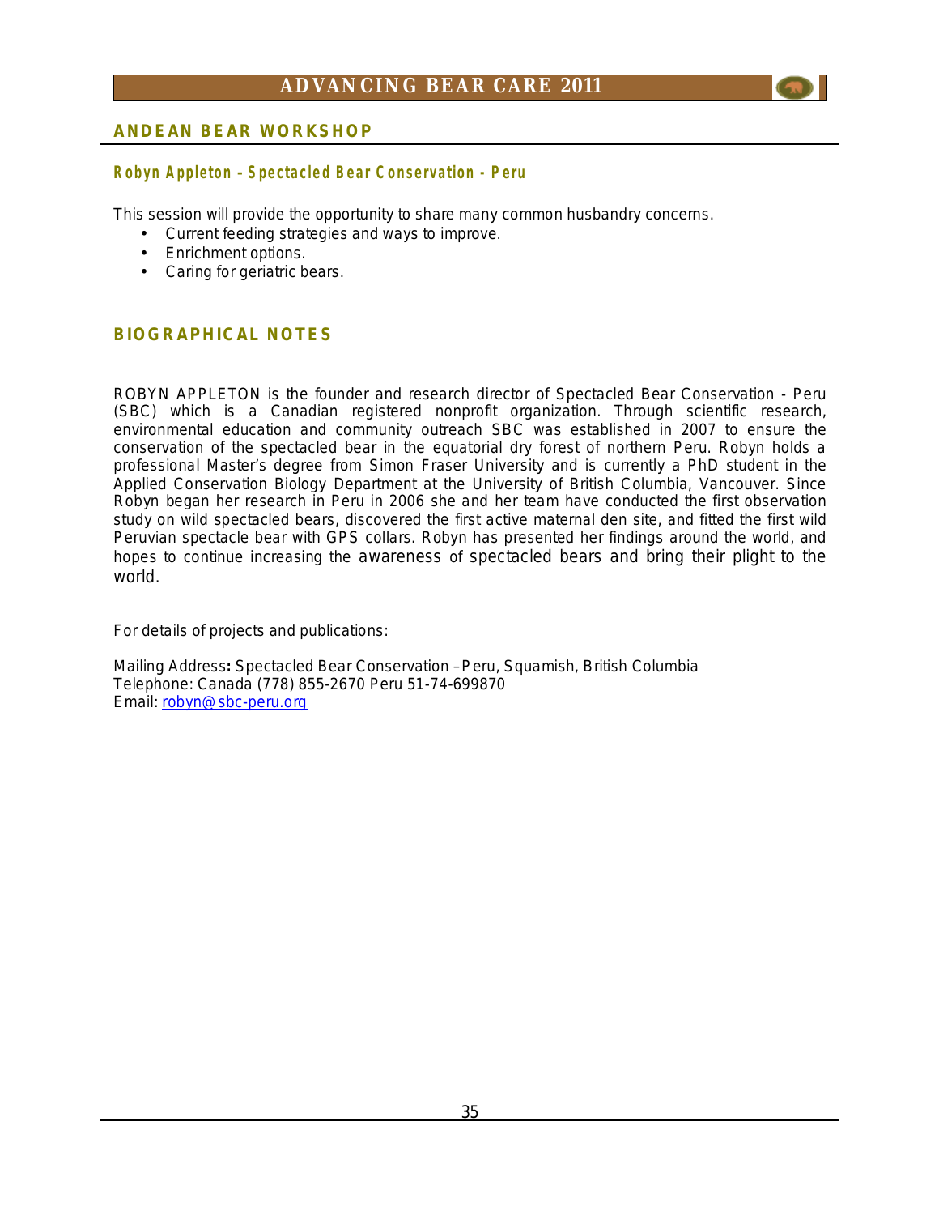## ANDEAN BEAR WORKSHOP

### Robyn Appleton – Spectacled Bear Conservation - Peru

This session will provide the opportunity to share many common husbandry concerns.

- Current feeding strategies and ways to improve.
- Enrichment options.
- Caring for geriatric bears.

## BIOGRAPHICAL NOTES

ROBYN APPLETON is the founder and research director of Spectacled Bear Conservation - Peru (SBC) which is a Canadian registered nonprofit organization. Through scientific research, environmental education and community outreach SBC was established in 2007 to ensure the conservation of the spectacled bear in the equatorial dry forest of northern Peru. Robyn holds a professional Master's degree from Simon Fraser University and is currently a PhD student in the Applied Conservation Biology Department at the University of British Columbia, Vancouver. Since Robyn began her research in Peru in 2006 she and her team have conducted the first observation study on wild spectacled bears, discovered the first active maternal den site, and fitted the first wild Peruvian spectacle bear with GPS collars. Robyn has presented her findings around the world, and hopes to continue increasing the awareness of spectacled bears and bring their plight to the world.

For details of projects and publications:

Mailing Address**:** Spectacled Bear Conservation –Peru, Squamish, British Columbia
Telephone: Canada (778) 855-2670 Peru 51-74-699870
Email: robyn@sbc-peru.org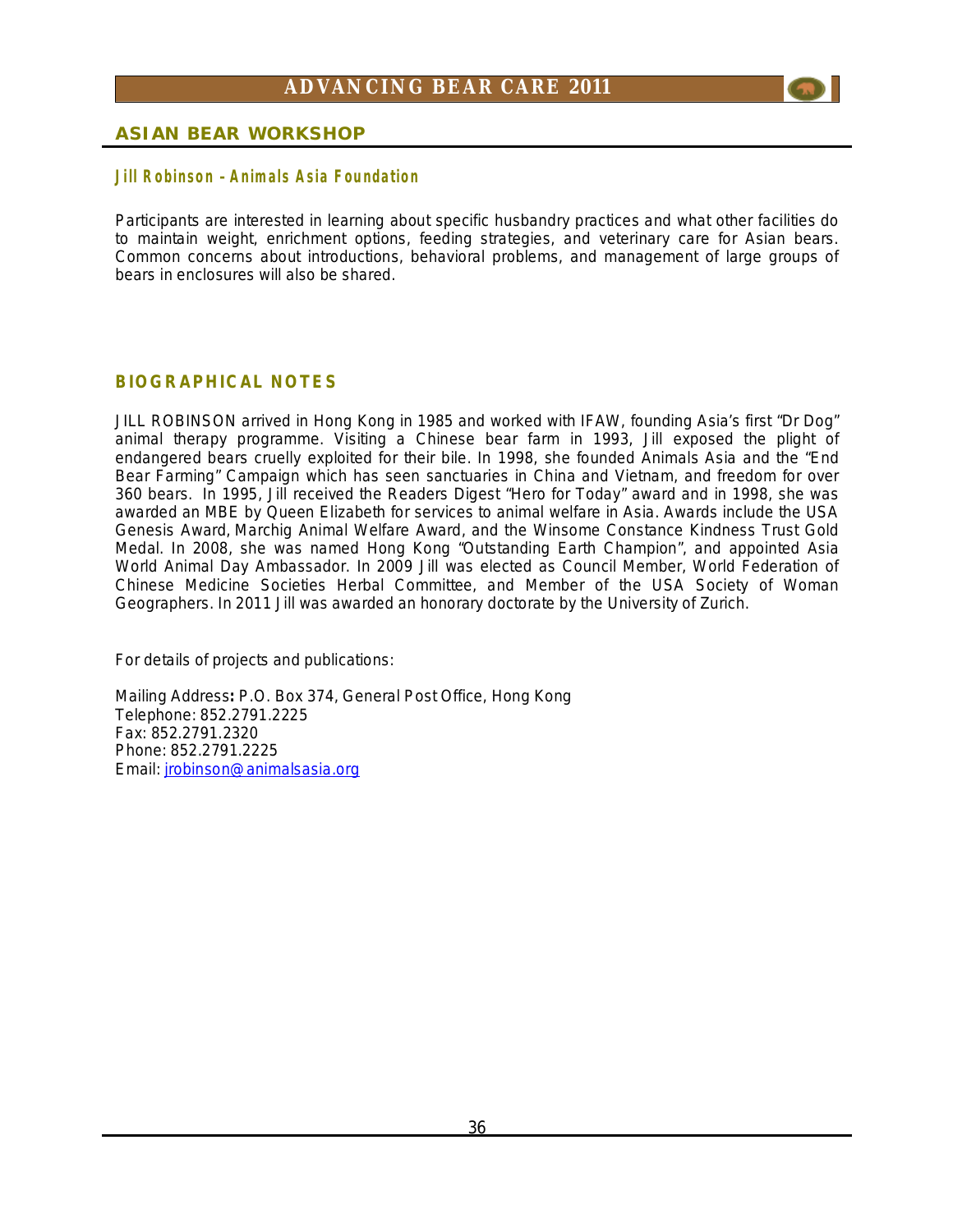## ASIAN BEAR WORKSHOP

### Jill Robinson – Animals Asia Foundation

Participants are interested in learning about specific husbandry practices and what other facilities do to maintain weight, enrichment options, feeding strategies, and veterinary care for Asian bears. Common concerns about introductions, behavioral problems, and management of large groups of bears in enclosures will also be shared.

### BIOGRAPHICAL NOTES

JILL ROBINSON arrived in Hong Kong in 1985 and worked with IFAW, founding Asia's first "Dr Dog" animal therapy programme. Visiting a Chinese bear farm in 1993, Jill exposed the plight of endangered bears cruelly exploited for their bile. In 1998, she founded Animals Asia and the "End Bear Farming" Campaign which has seen sanctuaries in China and Vietnam, and freedom for over 360 bears. In 1995, Jill received the Readers Digest "Hero for Today" award and in 1998, she was awarded an MBE by Queen Elizabeth for services to animal welfare in Asia. Awards include the USA Genesis Award, Marchig Animal Welfare Award, and the Winsome Constance Kindness Trust Gold Medal. In 2008, she was named Hong Kong "Outstanding Earth Champion", and appointed Asia World Animal Day Ambassador. In 2009 Jill was elected as Council Member, World Federation of Chinese Medicine Societies Herbal Committee, and Member of the USA Society of Woman Geographers. In 2011 Jill was awarded an honorary doctorate by the University of Zurich.

For details of projects and publications:

Mailing Address**:** P.O. Box 374, General Post Office, Hong Kong
Telephone: 852.2791.2225
Fax: 852.2791.2320
Phone: 852.2791.2225
Email: jrobinson@animalsasia.org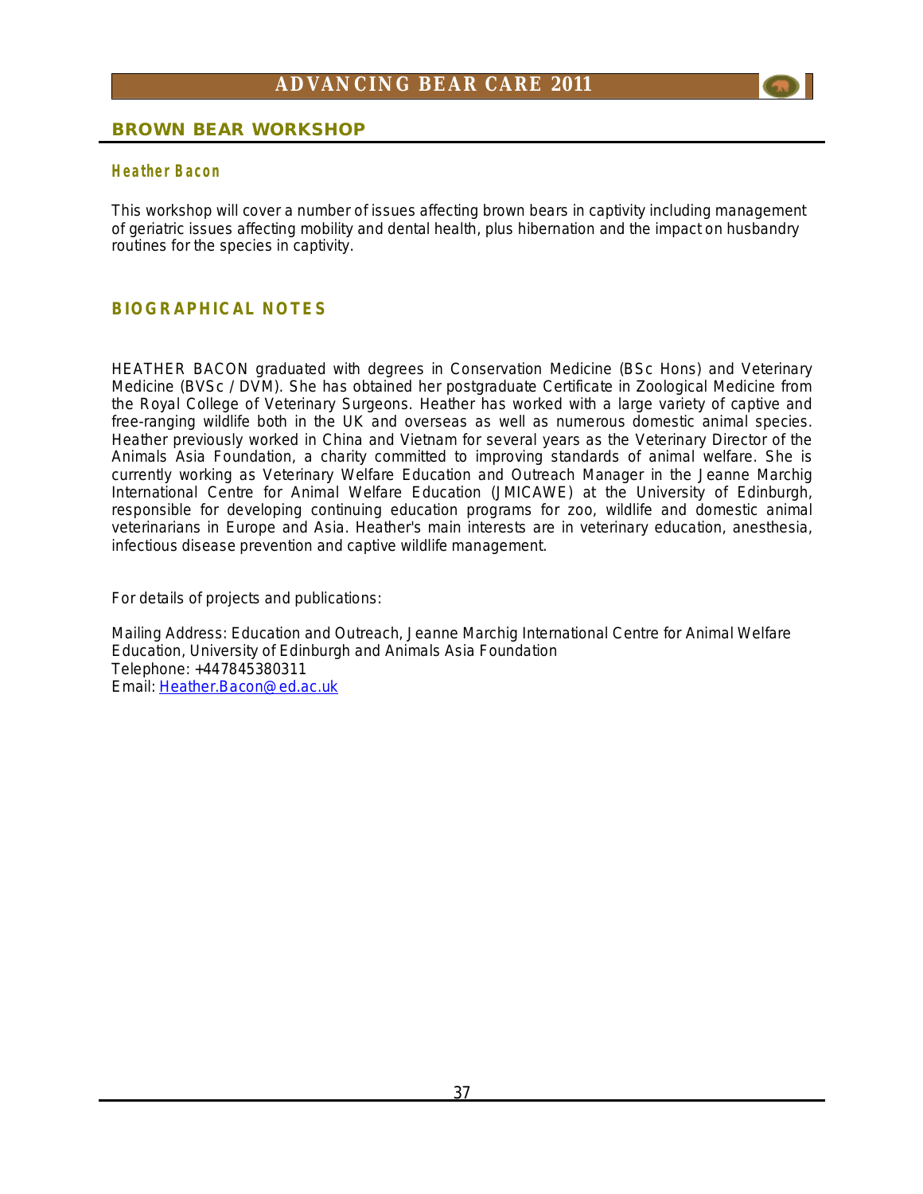## BROWN BEAR WORKSHOP

### Heather Bacon

This workshop will cover a number of issues affecting brown bears in captivity including management of geriatric issues affecting mobility and dental health, plus hibernation and the impact on husbandry routines for the species in captivity.

## BIOGRAPHICAL NOTES

HEATHER BACON graduated with degrees in Conservation Medicine (BSc Hons) and Veterinary Medicine (BVSc / DVM). She has obtained her postgraduate Certificate in Zoological Medicine from the Royal College of Veterinary Surgeons. Heather has worked with a large variety of captive and free-ranging wildlife both in the UK and overseas as well as numerous domestic animal species. Heather previously worked in China and Vietnam for several years as the Veterinary Director of the Animals Asia Foundation, a charity committed to improving standards of animal welfare. She is currently working as Veterinary Welfare Education and Outreach Manager in the Jeanne Marchig International Centre for Animal Welfare Education (JMICAWE) at the University of Edinburgh, responsible for developing continuing education programs for zoo, wildlife and domestic animal veterinarians in Europe and Asia. Heather's main interests are in veterinary education, anesthesia, infectious disease prevention and captive wildlife management.

For details of projects and publications:

Mailing Address: Education and Outreach, Jeanne Marchig International Centre for Animal Welfare Education, University of Edinburgh and Animals Asia Foundation
Telephone: +447845380311
Email: Heather.Bacon@ed.ac.uk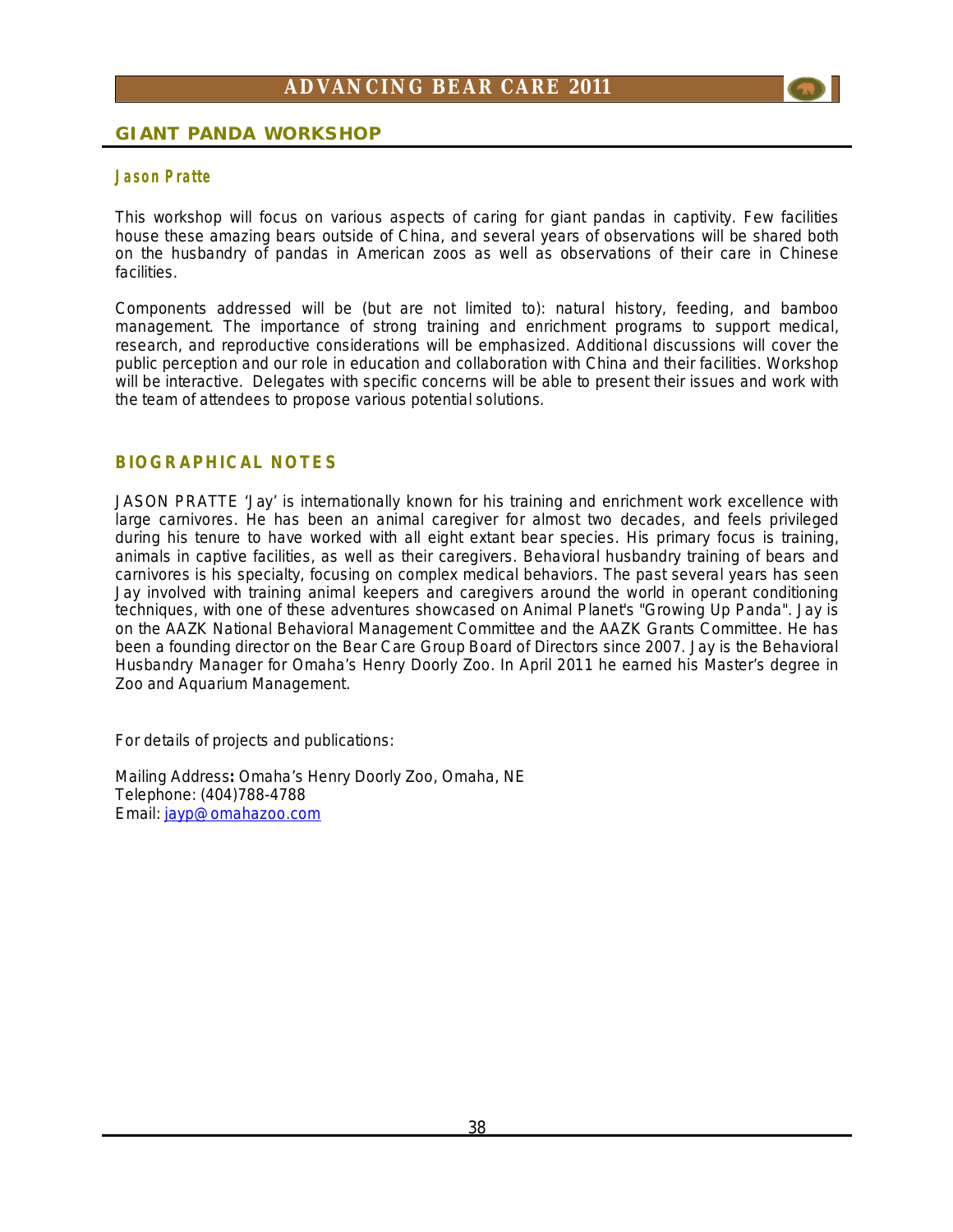## GIANT PANDA WORKSHOP

### *Jason Pratte*

This workshop will focus on various aspects of caring for giant pandas in captivity. Few facilities house these amazing bears outside of China, and several years of observations will be shared both on the husbandry of pandas in American zoos as well as observations of their care in Chinese facilities.

Components addressed will be (but are not limited to): natural history, feeding, and bamboo management. The importance of strong training and enrichment programs to support medical, research, and reproductive considerations will be emphasized. Additional discussions will cover the public perception and our role in education and collaboration with China and their facilities. Workshop will be interactive. Delegates with specific concerns will be able to present their issues and work with the team of attendees to propose various potential solutions.

## BIOGRAPHICAL NOTES

JASON PRATTE 'Jay' is internationally known for his training and enrichment work excellence with large carnivores. He has been an animal caregiver for almost two decades, and feels privileged during his tenure to have worked with all eight extant bear species. His primary focus is training, animals in captive facilities, as well as their caregivers. Behavioral husbandry training of bears and carnivores is his specialty, focusing on complex medical behaviors. The past several years has seen Jay involved with training animal keepers and caregivers around the world in operant conditioning techniques, with one of these adventures showcased on Animal Planet's "Growing Up Panda". Jay is on the AAZK National Behavioral Management Committee and the AAZK Grants Committee. He has been a founding director on the Bear Care Group Board of Directors since 2007. Jay is the Behavioral Husbandry Manager for Omaha's Henry Doorly Zoo. In April 2011 he earned his Master's degree in Zoo and Aquarium Management.

For details of projects and publications:

Mailing Address**:** Omaha's Henry Doorly Zoo, Omaha, NE
Telephone: (404)788-4788
Email: jayp@omahazoo.com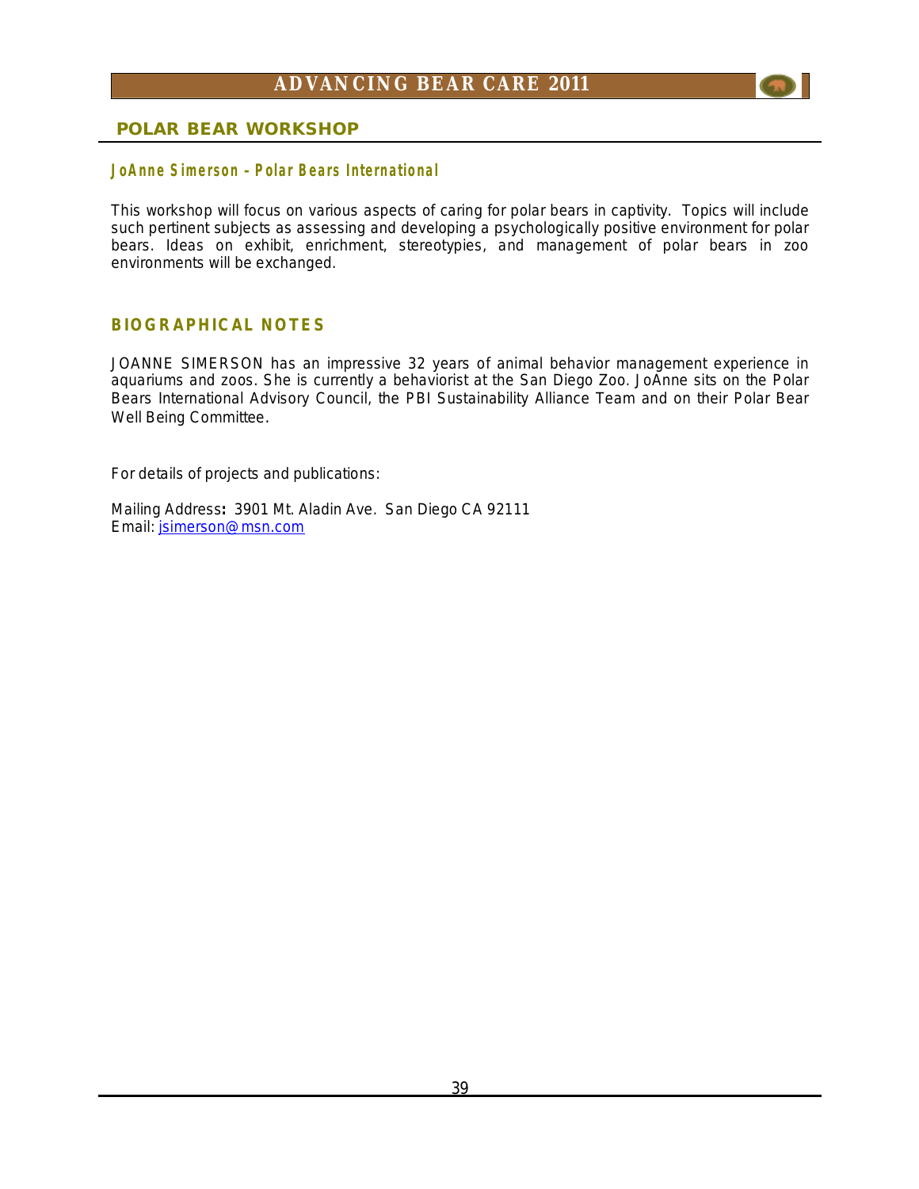## POLAR BEAR WORKSHOP

### JoAnne Simerson – Polar Bears International

This workshop will focus on various aspects of caring for polar bears in captivity. Topics will include such pertinent subjects as assessing and developing a psychologically positive environment for polar bears. Ideas on exhibit, enrichment, stereotypies, and management of polar bears in zoo environments will be exchanged.

### BIOGRAPHICAL NOTES

JOANNE SIMERSON has an impressive 32 years of animal behavior management experience in aquariums and zoos. She is currently a behaviorist at the San Diego Zoo. JoAnne sits on the Polar Bears International Advisory Council, the PBI Sustainability Alliance Team and on their Polar Bear Well Being Committee.

For details of projects and publications:

Mailing Address**:** 3901 Mt. Aladin Ave. San Diego CA 92111
Email: jsimerson@msn.com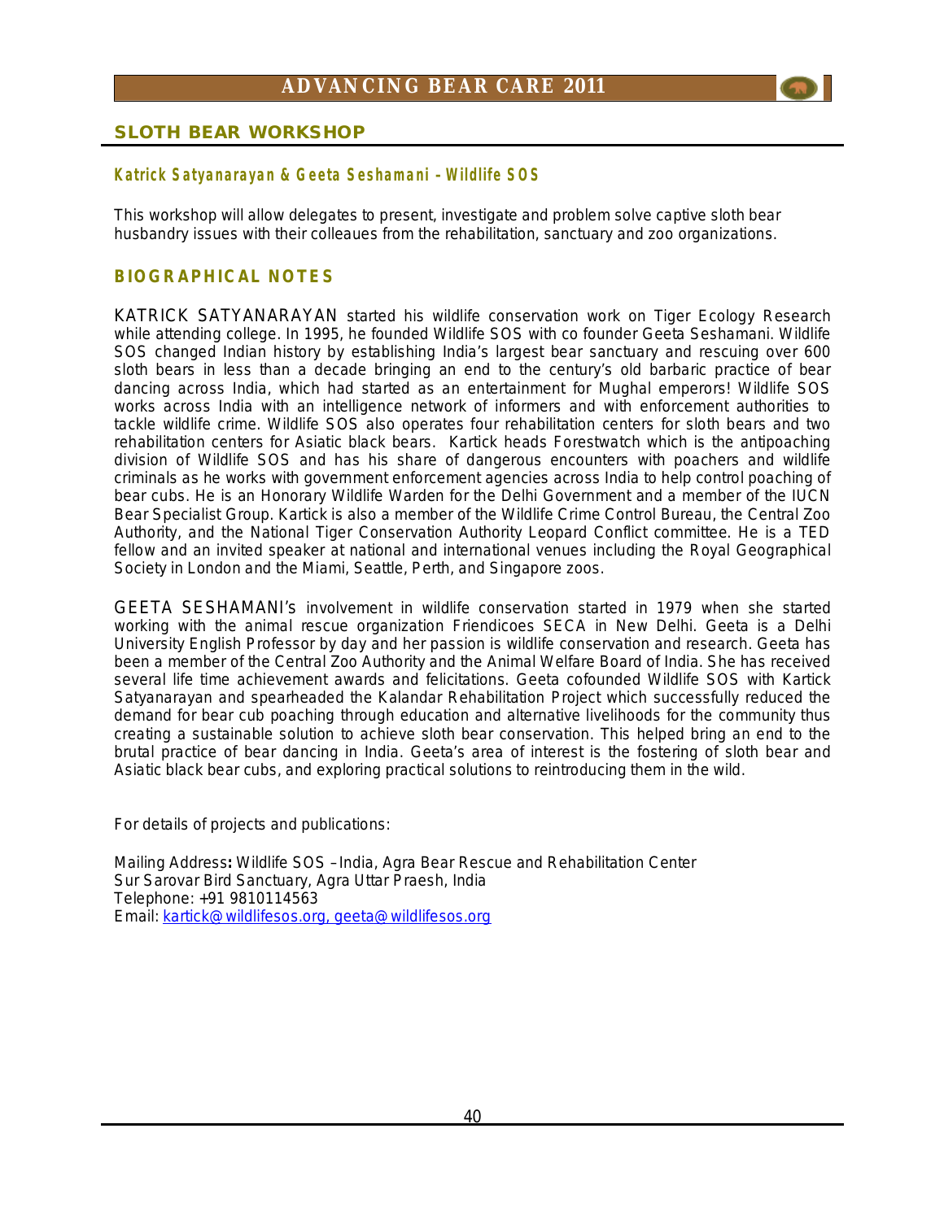## SLOTH BEAR WORKSHOP

### Katrick Satyanarayan & Geeta Seshamani - Wildlife SOS

This workshop will allow delegates to present, investigate and problem solve captive sloth bear husbandry issues with their colleaues from the rehabilitation, sanctuary and zoo organizations.

### BIOGRAPHICAL NOTES

KATRICK SATYANARAYAN started his wildlife conservation work on Tiger Ecology Research while attending college. In 1995, he founded Wildlife SOS with co founder Geeta Seshamani. Wildlife SOS changed Indian history by establishing India's largest bear sanctuary and rescuing over 600 sloth bears in less than a decade bringing an end to the century's old barbaric practice of bear dancing across India, which had started as an entertainment for Mughal emperors! Wildlife SOS works across India with an intelligence network of informers and with enforcement authorities to tackle wildlife crime. Wildlife SOS also operates four rehabilitation centers for sloth bears and two rehabilitation centers for Asiatic black bears. Kartick heads Forestwatch which is the antipoaching division of Wildlife SOS and has his share of dangerous encounters with poachers and wildlife criminals as he works with government enforcement agencies across India to help control poaching of bear cubs. He is an Honorary Wildlife Warden for the Delhi Government and a member of the IUCN Bear Specialist Group. Kartick is also a member of the Wildlife Crime Control Bureau, the Central Zoo Authority, and the National Tiger Conservation Authority Leopard Conflict committee. He is a TED fellow and an invited speaker at national and international venues including the Royal Geographical Society in London and the Miami, Seattle, Perth, and Singapore zoos.

GEETA SESHAMANI's involvement in wildlife conservation started in 1979 when she started working with the animal rescue organization Friendicoes SECA in New Delhi. Geeta is a Delhi University English Professor by day and her passion is wildlife conservation and research. Geeta has been a member of the Central Zoo Authority and the Animal Welfare Board of India. She has received several life time achievement awards and felicitations. Geeta cofounded Wildlife SOS with Kartick Satyanarayan and spearheaded the Kalandar Rehabilitation Project which successfully reduced the demand for bear cub poaching through education and alternative livelihoods for the community thus creating a sustainable solution to achieve sloth bear conservation. This helped bring an end to the brutal practice of bear dancing in India. Geeta's area of interest is the fostering of sloth bear and Asiatic black bear cubs, and exploring practical solutions to reintroducing them in the wild.

For details of projects and publications:

Mailing Address**:** Wildlife SOS – India, Agra Bear Rescue and Rehabilitation Center
Sur Sarovar Bird Sanctuary, Agra Uttar Praesh, India
Telephone: +91 9810114563
Email: kartick@wildlifesos.org, geeta@wildlifesos.org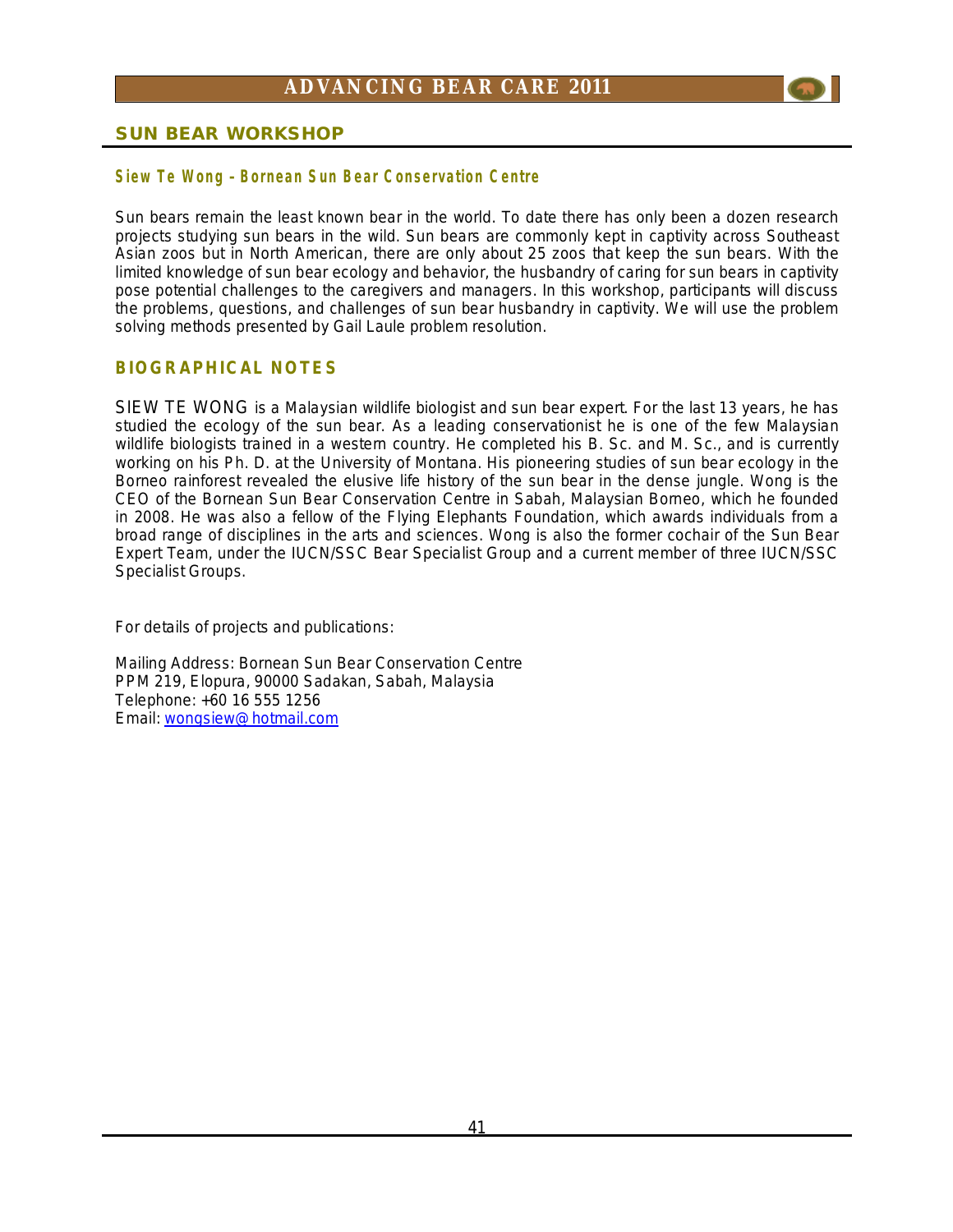## SUN BEAR WORKSHOP

### Siew Te Wong - Bornean Sun Bear Conservation Centre

Sun bears remain the least known bear in the world. To date there has only been a dozen research projects studying sun bears in the wild. Sun bears are commonly kept in captivity across Southeast Asian zoos but in North American, there are only about 25 zoos that keep the sun bears. With the limited knowledge of sun bear ecology and behavior, the husbandry of caring for sun bears in captivity pose potential challenges to the caregivers and managers. In this workshop, participants will discuss the problems, questions, and challenges of sun bear husbandry in captivity. We will use the problem solving methods presented by Gail Laule problem resolution.

## BIOGRAPHICAL NOTES

SIEW TE WONG is a Malaysian wildlife biologist and sun bear expert. For the last 13 years, he has studied the ecology of the sun bear. As a leading conservationist he is one of the few Malaysian wildlife biologists trained in a western country. He completed his B. Sc. and M. Sc., and is currently working on his Ph. D. at the University of Montana. His pioneering studies of sun bear ecology in the Borneo rainforest revealed the elusive life history of the sun bear in the dense jungle. Wong is the CEO of the Bornean Sun Bear Conservation Centre in Sabah, Malaysian Borneo, which he founded in 2008. He was also a fellow of the Flying Elephants Foundation, which awards individuals from a broad range of disciplines in the arts and sciences. Wong is also the former cochair of the Sun Bear Expert Team, under the IUCN/SSC Bear Specialist Group and a current member of three IUCN/SSC Specialist Groups.

For details of projects and publications:

Mailing Address: Bornean Sun Bear Conservation Centre
PPM 219, Elopura, 90000 Sadakan, Sabah, Malaysia
Telephone: +60 16 555 1256
Email: wongsiew@hotmail.com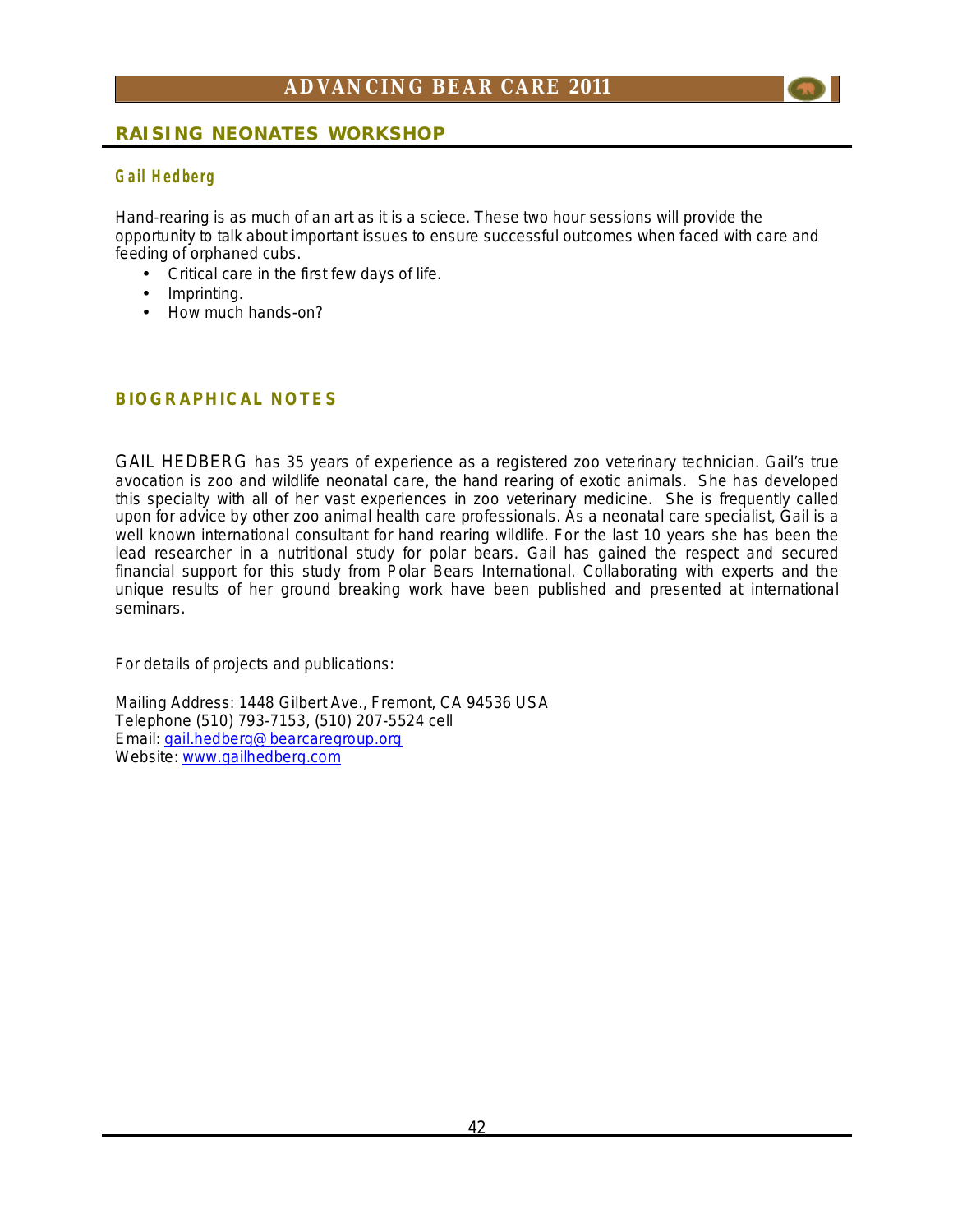## RAISING NEONATES WORKSHOP

### Gail Hedberg

Hand-rearing is as much of an art as it is a sciece. These two hour sessions will provide the opportunity to talk about important issues to ensure successful outcomes when faced with care and feeding of orphaned cubs.

- Critical care in the first few days of life.
- Imprinting.
- How much hands-on?

## BIOGRAPHICAL NOTES

GAIL HEDBERG has 35 years of experience as a registered zoo veterinary technician. Gail's true avocation is zoo and wildlife neonatal care, the hand rearing of exotic animals. She has developed this specialty with all of her vast experiences in zoo veterinary medicine. She is frequently called upon for advice by other zoo animal health care professionals. As a neonatal care specialist, Gail is a well known international consultant for hand rearing wildlife. For the last 10 years she has been the lead researcher in a nutritional study for polar bears. Gail has gained the respect and secured financial support for this study from Polar Bears International. Collaborating with experts and the unique results of her ground breaking work have been published and presented at international seminars.

For details of projects and publications:

Mailing Address: 1448 Gilbert Ave., Fremont, CA 94536 USA
Telephone (510) 793-7153, (510) 207-5524 cell
Email: gail.hedberg@bearcaregroup.org
Website: www.gailhedberg.com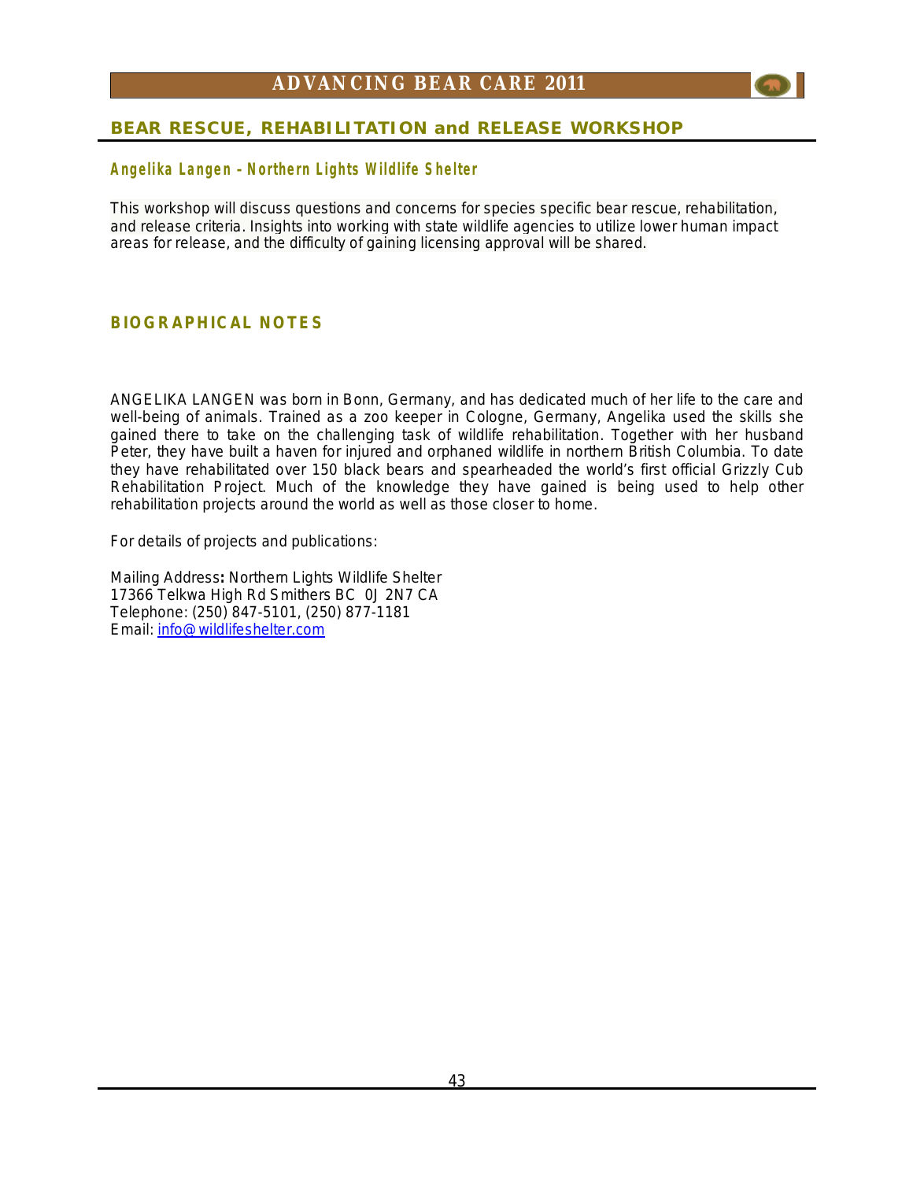## BEAR RESCUE, REHABILITATION and RELEASE WORKSHOP

### Angelika Langen - Northern Lights Wildlife Shelter

This workshop will discuss questions and concerns for species specific bear rescue, rehabilitation, and release criteria. Insights into working with state wildlife agencies to utilize lower human impact areas for release, and the difficulty of gaining licensing approval will be shared.

### BIOGRAPHICAL NOTES

ANGELIKA LANGEN was born in Bonn, Germany, and has dedicated much of her life to the care and well-being of animals. Trained as a zoo keeper in Cologne, Germany, Angelika used the skills she gained there to take on the challenging task of wildlife rehabilitation. Together with her husband Peter, they have built a haven for injured and orphaned wildlife in northern British Columbia. To date they have rehabilitated over 150 black bears and spearheaded the world's first official Grizzly Cub Rehabilitation Project. Much of the knowledge they have gained is being used to help other rehabilitation projects around the world as well as those closer to home.

For details of projects and publications:

Mailing Address**:** Northern Lights Wildlife Shelter
17366 Telkwa High Rd Smithers BC 0J 2N7 CA
Telephone: (250) 847-5101, (250) 877-1181
Email: info@wildlifeshelter.com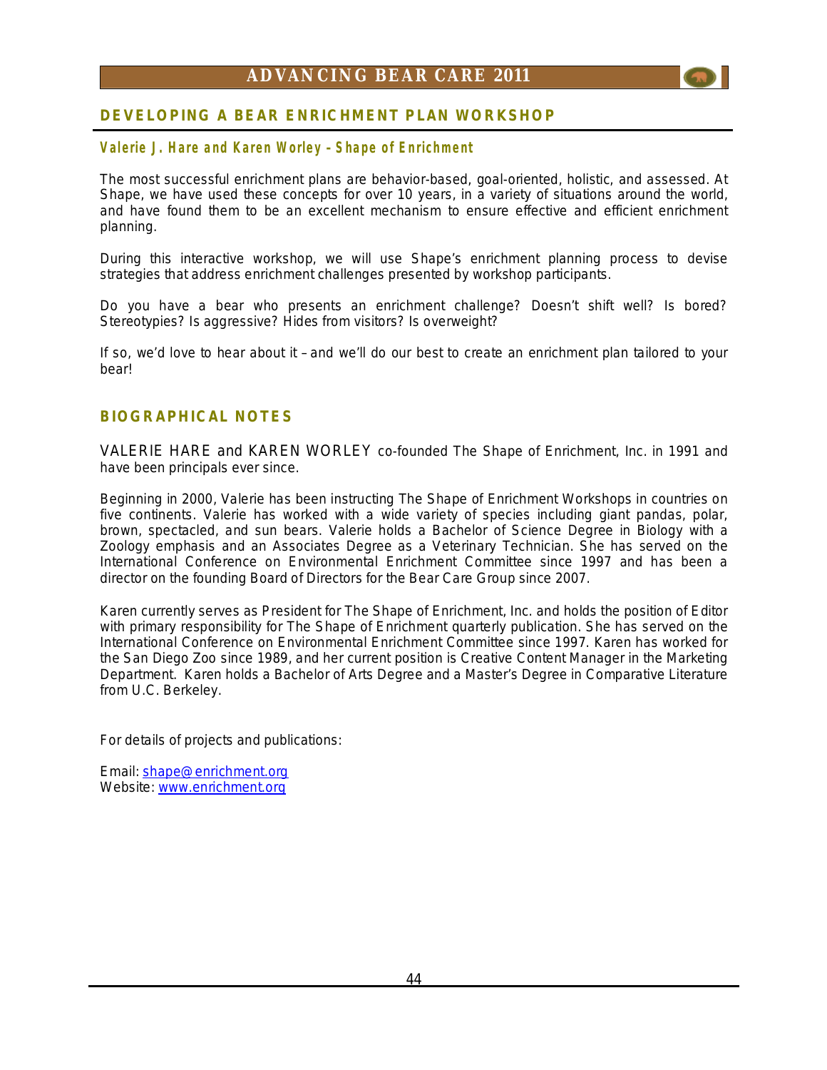## DEVELOPING A BEAR ENRICHMENT PLAN WORKSHOP

### Valerie J. Hare and Karen Worley - Shape of Enrichment

The most successful enrichment plans are behavior-based, goal-oriented, holistic, and assessed. At Shape, we have used these concepts for over 10 years, in a variety of situations around the world, and have found them to be an excellent mechanism to ensure effective and efficient enrichment planning.

During this interactive workshop, we will use Shape's enrichment planning process to devise strategies that address enrichment challenges presented by workshop participants.

Do you have a bear who presents an enrichment challenge? Doesn't shift well? Is bored? Stereotypies? Is aggressive? Hides from visitors? Is overweight?

If so, we'd love to hear about it – and we'll do our best to create an enrichment plan tailored to your bear!

## BIOGRAPHICAL NOTES

VALERIE HARE and KAREN WORLEY co-founded The Shape of Enrichment, Inc. in 1991 and have been principals ever since.

Beginning in 2000, Valerie has been instructing The Shape of Enrichment Workshops in countries on five continents. Valerie has worked with a wide variety of species including giant pandas, polar, brown, spectacled, and sun bears. Valerie holds a Bachelor of Science Degree in Biology with a Zoology emphasis and an Associates Degree as a Veterinary Technician. She has served on the International Conference on Environmental Enrichment Committee since 1997 and has been a director on the founding Board of Directors for the Bear Care Group since 2007.

Karen currently serves as President for The Shape of Enrichment, Inc. and holds the position of Editor with primary responsibility for The Shape of Enrichment quarterly publication. She has served on the International Conference on Environmental Enrichment Committee since 1997. Karen has worked for the San Diego Zoo since 1989, and her current position is Creative Content Manager in the Marketing Department. Karen holds a Bachelor of Arts Degree and a Master's Degree in Comparative Literature from U.C. Berkeley.

For details of projects and publications:

Email: shape@enrichment.org
Website: www.enrichment.org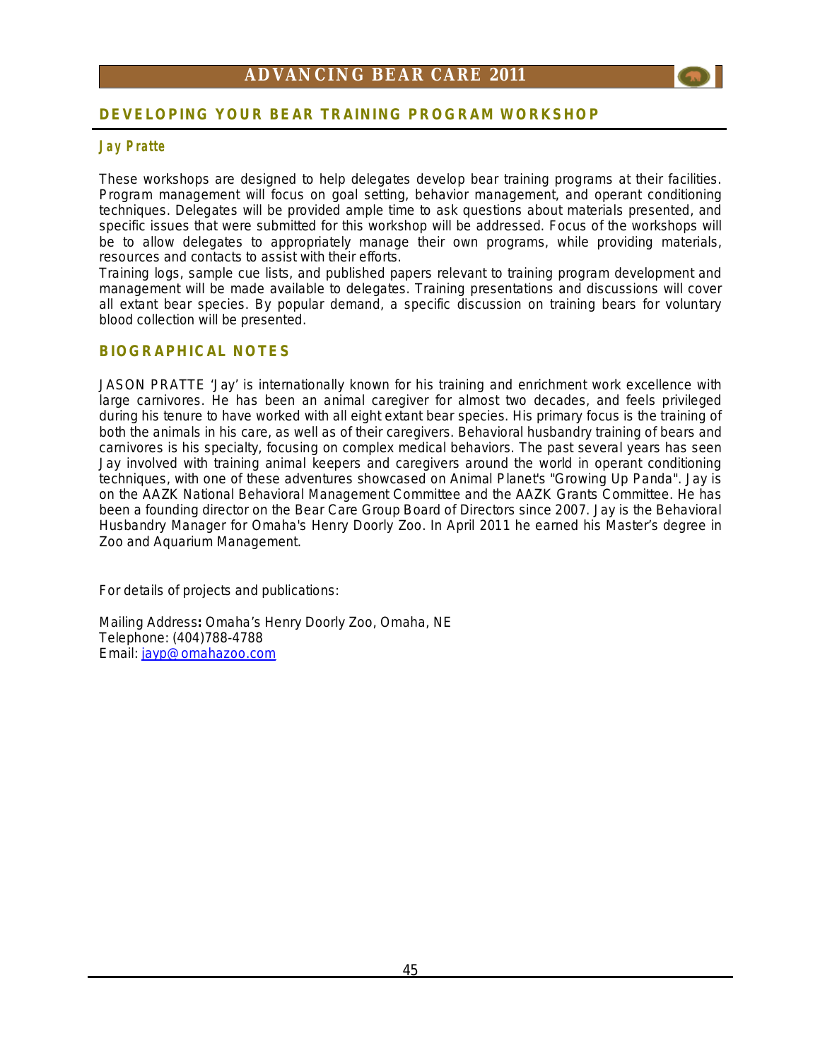## DEVELOPING YOUR BEAR TRAINING PROGRAM WORKSHOP

### Jay Pratte

These workshops are designed to help delegates develop bear training programs at their facilities. Program management will focus on goal setting, behavior management, and operant conditioning techniques. Delegates will be provided ample time to ask questions about materials presented, and specific issues that were submitted for this workshop will be addressed. Focus of the workshops will be to allow delegates to appropriately manage their own programs, while providing materials, resources and contacts to assist with their efforts.

Training logs, sample cue lists, and published papers relevant to training program development and management will be made available to delegates. Training presentations and discussions will cover all extant bear species. By popular demand, a specific discussion on training bears for voluntary blood collection will be presented.

## BIOGRAPHICAL NOTES

JASON PRATTE 'Jay' is internationally known for his training and enrichment work excellence with large carnivores. He has been an animal caregiver for almost two decades, and feels privileged during his tenure to have worked with all eight extant bear species. His primary focus is the training of both the animals in his care, as well as of their caregivers. Behavioral husbandry training of bears and carnivores is his specialty, focusing on complex medical behaviors. The past several years has seen Jay involved with training animal keepers and caregivers around the world in operant conditioning techniques, with one of these adventures showcased on Animal Planet's "Growing Up Panda". Jay is on the AAZK National Behavioral Management Committee and the AAZK Grants Committee. He has been a founding director on the Bear Care Group Board of Directors since 2007. Jay is the Behavioral Husbandry Manager for Omaha's Henry Doorly Zoo. In April 2011 he earned his Master's degree in Zoo and Aquarium Management.

For details of projects and publications:

Mailing Address**:** Omaha's Henry Doorly Zoo, Omaha, NE
Telephone: (404)788-4788
Email: jayp@omahazoo.com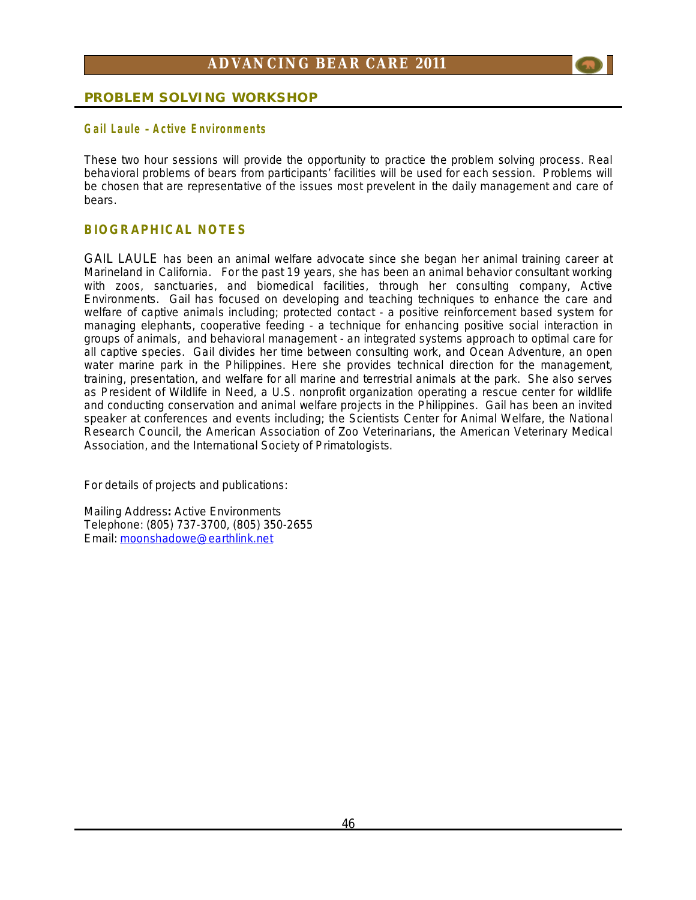## PROBLEM SOLVING WORKSHOP

### Gail Laule – Active Environments

These two hour sessions will provide the opportunity to practice the problem solving process. Real behavioral problems of bears from participants' facilities will be used for each session. Problems will be chosen that are representative of the issues most prevelent in the daily management and care of bears.

### BIOGRAPHICAL NOTES

GAIL LAULE has been an animal welfare advocate since she began her animal training career at Marineland in California. For the past 19 years, she has been an animal behavior consultant working with zoos, sanctuaries, and biomedical facilities, through her consulting company, Active Environments. Gail has focused on developing and teaching techniques to enhance the care and welfare of captive animals including; protected contact - a positive reinforcement based system for managing elephants, cooperative feeding - a technique for enhancing positive social interaction in groups of animals, and behavioral management - an integrated systems approach to optimal care for all captive species. Gail divides her time between consulting work, and Ocean Adventure, an open water marine park in the Philippines. Here she provides technical direction for the management, training, presentation, and welfare for all marine and terrestrial animals at the park. She also serves as President of Wildlife in Need, a U.S. nonprofit organization operating a rescue center for wildlife and conducting conservation and animal welfare projects in the Philippines. Gail has been an invited speaker at conferences and events including; the Scientists Center for Animal Welfare, the National Research Council, the American Association of Zoo Veterinarians, the American Veterinary Medical Association, and the International Society of Primatologists.

For details of projects and publications:

Mailing Address**:** Active Environments
Telephone: (805) 737-3700, (805) 350-2655
Email: moonshadowe@earthlink.net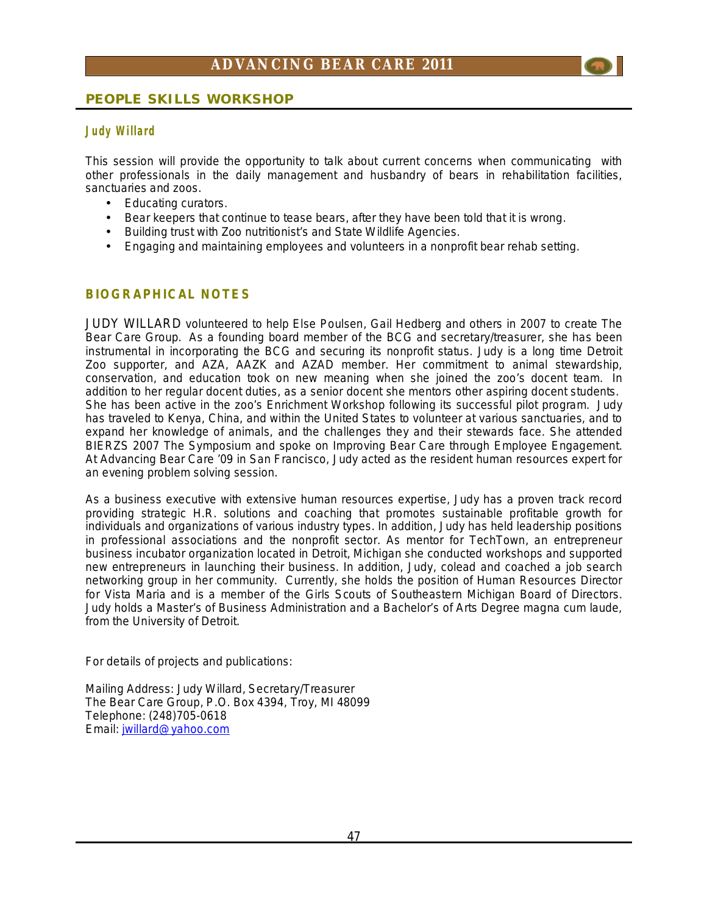## PEOPLE SKILLS WORKSHOP

### Judy Willard

This session will provide the opportunity to talk about current concerns when communicating with other professionals in the daily management and husbandry of bears in rehabilitation facilities, sanctuaries and zoos.

- Educating curators.
- Bear keepers that continue to tease bears, after they have been told that it is wrong.
- Building trust with Zoo nutritionist's and State Wildlife Agencies.
- Engaging and maintaining employees and volunteers in a nonprofit bear rehab setting.

## BIOGRAPHICAL NOTES

JUDY WILLARD volunteered to help Else Poulsen, Gail Hedberg and others in 2007 to create The Bear Care Group. As a founding board member of the BCG and secretary/treasurer, she has been instrumental in incorporating the BCG and securing its nonprofit status. Judy is a long time Detroit Zoo supporter, and AZA, AAZK and AZAD member. Her commitment to animal stewardship, conservation, and education took on new meaning when she joined the zoo's docent team. In addition to her regular docent duties, as a senior docent she mentors other aspiring docent students. She has been active in the zoo's Enrichment Workshop following its successful pilot program. Judy has traveled to Kenya, China, and within the United States to volunteer at various sanctuaries, and to expand her knowledge of animals, and the challenges they and their stewards face. She attended BIERZS 2007 The Symposium and spoke on Improving Bear Care through Employee Engagement. At Advancing Bear Care '09 in San Francisco, Judy acted as the resident human resources expert for an evening problem solving session.

As a business executive with extensive human resources expertise, Judy has a proven track record providing strategic H.R. solutions and coaching that promotes sustainable profitable growth for individuals and organizations of various industry types. In addition, Judy has held leadership positions in professional associations and the nonprofit sector. As mentor for TechTown, an entrepreneur business incubator organization located in Detroit, Michigan she conducted workshops and supported new entrepreneurs in launching their business. In addition, Judy, colead and coached a job search networking group in her community. Currently, she holds the position of Human Resources Director for Vista Maria and is a member of the Girls Scouts of Southeastern Michigan Board of Directors. Judy holds a Master's of Business Administration and a Bachelor's of Arts Degree magna cum laude, from the University of Detroit.

For details of projects and publications:

Mailing Address: Judy Willard, Secretary/Treasurer
The Bear Care Group, P.O. Box 4394, Troy, MI 48099
Telephone: (248)705-0618
Email: jwillard@yahoo.com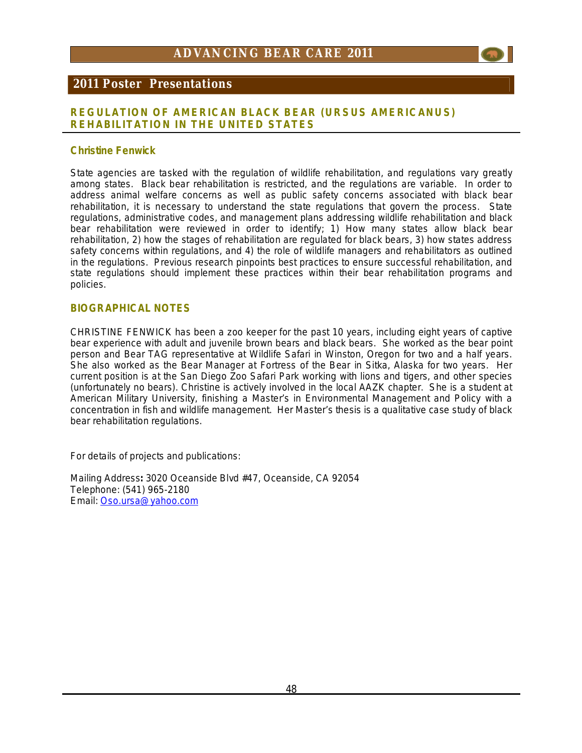## 2011 Poster Presentations

### REGULATION OF AMERICAN BLACK BEAR (URSUS AMERICANUS) REHABILITATION IN THE UNITED STATES

**Christine Fenwick**

State agencies are tasked with the regulation of wildlife rehabilitation, and regulations vary greatly among states. Black bear rehabilitation is restricted, and the regulations are variable. In order to address animal welfare concerns as well as public safety concerns associated with black bear rehabilitation, it is necessary to understand the state regulations that govern the process. State regulations, administrative codes, and management plans addressing wildlife rehabilitation and black bear rehabilitation were reviewed in order to identify; 1) How many states allow black bear rehabilitation, 2) how the stages of rehabilitation are regulated for black bears, 3) how states address safety concerns within regulations, and 4) the role of wildlife managers and rehabilitators as outlined in the regulations. Previous research pinpoints best practices to ensure successful rehabilitation, and state regulations should implement these practices within their bear rehabilitation programs and policies.

### BIOGRAPHICAL NOTES

CHRISTINE FENWICK has been a zoo keeper for the past 10 years, including eight years of captive bear experience with adult and juvenile brown bears and black bears. She worked as the bear point person and Bear TAG representative at Wildlife Safari in Winston, Oregon for two and a half years. She also worked as the Bear Manager at Fortress of the Bear in Sitka, Alaska for two years. Her current position is at the San Diego Zoo Safari Park working with lions and tigers, and other species (unfortunately no bears). Christine is actively involved in the local AAZK chapter. She is a student at American Military University, finishing a Master's in Environmental Management and Policy with a concentration in fish and wildlife management. Her Master's thesis is a qualitative case study of black bear rehabilitation regulations.

For details of projects and publications:

Mailing Address**:** 3020 Oceanside Blvd #47, Oceanside, CA 92054
Telephone: (541) 965-2180
Email: Oso.ursa@yahoo.com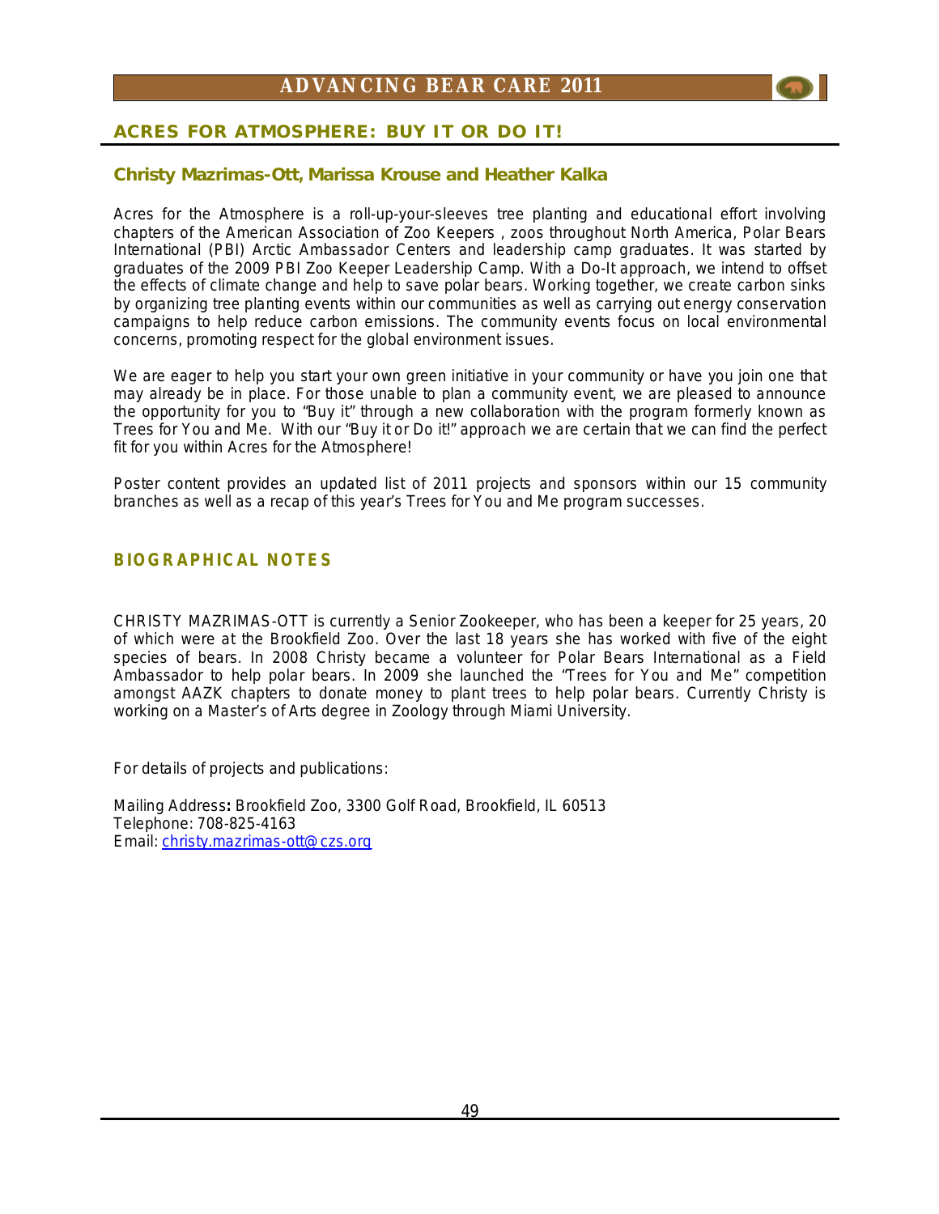## ACRES FOR ATMOSPHERE: BUY IT OR DO IT!

### Christy Mazrimas-Ott, Marissa Krouse and Heather Kalka

Acres for the Atmosphere is a roll-up-your-sleeves tree planting and educational effort involving chapters of the American Association of Zoo Keepers , zoos throughout North America, Polar Bears International (PBI) Arctic Ambassador Centers and leadership camp graduates. It was started by graduates of the 2009 PBI Zoo Keeper Leadership Camp. With a Do-It approach, we intend to offset the effects of climate change and help to save polar bears. Working together, we create carbon sinks by organizing tree planting events within our communities as well as carrying out energy conservation campaigns to help reduce carbon emissions. The community events focus on local environmental concerns, promoting respect for the global environment issues.

We are eager to help you start your own green initiative in your community or have you join one that may already be in place. For those unable to plan a community event, we are pleased to announce the opportunity for you to "Buy it" through a new collaboration with the program formerly known as Trees for You and Me. With our "Buy it or Do it!" approach we are certain that we can find the perfect fit for you within Acres for the Atmosphere!

Poster content provides an updated list of 2011 projects and sponsors within our 15 community branches as well as a recap of this year's Trees for You and Me program successes.

### BIOGRAPHICAL NOTES

CHRISTY MAZRIMAS-OTT is currently a Senior Zookeeper, who has been a keeper for 25 years, 20 of which were at the Brookfield Zoo. Over the last 18 years she has worked with five of the eight species of bears. In 2008 Christy became a volunteer for Polar Bears International as a Field Ambassador to help polar bears. In 2009 she launched the "Trees for You and Me" competition amongst AAZK chapters to donate money to plant trees to help polar bears. Currently Christy is working on a Master's of Arts degree in Zoology through Miami University.

For details of projects and publications:

Mailing Address**:** Brookfield Zoo, 3300 Golf Road, Brookfield, IL 60513
Telephone: 708-825-4163
Email: christy.mazrimas-ott@czs.org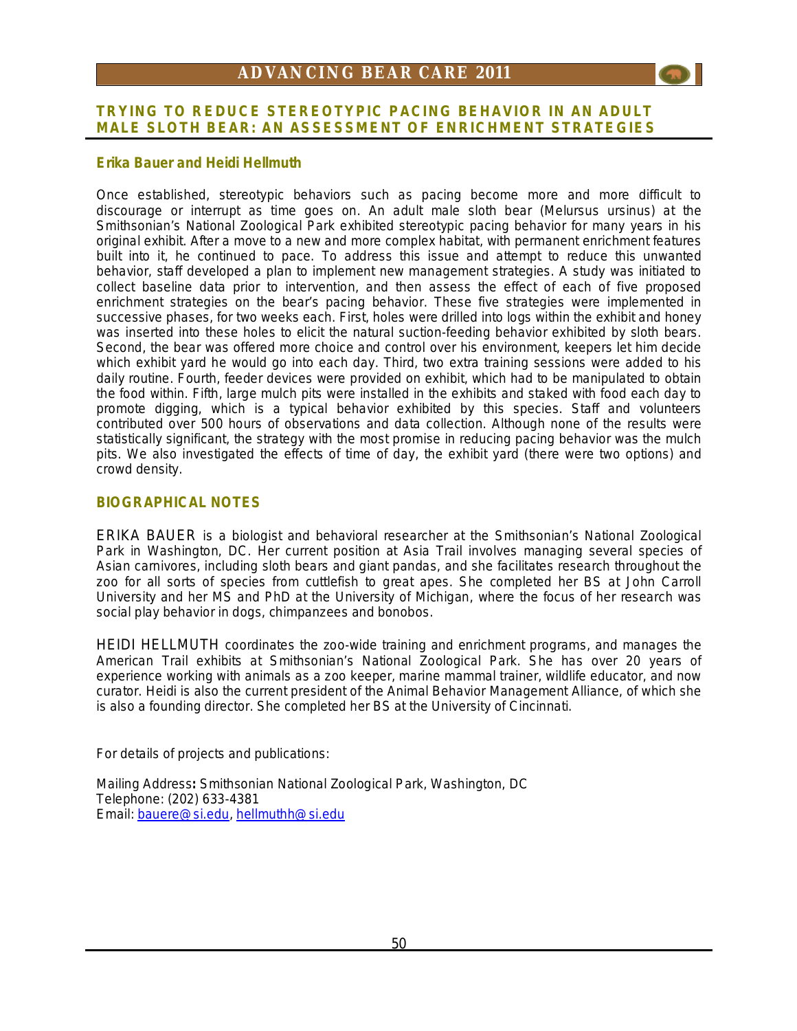## TRYING TO REDUCE STEREOTYPIC PACING BEHAVIOR IN AN ADULT MALE SLOTH BEAR: AN ASSESSMENT OF ENRICHMENT STRATEGIES

**Erika Bauer and Heidi Hellmuth**

Once established, stereotypic behaviors such as pacing become more and more difficult to discourage or interrupt as time goes on. An adult male sloth bear (Melursus ursinus) at the Smithsonian's National Zoological Park exhibited stereotypic pacing behavior for many years in his original exhibit. After a move to a new and more complex habitat, with permanent enrichment features built into it, he continued to pace. To address this issue and attempt to reduce this unwanted behavior, staff developed a plan to implement new management strategies. A study was initiated to collect baseline data prior to intervention, and then assess the effect of each of five proposed enrichment strategies on the bear's pacing behavior. These five strategies were implemented in successive phases, for two weeks each. First, holes were drilled into logs within the exhibit and honey was inserted into these holes to elicit the natural suction-feeding behavior exhibited by sloth bears. Second, the bear was offered more choice and control over his environment, keepers let him decide which exhibit yard he would go into each day. Third, two extra training sessions were added to his daily routine. Fourth, feeder devices were provided on exhibit, which had to be manipulated to obtain the food within. Fifth, large mulch pits were installed in the exhibits and staked with food each day to promote digging, which is a typical behavior exhibited by this species. Staff and volunteers contributed over 500 hours of observations and data collection. Although none of the results were statistically significant, the strategy with the most promise in reducing pacing behavior was the mulch pits. We also investigated the effects of time of day, the exhibit yard (there were two options) and crowd density.

### BIOGRAPHICAL NOTES

ERIKA BAUER is a biologist and behavioral researcher at the Smithsonian's National Zoological Park in Washington, DC. Her current position at Asia Trail involves managing several species of Asian carnivores, including sloth bears and giant pandas, and she facilitates research throughout the zoo for all sorts of species from cuttlefish to great apes. She completed her BS at John Carroll University and her MS and PhD at the University of Michigan, where the focus of her research was social play behavior in dogs, chimpanzees and bonobos.

HEIDI HELLMUTH coordinates the zoo-wide training and enrichment programs, and manages the American Trail exhibits at Smithsonian's National Zoological Park. She has over 20 years of experience working with animals as a zoo keeper, marine mammal trainer, wildlife educator, and now curator. Heidi is also the current president of the Animal Behavior Management Alliance, of which she is also a founding director. She completed her BS at the University of Cincinnati.

For details of projects and publications:

Mailing Address**:** Smithsonian National Zoological Park, Washington, DC
Telephone: (202) 633-4381
Email: bauere@si.edu, hellmuthh@si.edu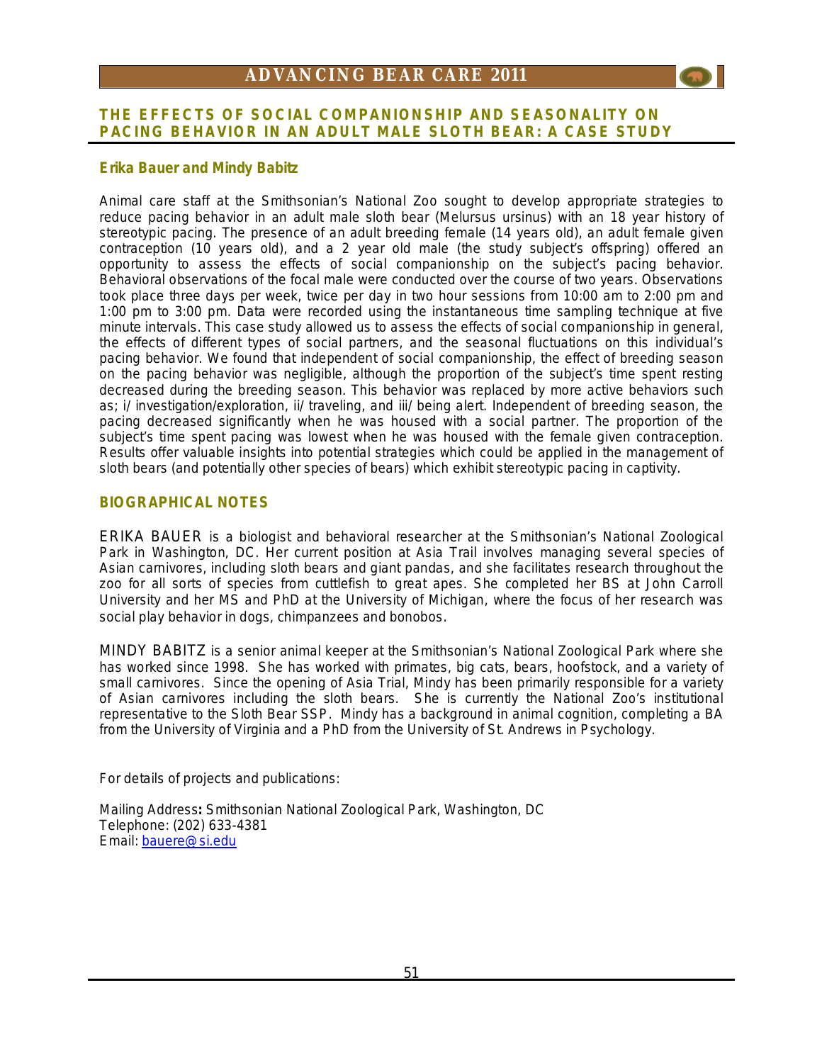## THE EFFECTS OF SOCIAL COMPANIONSHIP AND SEASONALITY ON PACING BEHAVIOR IN AN ADULT MALE SLOTH BEAR: A CASE STUDY

### Erika Bauer and Mindy Babitz

Animal care staff at the Smithsonian's National Zoo sought to develop appropriate strategies to reduce pacing behavior in an adult male sloth bear (Melursus ursinus) with an 18 year history of stereotypic pacing. The presence of an adult breeding female (14 years old), an adult female given contraception (10 years old), and a 2 year old male (the study subject's offspring) offered an opportunity to assess the effects of social companionship on the subject's pacing behavior. Behavioral observations of the focal male were conducted over the course of two years. Observations took place three days per week, twice per day in two hour sessions from 10:00 am to 2:00 pm and 1:00 pm to 3:00 pm. Data were recorded using the instantaneous time sampling technique at five minute intervals. This case study allowed us to assess the effects of social companionship in general, the effects of different types of social partners, and the seasonal fluctuations on this individual's pacing behavior. We found that independent of social companionship, the effect of breeding season on the pacing behavior was negligible, although the proportion of the subject's time spent resting decreased during the breeding season. This behavior was replaced by more active behaviors such as; i/ investigation/exploration, ii/ traveling, and iii/ being alert. Independent of breeding season, the pacing decreased significantly when he was housed with a social partner. The proportion of the subject's time spent pacing was lowest when he was housed with the female given contraception. Results offer valuable insights into potential strategies which could be applied in the management of sloth bears (and potentially other species of bears) which exhibit stereotypic pacing in captivity.

### BIOGRAPHICAL NOTES

ERIKA BAUER is a biologist and behavioral researcher at the Smithsonian's National Zoological Park in Washington, DC. Her current position at Asia Trail involves managing several species of Asian carnivores, including sloth bears and giant pandas, and she facilitates research throughout the zoo for all sorts of species from cuttlefish to great apes. She completed her BS at John Carroll University and her MS and PhD at the University of Michigan, where the focus of her research was social play behavior in dogs, chimpanzees and bonobos.

MINDY BABITZ is a senior animal keeper at the Smithsonian's National Zoological Park where she has worked since 1998. She has worked with primates, big cats, bears, hoofstock, and a variety of small carnivores. Since the opening of Asia Trial, Mindy has been primarily responsible for a variety of Asian carnivores including the sloth bears. She is currently the National Zoo's institutional representative to the Sloth Bear SSP. Mindy has a background in animal cognition, completing a BA from the University of Virginia and a PhD from the University of St. Andrews in Psychology.

For details of projects and publications:

Mailing Address**:** Smithsonian National Zoological Park, Washington, DC
Telephone: (202) 633-4381
Email: bauere@si.edu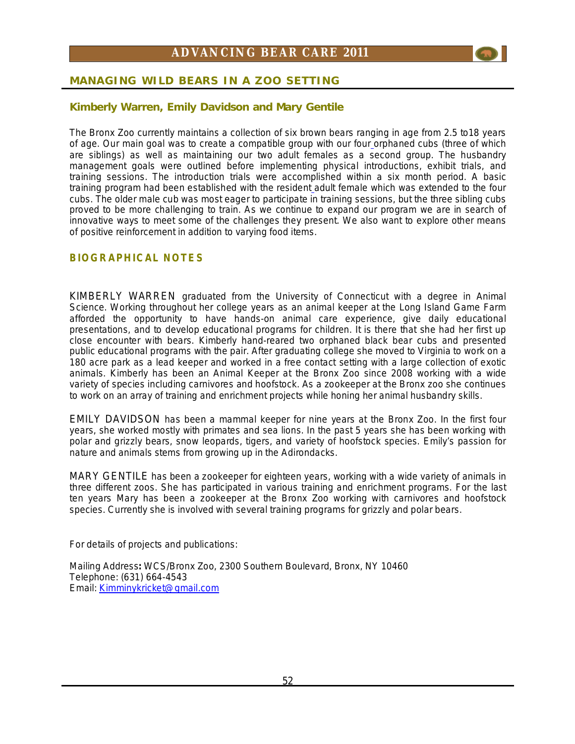## MANAGING WILD BEARS IN A ZOO SETTING

### Kimberly Warren, Emily Davidson and Mary Gentile

The Bronx Zoo currently maintains a collection of six brown bears ranging in age from 2.5 to18 years of age. Our main goal was to create a compatible group with our four orphaned cubs (three of which are siblings) as well as maintaining our two adult females as a second group. The husbandry management goals were outlined before implementing physical introductions, exhibit trials, and training sessions. The introduction trials were accomplished within a six month period. A basic training program had been established with the resident adult female which was extended to the four cubs. The older male cub was most eager to participate in training sessions, but the three sibling cubs proved to be more challenging to train. As we continue to expand our program we are in search of innovative ways to meet some of the challenges they present. We also want to explore other means of positive reinforcement in addition to varying food items.

### BIOGRAPHICAL NOTES

KIMBERLY WARREN graduated from the University of Connecticut with a degree in Animal Science. Working throughout her college years as an animal keeper at the Long Island Game Farm afforded the opportunity to have hands-on animal care experience, give daily educational presentations, and to develop educational programs for children. It is there that she had her first up close encounter with bears. Kimberly hand-reared two orphaned black bear cubs and presented public educational programs with the pair. After graduating college she moved to Virginia to work on a 180 acre park as a lead keeper and worked in a free contact setting with a large collection of exotic animals. Kimberly has been an Animal Keeper at the Bronx Zoo since 2008 working with a wide variety of species including carnivores and hoofstock. As a zookeeper at the Bronx zoo she continues to work on an array of training and enrichment projects while honing her animal husbandry skills.

EMILY DAVIDSON has been a mammal keeper for nine years at the Bronx Zoo. In the first four years, she worked mostly with primates and sea lions. In the past 5 years she has been working with polar and grizzly bears, snow leopards, tigers, and variety of hoofstock species. Emily's passion for nature and animals stems from growing up in the Adirondacks.

MARY GENTILE has been a zookeeper for eighteen years, working with a wide variety of animals in three different zoos. She has participated in various training and enrichment programs. For the last ten years Mary has been a zookeeper at the Bronx Zoo working with carnivores and hoofstock species. Currently she is involved with several training programs for grizzly and polar bears.

For details of projects and publications:

Mailing Address**:** WCS/Bronx Zoo, 2300 Southern Boulevard, Bronx, NY 10460
Telephone: (631) 664-4543
Email: Kimminykricket@gmail.com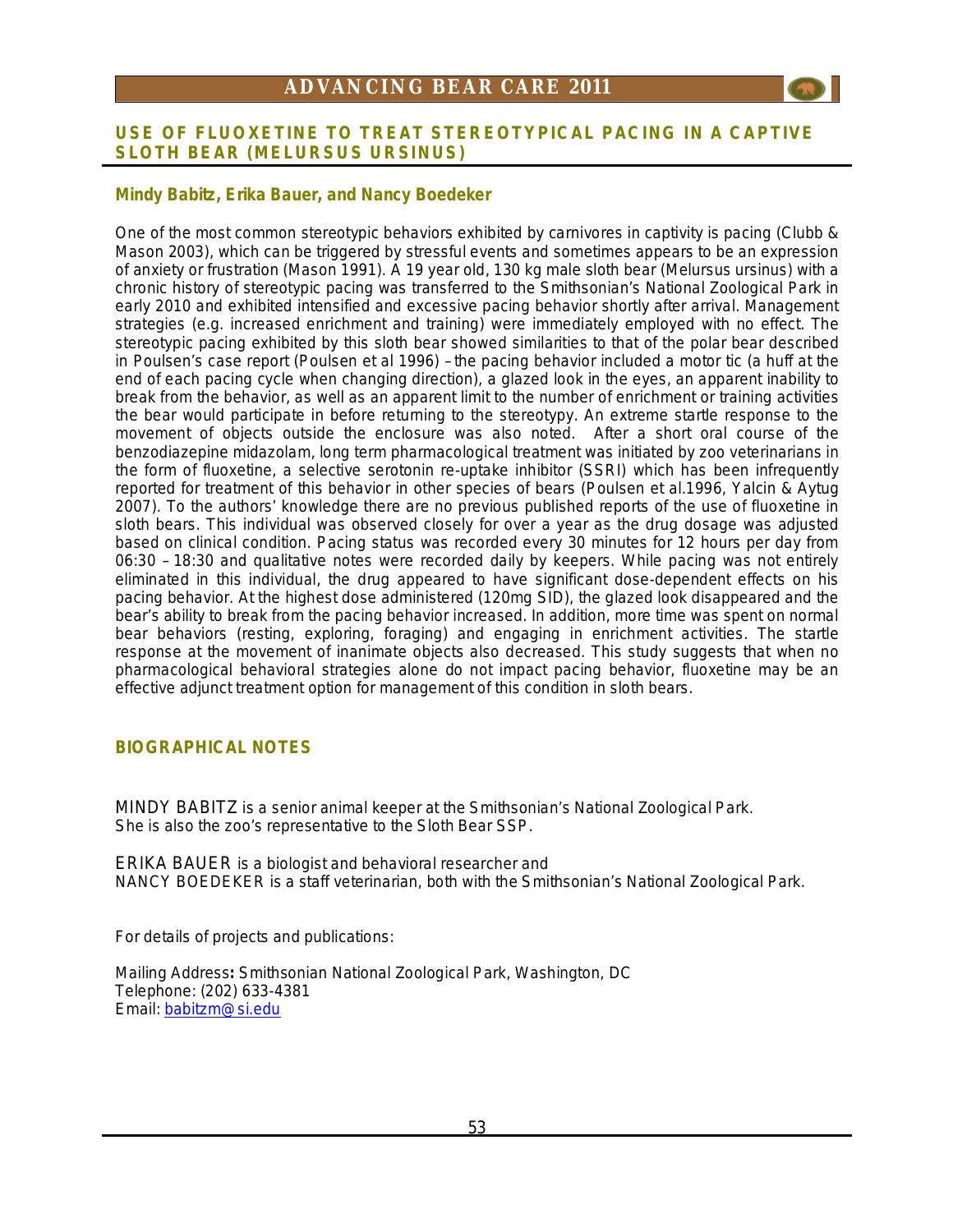## USE OF FLUOXETINE TO TREAT STEREOTYPICAL PACING IN A CAPTIVE SLOTH BEAR (MELURSUS URSINUS)

**Mindy Babitz, Erika Bauer, and Nancy Boedeker**

One of the most common stereotypic behaviors exhibited by carnivores in captivity is pacing (Clubb & Mason 2003), which can be triggered by stressful events and sometimes appears to be an expression of anxiety or frustration (Mason 1991). A 19 year old, 130 kg male sloth bear (Melursus ursinus) with a chronic history of stereotypic pacing was transferred to the Smithsonian's National Zoological Park in early 2010 and exhibited intensified and excessive pacing behavior shortly after arrival. Management strategies (e.g. increased enrichment and training) were immediately employed with no effect. The stereotypic pacing exhibited by this sloth bear showed similarities to that of the polar bear described in Poulsen's case report (Poulsen et al 1996) – the pacing behavior included a motor tic (a huff at the end of each pacing cycle when changing direction), a glazed look in the eyes, an apparent inability to break from the behavior, as well as an apparent limit to the number of enrichment or training activities the bear would participate in before returning to the stereotypy. An extreme startle response to the movement of objects outside the enclosure was also noted. After a short oral course of the benzodiazepine midazolam, long term pharmacological treatment was initiated by zoo veterinarians in the form of fluoxetine, a selective serotonin re-uptake inhibitor (SSRI) which has been infrequently reported for treatment of this behavior in other species of bears (Poulsen et al.1996, Yalcin & Aytug 2007). To the authors' knowledge there are no previous published reports of the use of fluoxetine in sloth bears. This individual was observed closely for over a year as the drug dosage was adjusted based on clinical condition. Pacing status was recorded every 30 minutes for 12 hours per day from 06:30 – 18:30 and qualitative notes were recorded daily by keepers. While pacing was not entirely eliminated in this individual, the drug appeared to have significant dose-dependent effects on his pacing behavior. At the highest dose administered (120mg SID), the glazed look disappeared and the bear's ability to break from the pacing behavior increased. In addition, more time was spent on normal bear behaviors (resting, exploring, foraging) and engaging in enrichment activities. The startle response at the movement of inanimate objects also decreased. This study suggests that when no pharmacological behavioral strategies alone do not impact pacing behavior, fluoxetine may be an effective adjunct treatment option for management of this condition in sloth bears.

### BIOGRAPHICAL NOTES

MINDY BABITZ is a senior animal keeper at the Smithsonian's National Zoological Park. She is also the zoo's representative to the Sloth Bear SSP.

ERIKA BAUER is a biologist and behavioral researcher and NANCY BOEDEKER is a staff veterinarian, both with the Smithsonian's National Zoological Park.

For details of projects and publications:

Mailing Address**:** Smithsonian National Zoological Park, Washington, DC
Telephone: (202) 633-4381
Email: babitzm@si.edu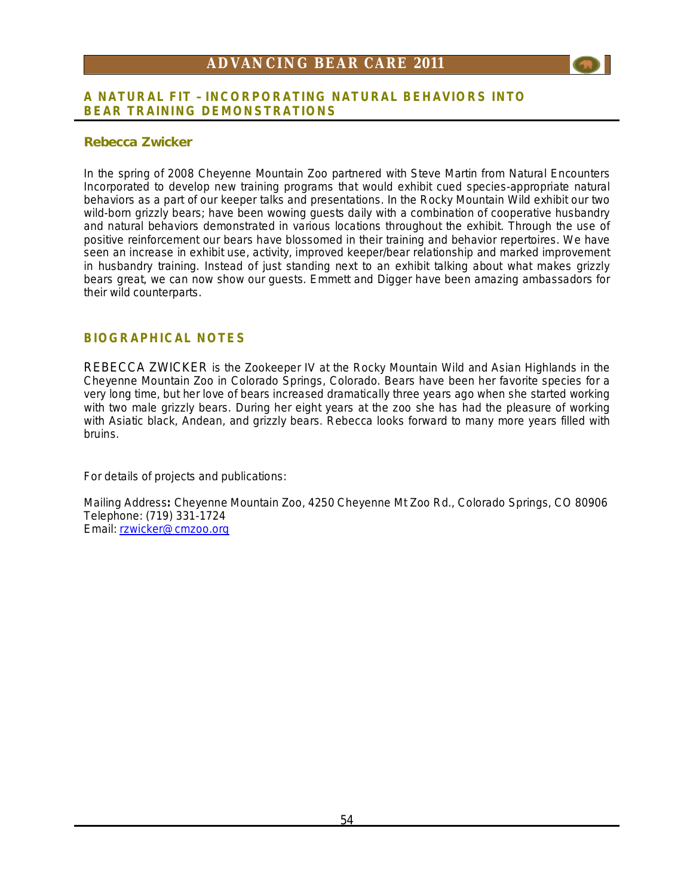## A NATURAL FIT – INCORPORATING NATURAL BEHAVIORS INTO BEAR TRAINING DEMONSTRATIONS

**Rebecca Zwicker**

In the spring of 2008 Cheyenne Mountain Zoo partnered with Steve Martin from Natural Encounters Incorporated to develop new training programs that would exhibit cued species-appropriate natural behaviors as a part of our keeper talks and presentations. In the Rocky Mountain Wild exhibit our two wild-born grizzly bears; have been wowing guests daily with a combination of cooperative husbandry and natural behaviors demonstrated in various locations throughout the exhibit. Through the use of positive reinforcement our bears have blossomed in their training and behavior repertoires. We have seen an increase in exhibit use, activity, improved keeper/bear relationship and marked improvement in husbandry training. Instead of just standing next to an exhibit talking about what makes grizzly bears great, we can now show our guests. Emmett and Digger have been amazing ambassadors for their wild counterparts.

### BIOGRAPHICAL NOTES

REBECCA ZWICKER is the Zookeeper IV at the Rocky Mountain Wild and Asian Highlands in the Cheyenne Mountain Zoo in Colorado Springs, Colorado. Bears have been her favorite species for a very long time, but her love of bears increased dramatically three years ago when she started working with two male grizzly bears. During her eight years at the zoo she has had the pleasure of working with Asiatic black, Andean, and grizzly bears. Rebecca looks forward to many more years filled with bruins.

For details of projects and publications:

Mailing Address**:** Cheyenne Mountain Zoo, 4250 Cheyenne Mt Zoo Rd., Colorado Springs, CO 80906
Telephone: (719) 331-1724
Email: rzwicker@cmzoo.org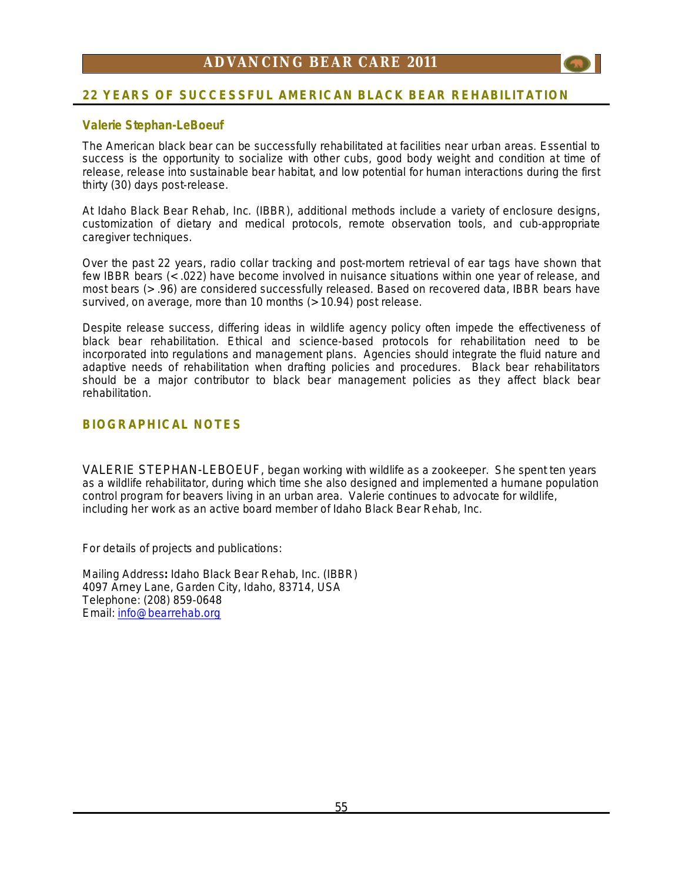## 22 YEARS OF SUCCESSFUL AMERICAN BLACK BEAR REHABILITATION

### Valerie Stephan-LeBoeuf

The American black bear can be successfully rehabilitated at facilities near urban areas. Essential to success is the opportunity to socialize with other cubs, good body weight and condition at time of release, release into sustainable bear habitat, and low potential for human interactions during the first thirty (30) days post-release.

At Idaho Black Bear Rehab, Inc. (IBBR), additional methods include a variety of enclosure designs, customization of dietary and medical protocols, remote observation tools, and cub-appropriate caregiver techniques.

Over the past 22 years, radio collar tracking and post-mortem retrieval of ear tags have shown that few IBBR bears (< .022) have become involved in nuisance situations within one year of release, and most bears (> .96) are considered successfully released. Based on recovered data, IBBR bears have survived, on average, more than 10 months (> 10.94) post release.

Despite release success, differing ideas in wildlife agency policy often impede the effectiveness of black bear rehabilitation. Ethical and science-based protocols for rehabilitation need to be incorporated into regulations and management plans. Agencies should integrate the fluid nature and adaptive needs of rehabilitation when drafting policies and procedures. Black bear rehabilitators should be a major contributor to black bear management policies as they affect black bear rehabilitation.

## BIOGRAPHICAL NOTES

VALERIE STEPHAN-LEBOEUF, began working with wildlife as a zookeeper. She spent ten years as a wildlife rehabilitator, during which time she also designed and implemented a humane population control program for beavers living in an urban area. Valerie continues to advocate for wildlife, including her work as an active board member of Idaho Black Bear Rehab, Inc.

For details of projects and publications:

Mailing Address**:** Idaho Black Bear Rehab, Inc. (IBBR)
4097 Arney Lane, Garden City, Idaho, 83714, USA
Telephone: (208) 859-0648
Email: info@bearrehab.org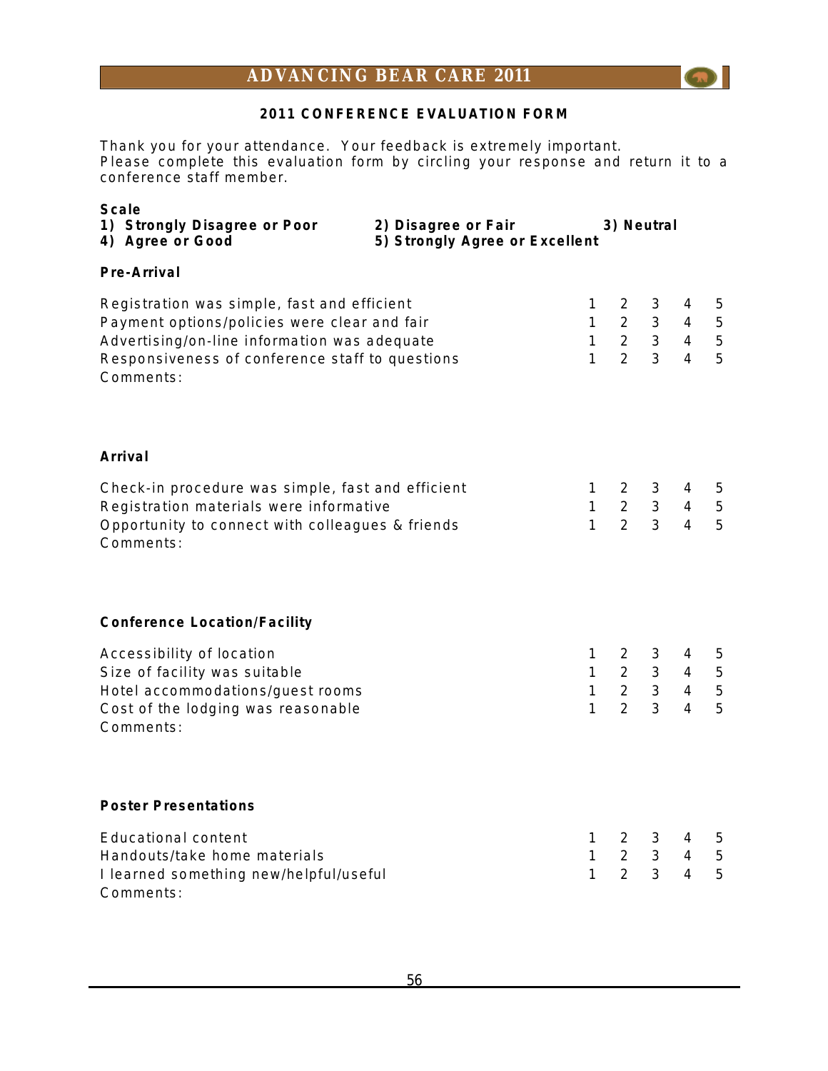## 2011 CONFERENCE EVALUATION FORM

Thank you for your attendance. Your feedback is extremely important.
Please complete this evaluation form by circling your response and return it to a conference staff member.

**Scale**
**1) Strongly Disagree or Poor** **2) Disagree or Fair** **3) Neutral**
**4) Agree or Good** **5) Strongly Agree or Excellent**

**Pre-Arrival**

| | | | | | |
|---|---|---|---|---|---|
| Registration was simple, fast and efficient | 1 | 2 | 3 | 4 | 5 |
| Payment options/policies were clear and fair | 1 | 2 | 3 | 4 | 5 |
| Advertising/on-line information was adequate | 1 | 2 | 3 | 4 | 5 |
| Responsiveness of conference staff to questions | 1 | 2 | 3 | 4 | 5 |

Comments:

**Arrival**

| | | | | | |
|---|---|---|---|---|---|
| Check-in procedure was simple, fast and efficient | 1 | 2 | 3 | 4 | 5 |
| Registration materials were informative | 1 | 2 | 3 | 4 | 5 |
| Opportunity to connect with colleagues & friends | 1 | 2 | 3 | 4 | 5 |

Comments:

**Conference Location/Facility**

| | | | | | |
|---|---|---|---|---|---|
| Accessibility of location | 1 | 2 | 3 | 4 | 5 |
| Size of facility was suitable | 1 | 2 | 3 | 4 | 5 |
| Hotel accommodations/guest rooms | 1 | 2 | 3 | 4 | 5 |
| Cost of the lodging was reasonable | 1 | 2 | 3 | 4 | 5 |

Comments:

**Poster Presentations**

| | | | | | |
|---|---|---|---|---|---|
| Educational content | 1 | 2 | 3 | 4 | 5 |
| Handouts/take home materials | 1 | 2 | 3 | 4 | 5 |
| I learned something new/helpful/useful | 1 | 2 | 3 | 4 | 5 |

Comments: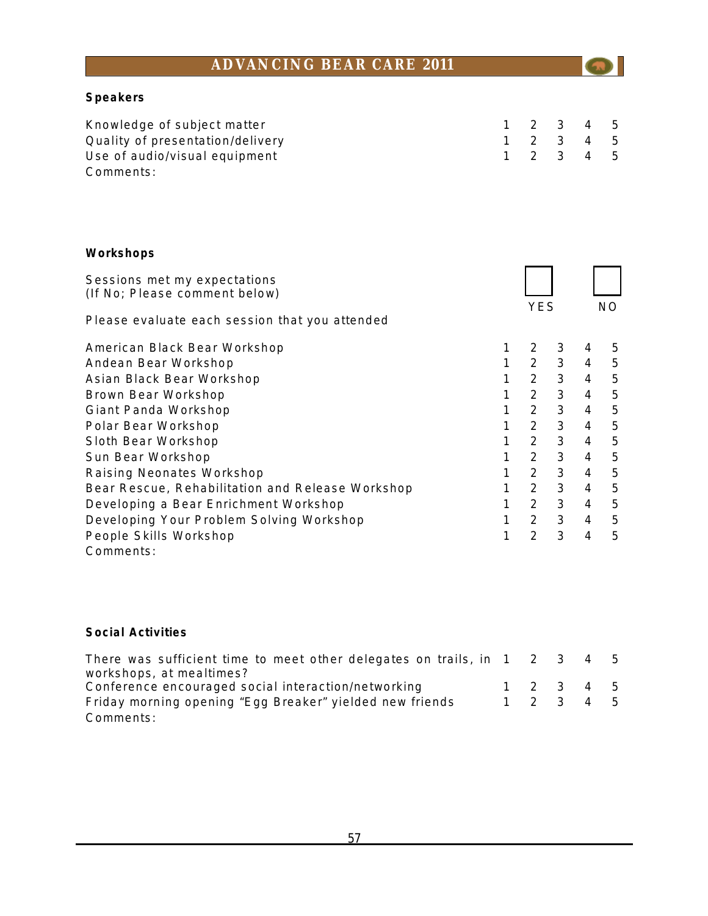**Speakers**

| | | | | | |
|---|---|---|---|---|---|
| Knowledge of subject matter | 1 | 2 | 3 | 4 | 5 |
| Quality of presentation/delivery | 1 | 2 | 3 | 4 | 5 |
| Use of audio/visual equipment | 1 | 2 | 3 | 4 | 5 |

Comments:

**Workshops**

Sessions met my expectations
(If No; Please comment below)

☐ YES ☐ NO

Please evaluate each session that you attended

| | | | | | |
|---|---|---|---|---|---|
| American Black Bear Workshop | 1 | 2 | 3 | 4 | 5 |
| Andean Bear Workshop | 1 | 2 | 3 | 4 | 5 |
| Asian Black Bear Workshop | 1 | 2 | 3 | 4 | 5 |
| Brown Bear Workshop | 1 | 2 | 3 | 4 | 5 |
| Giant Panda Workshop | 1 | 2 | 3 | 4 | 5 |
| Polar Bear Workshop | 1 | 2 | 3 | 4 | 5 |
| Sloth Bear Workshop | 1 | 2 | 3 | 4 | 5 |
| Sun Bear Workshop | 1 | 2 | 3 | 4 | 5 |
| Raising Neonates Workshop | 1 | 2 | 3 | 4 | 5 |
| Bear Rescue, Rehabilitation and Release Workshop | 1 | 2 | 3 | 4 | 5 |
| Developing a Bear Enrichment Workshop | 1 | 2 | 3 | 4 | 5 |
| Developing Your Problem Solving Workshop | 1 | 2 | 3 | 4 | 5 |
| People Skills Workshop | 1 | 2 | 3 | 4 | 5 |

Comments:

**Social Activities**

| | | | | | |
|---|---|---|---|---|---|
| There was sufficient time to meet other delegates on trails, in workshops, at mealtimes? | 1 | 2 | 3 | 4 | 5 |
| Conference encouraged social interaction/networking | 1 | 2 | 3 | 4 | 5 |
| Friday morning opening "Egg Breaker" yielded new friends | 1 | 2 | 3 | 4 | 5 |

Comments: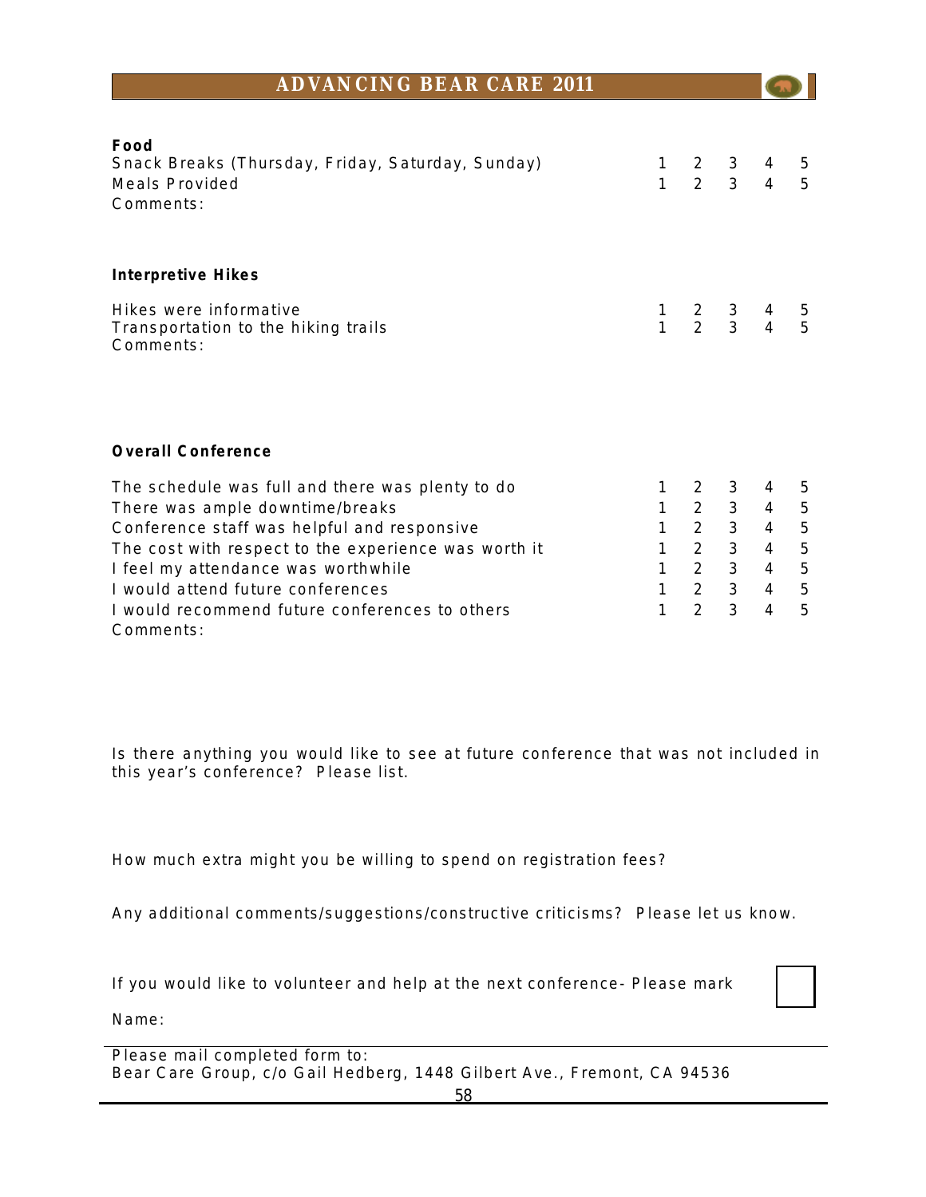**Food**

| | | | | | |
|---|---|---|---|---|---|
| Snack Breaks (Thursday, Friday, Saturday, Sunday) | 1 | 2 | 3 | 4 | 5 |
| Meals Provided | 1 | 2 | 3 | 4 | 5 |

Comments:

**Interpretive Hikes**

| | | | | | |
|---|---|---|---|---|---|
| Hikes were informative | 1 | 2 | 3 | 4 | 5 |
| Transportation to the hiking trails | 1 | 2 | 3 | 4 | 5 |

Comments:

**Overall Conference**

| | | | | | |
|---|---|---|---|---|---|
| The schedule was full and there was plenty to do | 1 | 2 | 3 | 4 | 5 |
| There was ample downtime/breaks | 1 | 2 | 3 | 4 | 5 |
| Conference staff was helpful and responsive | 1 | 2 | 3 | 4 | 5 |
| The cost with respect to the experience was worth it | 1 | 2 | 3 | 4 | 5 |
| I feel my attendance was worthwhile | 1 | 2 | 3 | 4 | 5 |
| I would attend future conferences | 1 | 2 | 3 | 4 | 5 |
| I would recommend future conferences to others | 1 | 2 | 3 | 4 | 5 |

Comments:

Is there anything you would like to see at future conference that was not included in this year's conference? Please list.

How much extra might you be willing to spend on registration fees?

Any additional comments/suggestions/constructive criticisms? Please let us know.

If you would like to volunteer and help at the next conference- Please mark ☐

Name:

Please mail completed form to:
Bear Care Group, c/o Gail Hedberg, 1448 Gilbert Ave., Fremont, CA 94536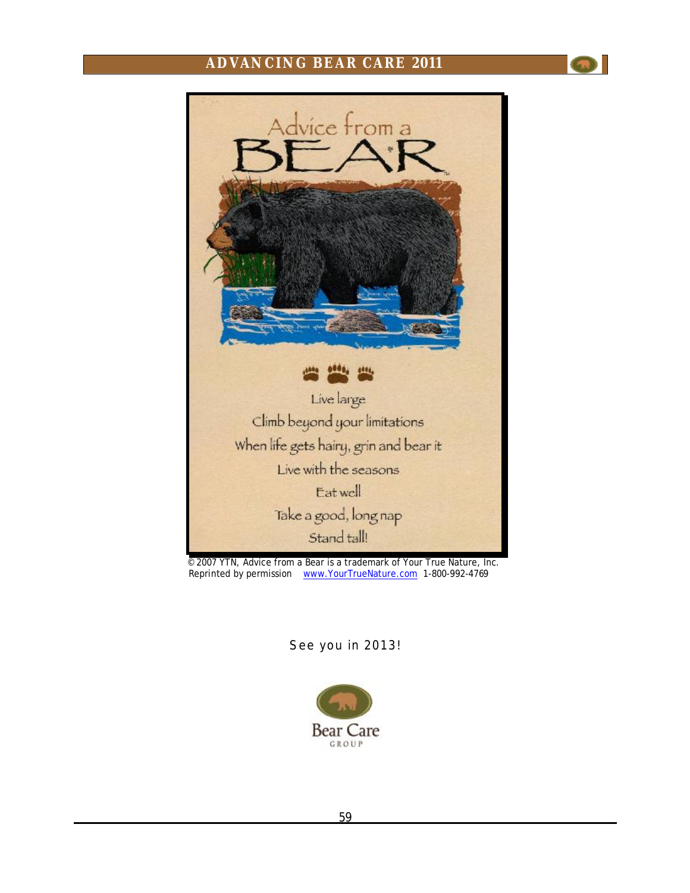Advice from a

# BEAR

Live large

Climb beyond your limitations

When life gets hairy, grin and bear it

Live with the seasons

Eat well

Take a good, long nap

Stand tall!

© 2007 YTN, Advice from a Bear is a trademark of Your True Nature, Inc.
Reprinted by permission www.YourTrueNature.com 1-800-992-4769

See you in 2013!

Bear Care
GROUP